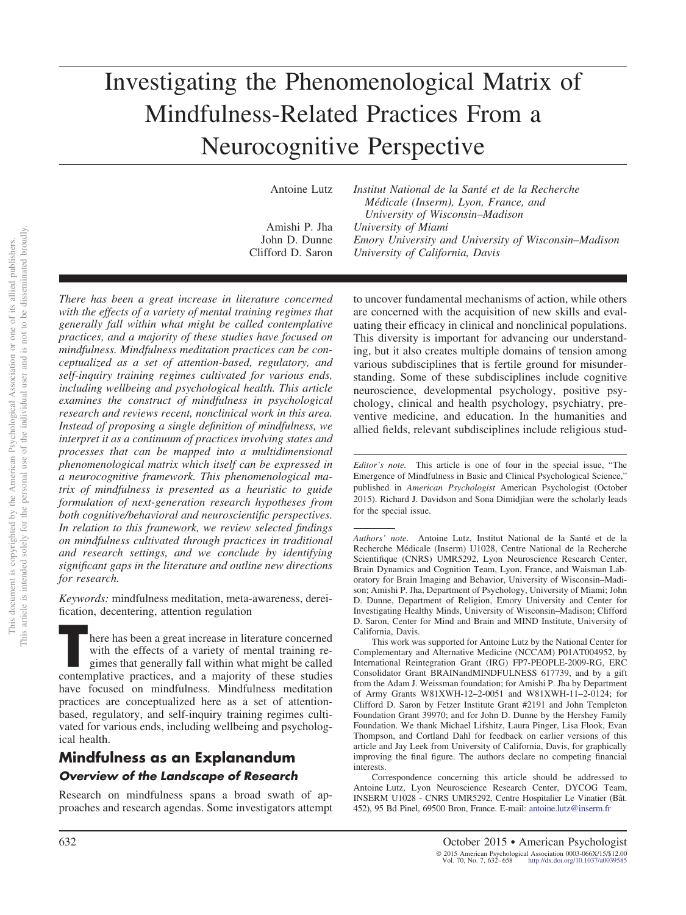# Investigating the Phenomenological Matrix of Mindfulness-Related Practices From a Neurocognitive Perspective

Antoine Lutz — *Institut National de la Santé et de la Recherche Médicale (Inserm), Lyon, France, and University of Wisconsin–Madison*

Amishi P. Jha — *University of Miami*

John D. Dunne — *Emory University and University of Wisconsin–Madison*

Clifford D. Saron — *University of California, Davis*

*There has been a great increase in literature concerned with the effects of a variety of mental training regimes that generally fall within what might be called contemplative practices, and a majority of these studies have focused on mindfulness. Mindfulness meditation practices can be conceptualized as a set of attention-based, regulatory, and self-inquiry training regimes cultivated for various ends, including wellbeing and psychological health. This article examines the construct of mindfulness in psychological research and reviews recent, nonclinical work in this area. Instead of proposing a single definition of mindfulness, we interpret it as a continuum of practices involving states and processes that can be mapped into a multidimensional phenomenological matrix which itself can be expressed in a neurocognitive framework. This phenomenological matrix of mindfulness is presented as a heuristic to guide formulation of next-generation research hypotheses from both cognitive/behavioral and neuroscientific perspectives. In relation to this framework, we review selected findings on mindfulness cultivated through practices in traditional and research settings, and we conclude by identifying significant gaps in the literature and outline new directions for research.*

*Keywords:* mindfulness meditation, meta-awareness, dereification, decentering, attention regulation

There has been a great increase in literature concerned with the effects of a variety of mental training regimes that generally fall within what might be called contemplative practices, and a majority of these studies have focused on mindfulness. Mindfulness meditation practices are conceptualized here as a set of attention-based, regulatory, and self-inquiry training regimes cultivated for various ends, including wellbeing and psychological health.

## Mindfulness as an Explanandum

### Overview of the Landscape of Research

Research on mindfulness spans a broad swath of approaches and research agendas. Some investigators attempt to uncover fundamental mechanisms of action, while others are concerned with the acquisition of new skills and evaluating their efficacy in clinical and nonclinical populations. This diversity is important for advancing our understanding, but it also creates multiple domains of tension among various subdisciplines that is fertile ground for misunderstanding. Some of these subdisciplines include cognitive neuroscience, developmental psychology, positive psychology, clinical and health psychology, psychiatry, preventive medicine, and education. In the humanities and allied fields, relevant subdisciplines include religious stud-

*Editor's note.* This article is one of four in the special issue, "The Emergence of Mindfulness in Basic and Clinical Psychological Science," published in *American Psychologist* American Psychologist (October 2015). Richard J. Davidson and Sona Dimidjian were the scholarly leads for the special issue.

*Authors' note.* Antoine Lutz, Institut National de la Santé et de la Recherche Médicale (Inserm) U1028, Centre National de la Recherche Scientifique (CNRS) UMR5292, Lyon Neuroscience Research Center, Brain Dynamics and Cognition Team, Lyon, France, and Waisman Laboratory for Brain Imaging and Behavior, University of Wisconsin–Madison; Amishi P. Jha, Department of Psychology, University of Miami; John D. Dunne, Department of Religion, Emory University and Center for Investigating Healthy Minds, University of Wisconsin–Madison; Clifford D. Saron, Center for Mind and Brain and MIND Institute, University of California, Davis.

This work was supported for Antoine Lutz by the National Center for Complementary and Alternative Medicine (NCCAM) P01AT004952, by International Reintegration Grant (IRG) FP7-PEOPLE-2009-RG, ERC Consolidator Grant BRAINandMINDFULNESS 617739, and by a gift from the Adam J. Weissman foundation; for Amishi P. Jha by Department of Army Grants W81XWH-12–2-0051 and W81XWH-11–2-0124; for Clifford D. Saron by Fetzer Institute Grant #2191 and John Templeton Foundation Grant 39970; and for John D. Dunne by the Hershey Family Foundation. We thank Michael Lifshitz, Laura Pinger, Lisa Flook, Evan Thompson, and Cortland Dahl for feedback on earlier versions of this article and Jay Leek from University of California, Davis, for graphically improving the final figure. The authors declare no competing financial interests.

Correspondence concerning this article should be addressed to Antoine Lutz, Lyon Neuroscience Research Center, DYCOG Team, INSERM U1028 - CNRS UMR5292, Centre Hospitalier Le Vinatier (Bât. 452), 95 Bd Pinel, 69500 Bron, France. E-mail: antoine.lutz@inserm.fr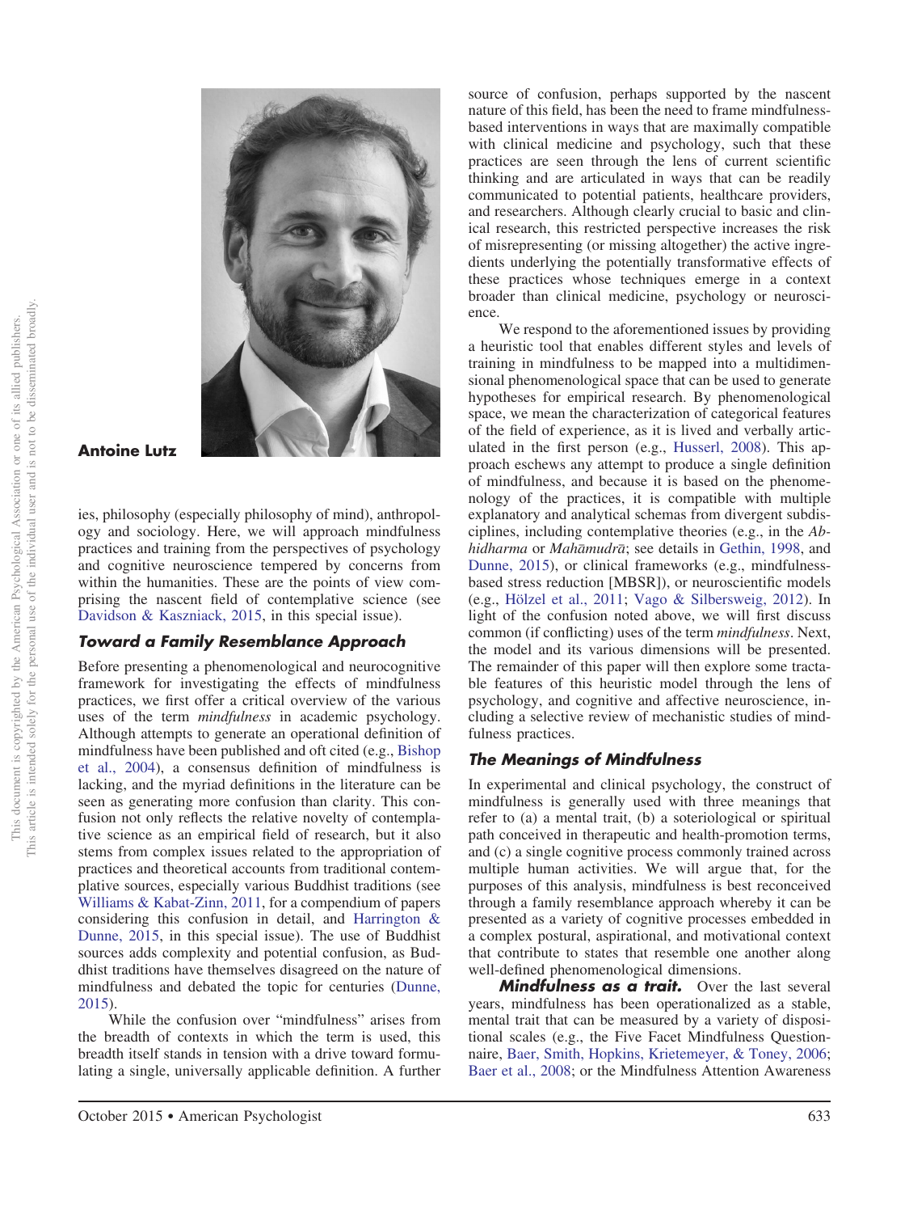**Antoine Lutz**

ies, philosophy (especially philosophy of mind), anthropology and sociology. Here, we will approach mindfulness practices and training from the perspectives of psychology and cognitive neuroscience tempered by concerns from within the humanities. These are the points of view comprising the nascent field of contemplative science (see Davidson & Kaszniack, 2015, in this special issue).

### *Toward a Family Resemblance Approach*

Before presenting a phenomenological and neurocognitive framework for investigating the effects of mindfulness practices, we first offer a critical overview of the various uses of the term *mindfulness* in academic psychology. Although attempts to generate an operational definition of mindfulness have been published and oft cited (e.g., Bishop et al., 2004), a consensus definition of mindfulness is lacking, and the myriad definitions in the literature can be seen as generating more confusion than clarity. This confusion not only reflects the relative novelty of contemplative science as an empirical field of research, but it also stems from complex issues related to the appropriation of practices and theoretical accounts from traditional contemplative sources, especially various Buddhist traditions (see Williams & Kabat-Zinn, 2011, for a compendium of papers considering this confusion in detail, and Harrington & Dunne, 2015, in this special issue). The use of Buddhist sources adds complexity and potential confusion, as Buddhist traditions have themselves disagreed on the nature of mindfulness and debated the topic for centuries (Dunne, 2015).

While the confusion over "mindfulness" arises from the breadth of contexts in which the term is used, this breadth itself stands in tension with a drive toward formulating a single, universally applicable definition. A further source of confusion, perhaps supported by the nascent nature of this field, has been the need to frame mindfulness-based interventions in ways that are maximally compatible with clinical medicine and psychology, such that these practices are seen through the lens of current scientific thinking and are articulated in ways that can be readily communicated to potential patients, healthcare providers, and researchers. Although clearly crucial to basic and clinical research, this restricted perspective increases the risk of misrepresenting (or missing altogether) the active ingredients underlying the potentially transformative effects of these practices whose techniques emerge in a context broader than clinical medicine, psychology or neuroscience.

We respond to the aforementioned issues by providing a heuristic tool that enables different styles and levels of training in mindfulness to be mapped into a multidimensional phenomenological space that can be used to generate hypotheses for empirical research. By phenomenological space, we mean the characterization of categorical features of the field of experience, as it is lived and verbally articulated in the first person (e.g., Husserl, 2008). This approach eschews any attempt to produce a single definition of mindfulness, and because it is based on the phenomenology of the practices, it is compatible with multiple explanatory and analytical schemas from divergent subdisciplines, including contemplative theories (e.g., in the *Abhidharma* or *Mahāmudrā*; see details in Gethin, 1998, and Dunne, 2015), or clinical frameworks (e.g., mindfulness-based stress reduction [MBSR]), or neuroscientific models (e.g., Hölzel et al., 2011; Vago & Silbersweig, 2012). In light of the confusion noted above, we will first discuss common (if conflicting) uses of the term *mindfulness*. Next, the model and its various dimensions will be presented. The remainder of this paper will then explore some tractable features of this heuristic model through the lens of psychology, and cognitive and affective neuroscience, including a selective review of mechanistic studies of mindfulness practices.

### *The Meanings of Mindfulness*

In experimental and clinical psychology, the construct of mindfulness is generally used with three meanings that refer to (a) a mental trait, (b) a soteriological or spiritual path conceived in therapeutic and health-promotion terms, and (c) a single cognitive process commonly trained across multiple human activities. We will argue that, for the purposes of this analysis, mindfulness is best reconceived through a family resemblance approach whereby it can be presented as a variety of cognitive processes embedded in a complex postural, aspirational, and motivational context that contribute to states that resemble one another along well-defined phenomenological dimensions.

***Mindfulness as a trait.*** Over the last several years, mindfulness has been operationalized as a stable, mental trait that can be measured by a variety of dispositional scales (e.g., the Five Facet Mindfulness Questionnaire, Baer, Smith, Hopkins, Krietemeyer, & Toney, 2006; Baer et al., 2008; or the Mindfulness Attention Awareness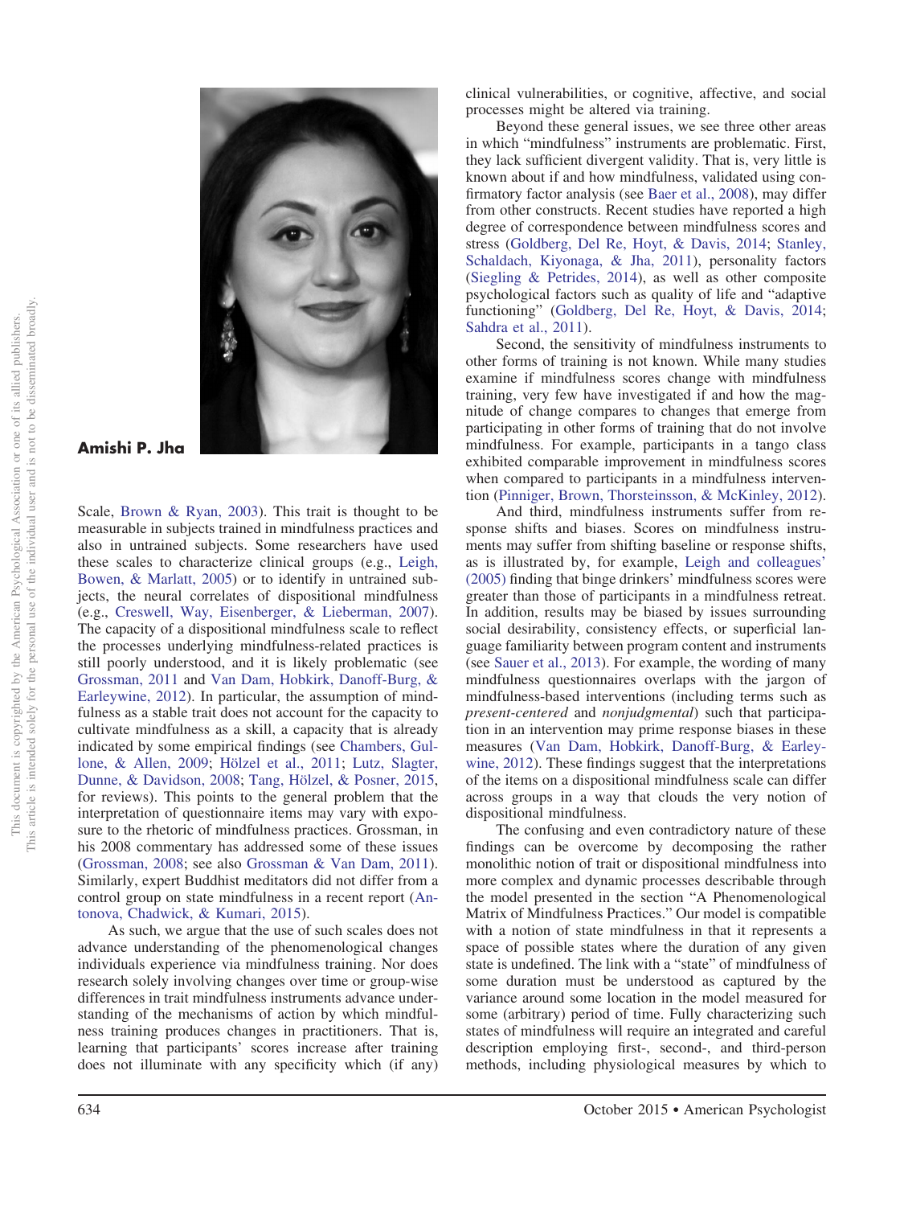**Amishi P. Jha**

Scale, Brown & Ryan, 2003). This trait is thought to be measurable in subjects trained in mindfulness practices and also in untrained subjects. Some researchers have used these scales to characterize clinical groups (e.g., Leigh, Bowen, & Marlatt, 2005) or to identify in untrained subjects, the neural correlates of dispositional mindfulness (e.g., Creswell, Way, Eisenberger, & Lieberman, 2007). The capacity of a dispositional mindfulness scale to reflect the processes underlying mindfulness-related practices is still poorly understood, and it is likely problematic (see Grossman, 2011 and Van Dam, Hobkirk, Danoff-Burg, & Earleywine, 2012). In particular, the assumption of mindfulness as a stable trait does not account for the capacity to cultivate mindfulness as a skill, a capacity that is already indicated by some empirical findings (see Chambers, Gullone, & Allen, 2009; Hölzel et al., 2011; Lutz, Slagter, Dunne, & Davidson, 2008; Tang, Hölzel, & Posner, 2015, for reviews). This points to the general problem that the interpretation of questionnaire items may vary with exposure to the rhetoric of mindfulness practices. Grossman, in his 2008 commentary has addressed some of these issues (Grossman, 2008; see also Grossman & Van Dam, 2011). Similarly, expert Buddhist meditators did not differ from a control group on state mindfulness in a recent report (Antonova, Chadwick, & Kumari, 2015).

As such, we argue that the use of such scales does not advance understanding of the phenomenological changes individuals experience via mindfulness training. Nor does research solely involving changes over time or group-wise differences in trait mindfulness instruments advance understanding of the mechanisms of action by which mindfulness training produces changes in practitioners. That is, learning that participants' scores increase after training does not illuminate with any specificity which (if any) clinical vulnerabilities, or cognitive, affective, and social processes might be altered via training.

Beyond these general issues, we see three other areas in which "mindfulness" instruments are problematic. First, they lack sufficient divergent validity. That is, very little is known about if and how mindfulness, validated using confirmatory factor analysis (see Baer et al., 2008), may differ from other constructs. Recent studies have reported a high degree of correspondence between mindfulness scores and stress (Goldberg, Del Re, Hoyt, & Davis, 2014; Stanley, Schaldach, Kiyonaga, & Jha, 2011), personality factors (Siegling & Petrides, 2014), as well as other composite psychological factors such as quality of life and "adaptive functioning" (Goldberg, Del Re, Hoyt, & Davis, 2014; Sahdra et al., 2011).

Second, the sensitivity of mindfulness instruments to other forms of training is not known. While many studies examine if mindfulness scores change with mindfulness training, very few have investigated if and how the magnitude of change compares to changes that emerge from participating in other forms of training that do not involve mindfulness. For example, participants in a tango class exhibited comparable improvement in mindfulness scores when compared to participants in a mindfulness intervention (Pinniger, Brown, Thorsteinsson, & McKinley, 2012).

And third, mindfulness instruments suffer from response shifts and biases. Scores on mindfulness instruments may suffer from shifting baseline or response shifts, as is illustrated by, for example, Leigh and colleagues' (2005) finding that binge drinkers' mindfulness scores were greater than those of participants in a mindfulness retreat. In addition, results may be biased by issues surrounding social desirability, consistency effects, or superficial language familiarity between program content and instruments (see Sauer et al., 2013). For example, the wording of many mindfulness questionnaires overlaps with the jargon of mindfulness-based interventions (including terms such as *present-centered* and *nonjudgmental*) such that participation in an intervention may prime response biases in these measures (Van Dam, Hobkirk, Danoff-Burg, & Earleywine, 2012). These findings suggest that the interpretations of the items on a dispositional mindfulness scale can differ across groups in a way that clouds the very notion of dispositional mindfulness.

The confusing and even contradictory nature of these findings can be overcome by decomposing the rather monolithic notion of trait or dispositional mindfulness into more complex and dynamic processes describable through the model presented in the section "A Phenomenological Matrix of Mindfulness Practices." Our model is compatible with a notion of state mindfulness in that it represents a space of possible states where the duration of any given state is undefined. The link with a "state" of mindfulness of some duration must be understood as captured by the variance around some location in the model measured for some (arbitrary) period of time. Fully characterizing such states of mindfulness will require an integrated and careful description employing first-, second-, and third-person methods, including physiological measures by which to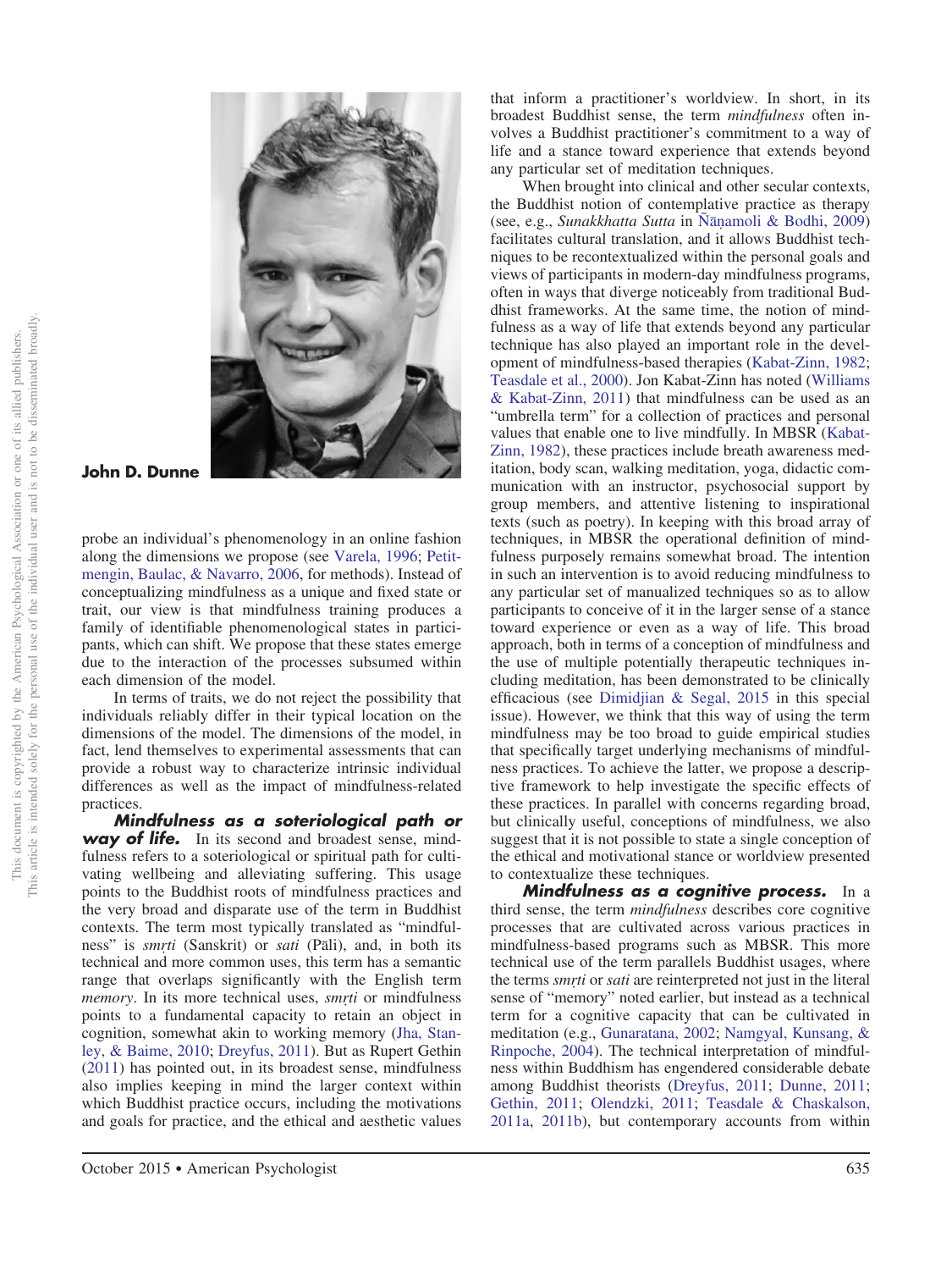John D. Dunne

probe an individual's phenomenology in an online fashion along the dimensions we propose (see Varela, 1996; Petitmengin, Baulac, & Navarro, 2006, for methods). Instead of conceptualizing mindfulness as a unique and fixed state or trait, our view is that mindfulness training produces a family of identifiable phenomenological states in participants, which can shift. We propose that these states emerge due to the interaction of the processes subsumed within each dimension of the model.

In terms of traits, we do not reject the possibility that individuals reliably differ in their typical location on the dimensions of the model. The dimensions of the model, in fact, lend themselves to experimental assessments that can provide a robust way to characterize intrinsic individual differences as well as the impact of mindfulness-related practices.

***Mindfulness as a soteriological path or way of life.*** In its second and broadest sense, mindfulness refers to a soteriological or spiritual path for cultivating wellbeing and alleviating suffering. This usage points to the Buddhist roots of mindfulness practices and the very broad and disparate use of the term in Buddhist contexts. The term most typically translated as "mindfulness" is *smṛti* (Sanskrit) or *sati* (Pāli), and, in both its technical and more common uses, this term has a semantic range that overlaps significantly with the English term *memory*. In its more technical uses, *smṛti* or mindfulness points to a fundamental capacity to retain an object in cognition, somewhat akin to working memory (Jha, Stanley, & Baime, 2010; Dreyfus, 2011). But as Rupert Gethin (2011) has pointed out, in its broadest sense, mindfulness also implies keeping in mind the larger context within which Buddhist practice occurs, including the motivations and goals for practice, and the ethical and aesthetic values that inform a practitioner's worldview. In short, in its broadest Buddhist sense, the term *mindfulness* often involves a Buddhist practitioner's commitment to a way of life and a stance toward experience that extends beyond any particular set of meditation techniques.

When brought into clinical and other secular contexts, the Buddhist notion of contemplative practice as therapy (see, e.g., *Sunakkhatta Sutta* in Ñāṇamoli & Bodhi, 2009) facilitates cultural translation, and it allows Buddhist techniques to be recontextualized within the personal goals and views of participants in modern-day mindfulness programs, often in ways that diverge noticeably from traditional Buddhist frameworks. At the same time, the notion of mindfulness as a way of life that extends beyond any particular technique has also played an important role in the development of mindfulness-based therapies (Kabat-Zinn, 1982; Teasdale et al., 2000). Jon Kabat-Zinn has noted (Williams & Kabat-Zinn, 2011) that mindfulness can be used as an "umbrella term" for a collection of practices and personal values that enable one to live mindfully. In MBSR (Kabat-Zinn, 1982), these practices include breath awareness meditation, body scan, walking meditation, yoga, didactic communication with an instructor, psychosocial support by group members, and attentive listening to inspirational texts (such as poetry). In keeping with this broad array of techniques, in MBSR the operational definition of mindfulness purposely remains somewhat broad. The intention in such an intervention is to avoid reducing mindfulness to any particular set of manualized techniques so as to allow participants to conceive of it in the larger sense of a stance toward experience or even as a way of life. This broad approach, both in terms of a conception of mindfulness and the use of multiple potentially therapeutic techniques including meditation, has been demonstrated to be clinically efficacious (see Dimidjian & Segal, 2015 in this special issue). However, we think that this way of using the term mindfulness may be too broad to guide empirical studies that specifically target underlying mechanisms of mindfulness practices. To achieve the latter, we propose a descriptive framework to help investigate the specific effects of these practices. In parallel with concerns regarding broad, but clinically useful, conceptions of mindfulness, we also suggest that it is not possible to state a single conception of the ethical and motivational stance or worldview presented to contextualize these techniques.

***Mindfulness as a cognitive process.*** In a third sense, the term *mindfulness* describes core cognitive processes that are cultivated across various practices in mindfulness-based programs such as MBSR. This more technical use of the term parallels Buddhist usages, where the terms *smṛti* or *sati* are reinterpreted not just in the literal sense of "memory" noted earlier, but instead as a technical term for a cognitive capacity that can be cultivated in meditation (e.g., Gunaratana, 2002; Namgyal, Kunsang, & Rinpoche, 2004). The technical interpretation of mindfulness within Buddhism has engendered considerable debate among Buddhist theorists (Dreyfus, 2011; Dunne, 2011; Gethin, 2011; Olendzki, 2011; Teasdale & Chaskalson, 2011a, 2011b), but contemporary accounts from within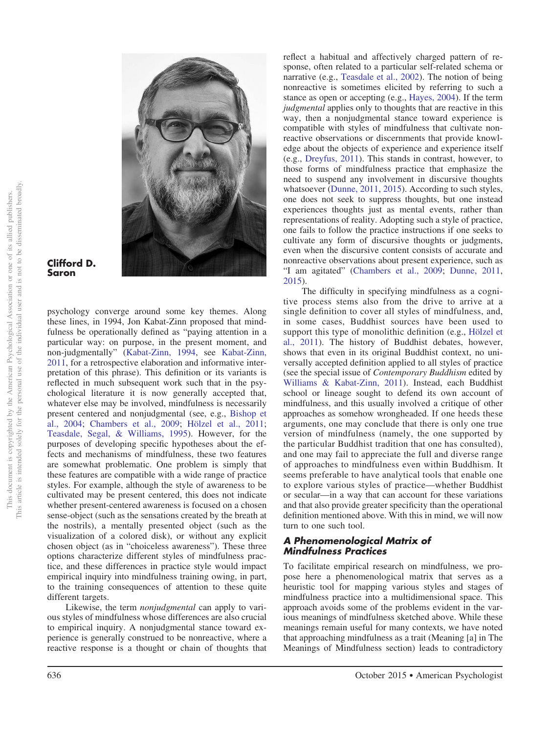**Clifford D. Saron**

psychology converge around some key themes. Along these lines, in 1994, Jon Kabat-Zinn proposed that mindfulness be operationally defined as "paying attention in a particular way: on purpose, in the present moment, and non-judgmentally" (Kabat-Zinn, 1994, see Kabat-Zinn, 2011, for a retrospective elaboration and informative interpretation of this phrase). This definition or its variants is reflected in much subsequent work such that in the psychological literature it is now generally accepted that, whatever else may be involved, mindfulness is necessarily present centered and nonjudgmental (see, e.g., Bishop et al., 2004; Chambers et al., 2009; Hölzel et al., 2011; Teasdale, Segal, & Williams, 1995). However, for the purposes of developing specific hypotheses about the effects and mechanisms of mindfulness, these two features are somewhat problematic. One problem is simply that these features are compatible with a wide range of practice styles. For example, although the style of awareness to be cultivated may be present centered, this does not indicate whether present-centered awareness is focused on a chosen sense-object (such as the sensations created by the breath at the nostrils), a mentally presented object (such as the visualization of a colored disk), or without any explicit chosen object (as in "choiceless awareness"). These three options characterize different styles of mindfulness practice, and these differences in practice style would impact empirical inquiry into mindfulness training owing, in part, to the training consequences of attention to these quite different targets.

Likewise, the term *nonjudgmental* can apply to various styles of mindfulness whose differences are also crucial to empirical inquiry. A nonjudgmental stance toward experience is generally construed to be nonreactive, where a reactive response is a thought or chain of thoughts that reflect a habitual and affectively charged pattern of response, often related to a particular self-related schema or narrative (e.g., Teasdale et al., 2002). The notion of being nonreactive is sometimes elicited by referring to such a stance as open or accepting (e.g., Hayes, 2004). If the term *judgmental* applies only to thoughts that are reactive in this way, then a nonjudgmental stance toward experience is compatible with styles of mindfulness that cultivate nonreactive observations or discernments that provide knowledge about the objects of experience and experience itself (e.g., Dreyfus, 2011). This stands in contrast, however, to those forms of mindfulness practice that emphasize the need to suspend any involvement in discursive thoughts whatsoever (Dunne, 2011, 2015). According to such styles, one does not seek to suppress thoughts, but one instead experiences thoughts just as mental events, rather than representations of reality. Adopting such a style of practice, one fails to follow the practice instructions if one seeks to cultivate any form of discursive thoughts or judgments, even when the discursive content consists of accurate and nonreactive observations about present experience, such as "I am agitated" (Chambers et al., 2009; Dunne, 2011, 2015).

The difficulty in specifying mindfulness as a cognitive process stems also from the drive to arrive at a single definition to cover all styles of mindfulness, and, in some cases, Buddhist sources have been used to support this type of monolithic definition (e.g., Hölzel et al., 2011). The history of Buddhist debates, however, shows that even in its original Buddhist context, no universally accepted definition applied to all styles of practice (see the special issue of *Contemporary Buddhism* edited by Williams & Kabat-Zinn, 2011). Instead, each Buddhist school or lineage sought to defend its own account of mindfulness, and this usually involved a critique of other approaches as somehow wrongheaded. If one heeds these arguments, one may conclude that there is only one true version of mindfulness (namely, the one supported by the particular Buddhist tradition that one has consulted), and one may fail to appreciate the full and diverse range of approaches to mindfulness even within Buddhism. It seems preferable to have analytical tools that enable one to explore various styles of practice—whether Buddhist or secular—in a way that can account for these variations and that also provide greater specificity than the operational definition mentioned above. With this in mind, we will now turn to one such tool.

## A Phenomenological Matrix of Mindfulness Practices

To facilitate empirical research on mindfulness, we propose here a phenomenological matrix that serves as a heuristic tool for mapping various styles and stages of mindfulness practice into a multidimensional space. This approach avoids some of the problems evident in the various meanings of mindfulness sketched above. While these meanings remain useful for many contexts, we have noted that approaching mindfulness as a trait (Meaning [a] in The Meanings of Mindfulness section) leads to contradictory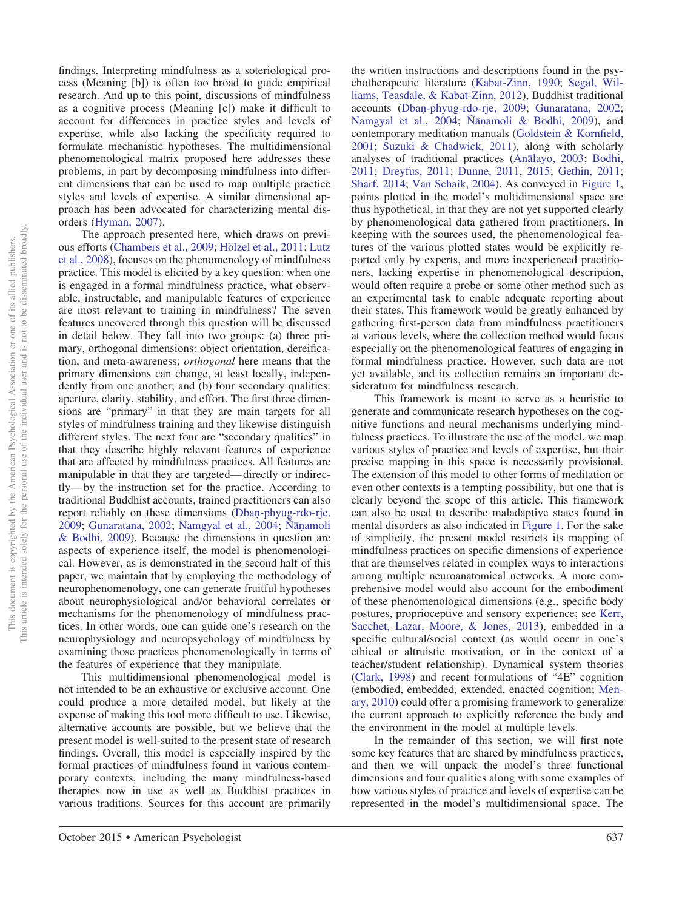findings. Interpreting mindfulness as a soteriological process (Meaning [b]) is often too broad to guide empirical research. And up to this point, discussions of mindfulness as a cognitive process (Meaning [c]) make it difficult to account for differences in practice styles and levels of expertise, while also lacking the specificity required to formulate mechanistic hypotheses. The multidimensional phenomenological matrix proposed here addresses these problems, in part by decomposing mindfulness into different dimensions that can be used to map multiple practice styles and levels of expertise. A similar dimensional approach has been advocated for characterizing mental disorders (Hyman, 2007).

The approach presented here, which draws on previous efforts (Chambers et al., 2009; Hölzel et al., 2011; Lutz et al., 2008), focuses on the phenomenology of mindfulness practice. This model is elicited by a key question: when one is engaged in a formal mindfulness practice, what observable, instructable, and manipulable features of experience are most relevant to training in mindfulness? The seven features uncovered through this question will be discussed in detail below. They fall into two groups: (a) three primary, orthogonal dimensions: object orientation, dereification, and meta-awareness; *orthogonal* here means that the primary dimensions can change, at least locally, independently from one another; and (b) four secondary qualities: aperture, clarity, stability, and effort. The first three dimensions are "primary" in that they are main targets for all styles of mindfulness training and they likewise distinguish different styles. The next four are "secondary qualities" in that they describe highly relevant features of experience that are affected by mindfulness practices. All features are manipulable in that they are targeted—directly or indirectly—by the instruction set for the practice. According to traditional Buddhist accounts, trained practitioners can also report reliably on these dimensions (Dbaṇ-phyug-rdo-rje, 2009; Gunaratana, 2002; Namgyal et al., 2004; Ñāṇamoli & Bodhi, 2009). Because the dimensions in question are aspects of experience itself, the model is phenomenological. However, as is demonstrated in the second half of this paper, we maintain that by employing the methodology of neurophenomenology, one can generate fruitful hypotheses about neurophysiological and/or behavioral correlates or mechanisms for the phenomenology of mindfulness practices. In other words, one can guide one's research on the neurophysiology and neuropsychology of mindfulness by examining those practices phenomenologically in terms of the features of experience that they manipulate.

This multidimensional phenomenological model is not intended to be an exhaustive or exclusive account. One could produce a more detailed model, but likely at the expense of making this tool more difficult to use. Likewise, alternative accounts are possible, but we believe that the present model is well-suited to the present state of research findings. Overall, this model is especially inspired by the formal practices of mindfulness found in various contemporary contexts, including the many mindfulness-based therapies now in use as well as Buddhist practices in various traditions. Sources for this account are primarily the written instructions and descriptions found in the psychotherapeutic literature (Kabat-Zinn, 1990; Segal, Williams, Teasdale, & Kabat-Zinn, 2012), Buddhist traditional accounts (Dbaṇ-phyug-rdo-rje, 2009; Gunaratana, 2002; Namgyal et al., 2004; Ñāṇamoli & Bodhi, 2009), and contemporary meditation manuals (Goldstein & Kornfield, 2001; Suzuki & Chadwick, 2011), along with scholarly analyses of traditional practices (Anālayo, 2003; Bodhi, 2011; Dreyfus, 2011; Dunne, 2011, 2015; Gethin, 2011; Sharf, 2014; Van Schaik, 2004). As conveyed in Figure 1, points plotted in the model's multidimensional space are thus hypothetical, in that they are not yet supported clearly by phenomenological data gathered from practitioners. In keeping with the sources used, the phenomenological features of the various plotted states would be explicitly reported only by experts, and more inexperienced practitioners, lacking expertise in phenomenological description, would often require a probe or some other method such as an experimental task to enable adequate reporting about their states. This framework would be greatly enhanced by gathering first-person data from mindfulness practitioners at various levels, where the collection method would focus especially on the phenomenological features of engaging in formal mindfulness practice. However, such data are not yet available, and its collection remains an important desideratum for mindfulness research.

This framework is meant to serve as a heuristic to generate and communicate research hypotheses on the cognitive functions and neural mechanisms underlying mindfulness practices. To illustrate the use of the model, we map various styles of practice and levels of expertise, but their precise mapping in this space is necessarily provisional. The extension of this model to other forms of meditation or even other contexts is a tempting possibility, but one that is clearly beyond the scope of this article. This framework can also be used to describe maladaptive states found in mental disorders as also indicated in Figure 1. For the sake of simplicity, the present model restricts its mapping of mindfulness practices on specific dimensions of experience that are themselves related in complex ways to interactions among multiple neuroanatomical networks. A more comprehensive model would also account for the embodiment of these phenomenological dimensions (e.g., specific body postures, proprioceptive and sensory experience; see Kerr, Sacchet, Lazar, Moore, & Jones, 2013), embedded in a specific cultural/social context (as would occur in one's ethical or altruistic motivation, or in the context of a teacher/student relationship). Dynamical system theories (Clark, 1998) and recent formulations of "4E" cognition (embodied, embedded, extended, enacted cognition; Menary, 2010) could offer a promising framework to generalize the current approach to explicitly reference the body and the environment in the model at multiple levels.

In the remainder of this section, we will first note some key features that are shared by mindfulness practices, and then we will unpack the model's three functional dimensions and four qualities along with some examples of how various styles of practice and levels of expertise can be represented in the model's multidimensional space. The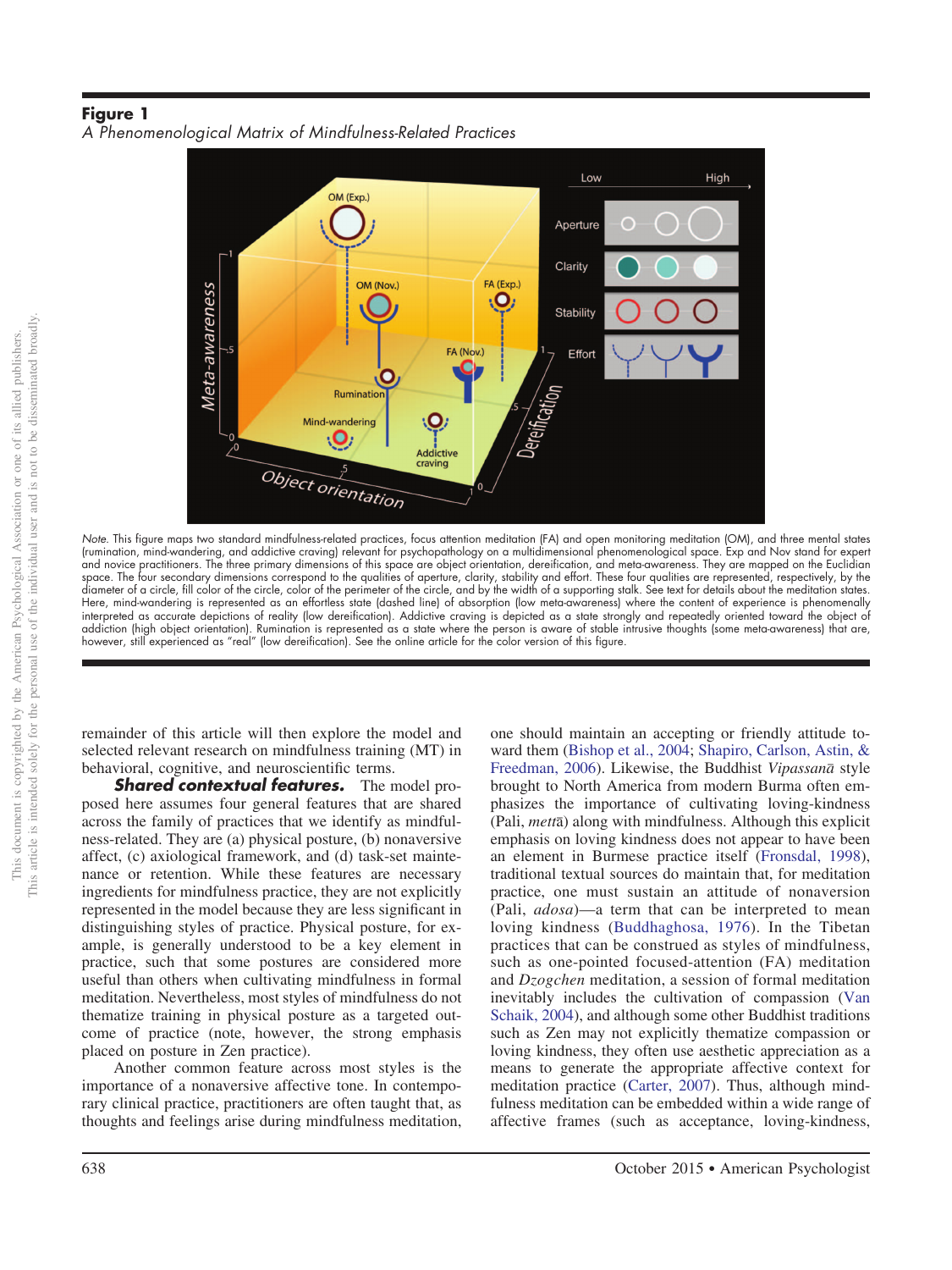**Figure 1**

*A Phenomenological Matrix of Mindfulness-Related Practices*

*Note.* This figure maps two standard mindfulness-related practices, focus attention meditation (FA) and open monitoring meditation (OM), and three mental states (rumination, mind-wandering, and addictive craving) relevant for psychopathology on a multidimensional phenomenological space. Exp and Nov stand for expert and novice practitioners. The three primary dimensions of this space are object orientation, dereification, and meta-awareness. They are mapped on the Euclidian space. The four secondary dimensions correspond to the qualities of aperture, clarity, stability and effort. These four qualities are represented, respectively, by the diameter of a circle, fill color of the circle, color of the perimeter of the circle, and by the width of a supporting stalk. See text for details about the meditation states. Here, mind-wandering is represented as an effortless state (dashed line) of absorption (low meta-awareness) where the content of experience is phenomenally interpreted as accurate depictions of reality (low dereification). Addictive craving is depicted as a state strongly and repeatedly oriented toward the object of addiction (high object orientation). Rumination is represented as a state where the person is aware of stable intrusive thoughts (some meta-awareness) that are, however, still experienced as "real" (low dereification). See the online article for the color version of this figure.

remainder of this article will then explore the model and selected relevant research on mindfulness training (MT) in behavioral, cognitive, and neuroscientific terms.

***Shared contextual features.*** The model proposed here assumes four general features that are shared across the family of practices that we identify as mindfulness-related. They are (a) physical posture, (b) nonaversive affect, (c) axiological framework, and (d) task-set maintenance or retention. While these features are necessary ingredients for mindfulness practice, they are not explicitly represented in the model because they are less significant in distinguishing styles of practice. Physical posture, for example, is generally understood to be a key element in practice, such that some postures are considered more useful than others when cultivating mindfulness in formal meditation. Nevertheless, most styles of mindfulness do not thematize training in physical posture as a targeted outcome of practice (note, however, the strong emphasis placed on posture in Zen practice).

Another common feature across most styles is the importance of a nonaversive affective tone. In contemporary clinical practice, practitioners are often taught that, as thoughts and feelings arise during mindfulness meditation, one should maintain an accepting or friendly attitude toward them (Bishop et al., 2004; Shapiro, Carlson, Astin, & Freedman, 2006). Likewise, the Buddhist *Vipassanā* style brought to North America from modern Burma often emphasizes the importance of cultivating loving-kindness (Pali, *mettā*) along with mindfulness. Although this explicit emphasis on loving kindness does not appear to have been an element in Burmese practice itself (Fronsdal, 1998), traditional textual sources do maintain that, for meditation practice, one must sustain an attitude of nonaversion (Pali, *adosa*)—a term that can be interpreted to mean loving kindness (Buddhaghosa, 1976). In the Tibetan practices that can be construed as styles of mindfulness, such as one-pointed focused-attention (FA) meditation and *Dzogchen* meditation, a session of formal meditation inevitably includes the cultivation of compassion (Van Schaik, 2004), and although some other Buddhist traditions such as Zen may not explicitly thematize compassion or loving kindness, they often use aesthetic appreciation as a means to generate the appropriate affective context for meditation practice (Carter, 2007). Thus, although mindfulness meditation can be embedded within a wide range of affective frames (such as acceptance, loving-kindness,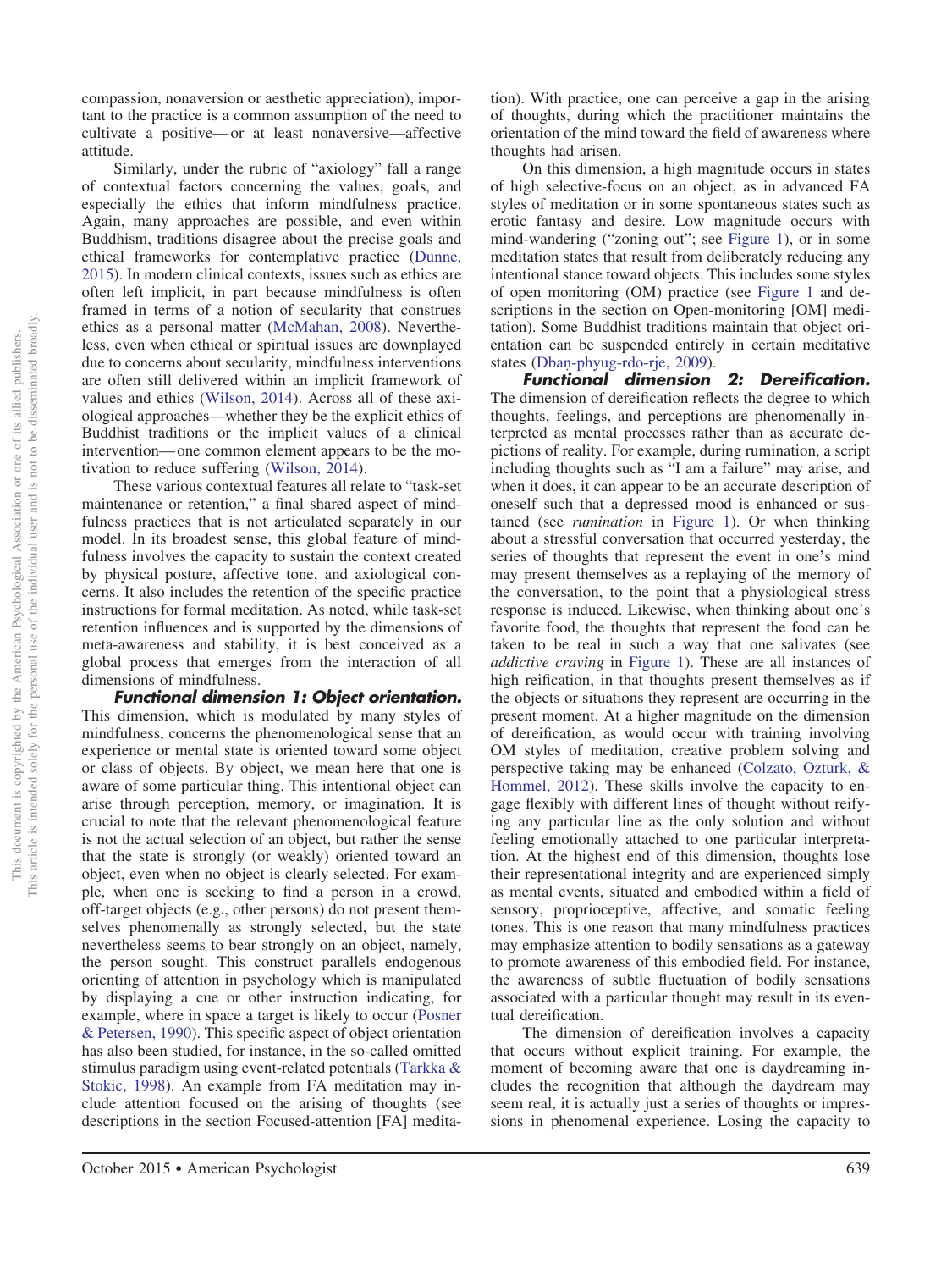compassion, nonaversion or aesthetic appreciation), important to the practice is a common assumption of the need to cultivate a positive—or at least nonaversive—affective attitude.

Similarly, under the rubric of "axiology" fall a range of contextual factors concerning the values, goals, and especially the ethics that inform mindfulness practice. Again, many approaches are possible, and even within Buddhism, traditions disagree about the precise goals and ethical frameworks for contemplative practice (Dunne, 2015). In modern clinical contexts, issues such as ethics are often left implicit, in part because mindfulness is often framed in terms of a notion of secularity that construes ethics as a personal matter (McMahan, 2008). Nevertheless, even when ethical or spiritual issues are downplayed due to concerns about secularity, mindfulness interventions are often still delivered within an implicit framework of values and ethics (Wilson, 2014). Across all of these axiological approaches—whether they be the explicit ethics of Buddhist traditions or the implicit values of a clinical intervention—one common element appears to be the motivation to reduce suffering (Wilson, 2014).

These various contextual features all relate to "task-set maintenance or retention," a final shared aspect of mindfulness practices that is not articulated separately in our model. In its broadest sense, this global feature of mindfulness involves the capacity to sustain the context created by physical posture, affective tone, and axiological concerns. It also includes the retention of the specific practice instructions for formal meditation. As noted, while task-set retention influences and is supported by the dimensions of meta-awareness and stability, it is best conceived as a global process that emerges from the interaction of all dimensions of mindfulness.

**Functional dimension 1: Object orientation.** This dimension, which is modulated by many styles of mindfulness, concerns the phenomenological sense that an experience or mental state is oriented toward some object or class of objects. By object, we mean here that one is aware of some particular thing. This intentional object can arise through perception, memory, or imagination. It is crucial to note that the relevant phenomenological feature is not the actual selection of an object, but rather the sense that the state is strongly (or weakly) oriented toward an object, even when no object is clearly selected. For example, when one is seeking to find a person in a crowd, off-target objects (e.g., other persons) do not present themselves phenomenally as strongly selected, but the state nevertheless seems to bear strongly on an object, namely, the person sought. This construct parallels endogenous orienting of attention in psychology which is manipulated by displaying a cue or other instruction indicating, for example, where in space a target is likely to occur (Posner & Petersen, 1990). This specific aspect of object orientation has also been studied, for instance, in the so-called omitted stimulus paradigm using event-related potentials (Tarkka & Stokic, 1998). An example from FA meditation may include attention focused on the arising of thoughts (see descriptions in the section Focused-attention [FA] meditation). With practice, one can perceive a gap in the arising of thoughts, during which the practitioner maintains the orientation of the mind toward the field of awareness where thoughts had arisen.

On this dimension, a high magnitude occurs in states of high selective-focus on an object, as in advanced FA styles of meditation or in some spontaneous states such as erotic fantasy and desire. Low magnitude occurs with mind-wandering ("zoning out"; see Figure 1), or in some meditation states that result from deliberately reducing any intentional stance toward objects. This includes some styles of open monitoring (OM) practice (see Figure 1 and descriptions in the section on Open-monitoring [OM] meditation). Some Buddhist traditions maintain that object orientation can be suspended entirely in certain meditative states (Dban-phyug-rdo-rje, 2009).

**Functional dimension 2: Dereification.** The dimension of dereification reflects the degree to which thoughts, feelings, and perceptions are phenomenally interpreted as mental processes rather than as accurate depictions of reality. For example, during rumination, a script including thoughts such as "I am a failure" may arise, and when it does, it can appear to be an accurate description of oneself such that a depressed mood is enhanced or sustained (see *rumination* in Figure 1). Or when thinking about a stressful conversation that occurred yesterday, the series of thoughts that represent the event in one's mind may present themselves as a replaying of the memory of the conversation, to the point that a physiological stress response is induced. Likewise, when thinking about one's favorite food, the thoughts that represent the food can be taken to be real in such a way that one salivates (see *addictive craving* in Figure 1). These are all instances of high reification, in that thoughts present themselves as if the objects or situations they represent are occurring in the present moment. At a higher magnitude on the dimension of dereification, as would occur with training involving OM styles of meditation, creative problem solving and perspective taking may be enhanced (Colzato, Ozturk, & Hommel, 2012). These skills involve the capacity to engage flexibly with different lines of thought without reifying any particular line as the only solution and without feeling emotionally attached to one particular interpretation. At the highest end of this dimension, thoughts lose their representational integrity and are experienced simply as mental events, situated and embodied within a field of sensory, proprioceptive, affective, and somatic feeling tones. This is one reason that many mindfulness practices may emphasize attention to bodily sensations as a gateway to promote awareness of this embodied field. For instance, the awareness of subtle fluctuation of bodily sensations associated with a particular thought may result in its eventual dereification.

The dimension of dereification involves a capacity that occurs without explicit training. For example, the moment of becoming aware that one is daydreaming includes the recognition that although the daydream may seem real, it is actually just a series of thoughts or impressions in phenomenal experience. Losing the capacity to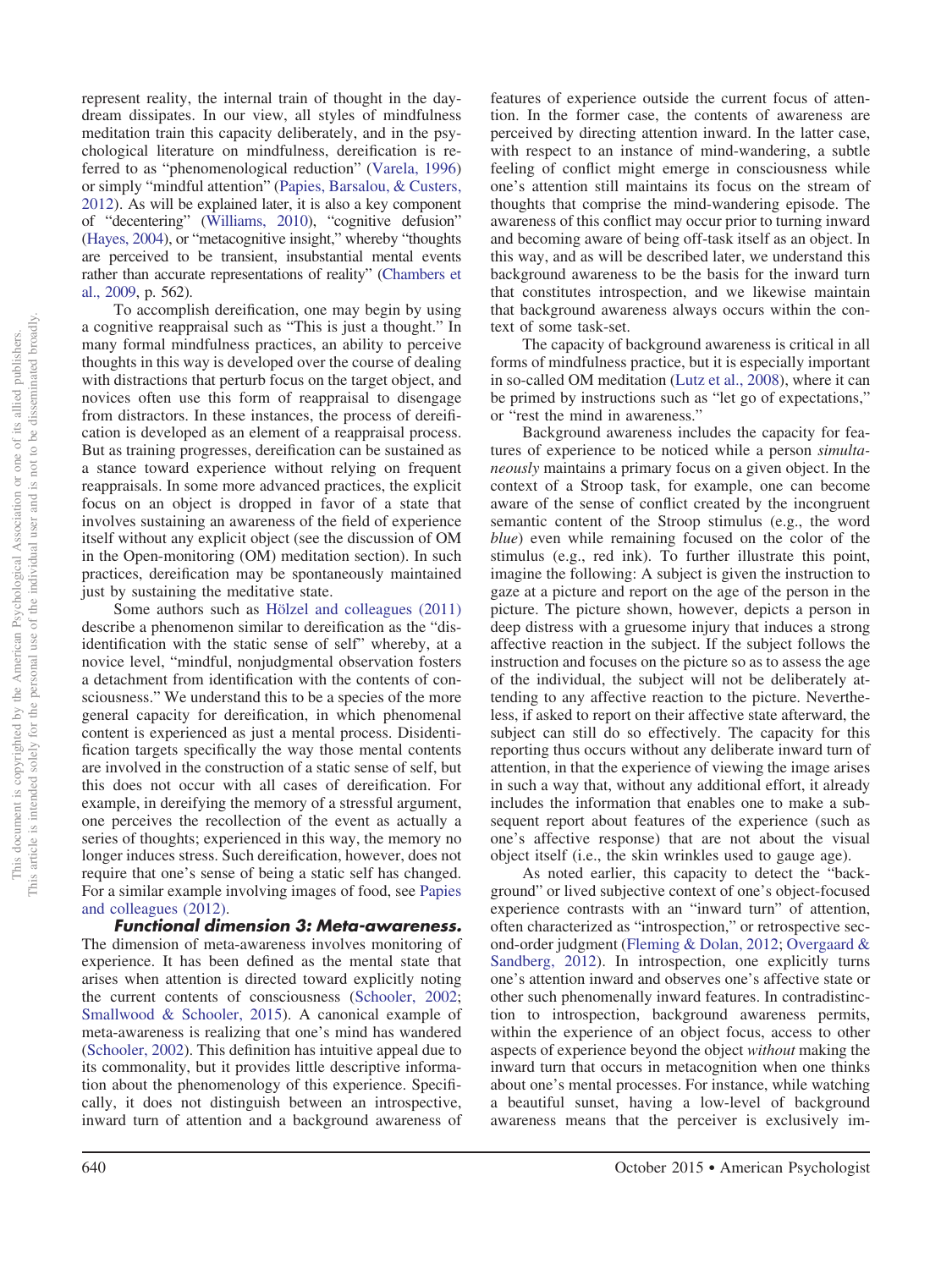represent reality, the internal train of thought in the daydream dissipates. In our view, all styles of mindfulness meditation train this capacity deliberately, and in the psychological literature on mindfulness, dereification is referred to as "phenomenological reduction" (Varela, 1996) or simply "mindful attention" (Papies, Barsalou, & Custers, 2012). As will be explained later, it is also a key component of "decentering" (Williams, 2010), "cognitive defusion" (Hayes, 2004), or "metacognitive insight," whereby "thoughts are perceived to be transient, insubstantial mental events rather than accurate representations of reality" (Chambers et al., 2009, p. 562).

To accomplish dereification, one may begin by using a cognitive reappraisal such as "This is just a thought." In many formal mindfulness practices, an ability to perceive thoughts in this way is developed over the course of dealing with distractions that perturb focus on the target object, and novices often use this form of reappraisal to disengage from distractors. In these instances, the process of dereification is developed as an element of a reappraisal process. But as training progresses, dereification can be sustained as a stance toward experience without relying on frequent reappraisals. In some more advanced practices, the explicit focus on an object is dropped in favor of a state that involves sustaining an awareness of the field of experience itself without any explicit object (see the discussion of OM in the Open-monitoring (OM) meditation section). In such practices, dereification may be spontaneously maintained just by sustaining the meditative state.

Some authors such as Hölzel and colleagues (2011) describe a phenomenon similar to dereification as the "disidentification with the static sense of self" whereby, at a novice level, "mindful, nonjudgmental observation fosters a detachment from identification with the contents of consciousness." We understand this to be a species of the more general capacity for dereification, in which phenomenal content is experienced as just a mental process. Disidentification targets specifically the way those mental contents are involved in the construction of a static sense of self, but this does not occur with all cases of dereification. For example, in dereifying the memory of a stressful argument, one perceives the recollection of the event as actually a series of thoughts; experienced in this way, the memory no longer induces stress. Such dereification, however, does not require that one's sense of being a static self has changed. For a similar example involving images of food, see Papies and colleagues (2012).

***Functional dimension 3: Meta-awareness.*** The dimension of meta-awareness involves monitoring of experience. It has been defined as the mental state that arises when attention is directed toward explicitly noting the current contents of consciousness (Schooler, 2002; Smallwood & Schooler, 2015). A canonical example of meta-awareness is realizing that one's mind has wandered (Schooler, 2002). This definition has intuitive appeal due to its commonality, but it provides little descriptive information about the phenomenology of this experience. Specifically, it does not distinguish between an introspective, inward turn of attention and a background awareness of features of experience outside the current focus of attention. In the former case, the contents of awareness are perceived by directing attention inward. In the latter case, with respect to an instance of mind-wandering, a subtle feeling of conflict might emerge in consciousness while one's attention still maintains its focus on the stream of thoughts that comprise the mind-wandering episode. The awareness of this conflict may occur prior to turning inward and becoming aware of being off-task itself as an object. In this way, and as will be described later, we understand this background awareness to be the basis for the inward turn that constitutes introspection, and we likewise maintain that background awareness always occurs within the context of some task-set.

The capacity of background awareness is critical in all forms of mindfulness practice, but it is especially important in so-called OM meditation (Lutz et al., 2008), where it can be primed by instructions such as "let go of expectations," or "rest the mind in awareness."

Background awareness includes the capacity for features of experience to be noticed while a person *simultaneously* maintains a primary focus on a given object. In the context of a Stroop task, for example, one can become aware of the sense of conflict created by the incongruent semantic content of the Stroop stimulus (e.g., the word *blue*) even while remaining focused on the color of the stimulus (e.g., red ink). To further illustrate this point, imagine the following: A subject is given the instruction to gaze at a picture and report on the age of the person in the picture. The picture shown, however, depicts a person in deep distress with a gruesome injury that induces a strong affective reaction in the subject. If the subject follows the instruction and focuses on the picture so as to assess the age of the individual, the subject will not be deliberately attending to any affective reaction to the picture. Nevertheless, if asked to report on their affective state afterward, the subject can still do so effectively. The capacity for this reporting thus occurs without any deliberate inward turn of attention, in that the experience of viewing the image arises in such a way that, without any additional effort, it already includes the information that enables one to make a subsequent report about features of the experience (such as one's affective response) that are not about the visual object itself (i.e., the skin wrinkles used to gauge age).

As noted earlier, this capacity to detect the "background" or lived subjective context of one's object-focused experience contrasts with an "inward turn" of attention, often characterized as "introspection," or retrospective second-order judgment (Fleming & Dolan, 2012; Overgaard & Sandberg, 2012). In introspection, one explicitly turns one's attention inward and observes one's affective state or other such phenomenally inward features. In contradistinction to introspection, background awareness permits, within the experience of an object focus, access to other aspects of experience beyond the object *without* making the inward turn that occurs in metacognition when one thinks about one's mental processes. For instance, while watching a beautiful sunset, having a low-level of background awareness means that the perceiver is exclusively im-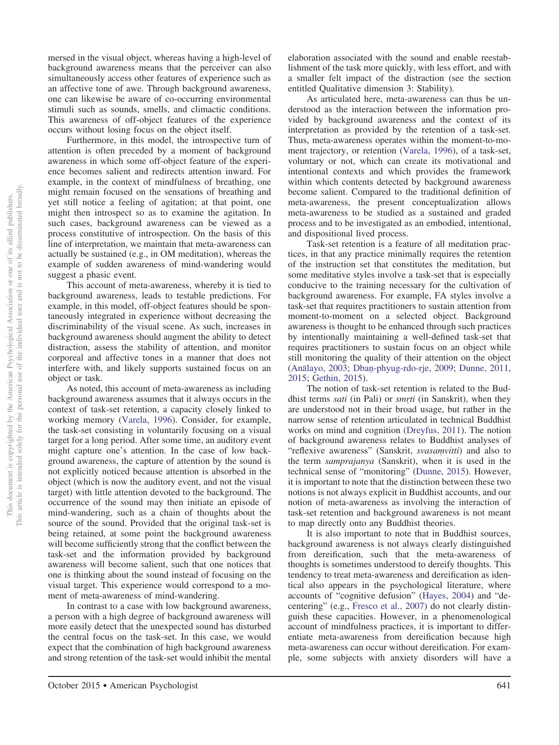mersed in the visual object, whereas having a high-level of background awareness means that the perceiver can also simultaneously access other features of experience such as an affective tone of awe. Through background awareness, one can likewise be aware of co-occurring environmental stimuli such as sounds, smells, and climactic conditions. This awareness of off-object features of the experience occurs without losing focus on the object itself.

Furthermore, in this model, the introspective turn of attention is often preceded by a moment of background awareness in which some off-object feature of the experience becomes salient and redirects attention inward. For example, in the context of mindfulness of breathing, one might remain focused on the sensations of breathing and yet still notice a feeling of agitation; at that point, one might then introspect so as to examine the agitation. In such cases, background awareness can be viewed as a process constitutive of introspection. On the basis of this line of interpretation, we maintain that meta-awareness can actually be sustained (e.g., in OM meditation), whereas the example of sudden awareness of mind-wandering would suggest a phasic event.

This account of meta-awareness, whereby it is tied to background awareness, leads to testable predictions. For example, in this model, off-object features should be spontaneously integrated in experience without decreasing the discriminability of the visual scene. As such, increases in background awareness should augment the ability to detect distraction, assess the stability of attention, and monitor corporeal and affective tones in a manner that does not interfere with, and likely supports sustained focus on an object or task.

As noted, this account of meta-awareness as including background awareness assumes that it always occurs in the context of task-set retention, a capacity closely linked to working memory (Varela, 1996). Consider, for example, the task-set consisting in voluntarily focusing on a visual target for a long period. After some time, an auditory event might capture one's attention. In the case of low background awareness, the capture of attention by the sound is not explicitly noticed because attention is absorbed in the object (which is now the auditory event, and not the visual target) with little attention devoted to the background. The occurrence of the sound may then initiate an episode of mind-wandering, such as a chain of thoughts about the source of the sound. Provided that the original task-set is being retained, at some point the background awareness will become sufficiently strong that the conflict between the task-set and the information provided by background awareness will become salient, such that one notices that one is thinking about the sound instead of focusing on the visual target. This experience would correspond to a moment of meta-awareness of mind-wandering.

In contrast to a case with low background awareness, a person with a high degree of background awareness will more easily detect that the unexpected sound has disturbed the central focus on the task-set. In this case, we would expect that the combination of high background awareness and strong retention of the task-set would inhibit the mental elaboration associated with the sound and enable reestablishment of the task more quickly, with less effort, and with a smaller felt impact of the distraction (see the section entitled Qualitative dimension 3: Stability).

As articulated here, meta-awareness can thus be understood as the interaction between the information provided by background awareness and the context of its interpretation as provided by the retention of a task-set. Thus, meta-awareness operates within the moment-to-moment trajectory, or retention (Varela, 1996), of a task-set, voluntary or not, which can create its motivational and intentional contexts and which provides the framework within which contents detected by background awareness become salient. Compared to the traditional definition of meta-awareness, the present conceptualization allows meta-awareness to be studied as a sustained and graded process and to be investigated as an embodied, intentional, and dispositional lived process.

Task-set retention is a feature of all meditation practices, in that any practice minimally requires the retention of the instruction set that constitutes the meditation, but some meditative styles involve a task-set that is especially conducive to the training necessary for the cultivation of background awareness. For example, FA styles involve a task-set that requires practitioners to sustain attention from moment-to-moment on a selected object. Background awareness is thought to be enhanced through such practices by intentionally maintaining a well-defined task-set that requires practitioners to sustain focus on an object while still monitoring the quality of their attention on the object (Anālayo, 2003; Dbaṇ-phyug-rdo-rje, 2009; Dunne, 2011, 2015; Gethin, 2015).

The notion of task-set retention is related to the Buddhist terms *sati* (in Pali) or *smṛti* (in Sanskrit), when they are understood not in their broad usage, but rather in the narrow sense of retention articulated in technical Buddhist works on mind and cognition (Dreyfus, 2011). The notion of background awareness relates to Buddhist analyses of "reflexive awareness" (Sanskrit, *svasaṃvitti*) and also to the term *samprajanya* (Sanskrit), when it is used in the technical sense of "monitoring" (Dunne, 2015). However, it is important to note that the distinction between these two notions is not always explicit in Buddhist accounts, and our notion of meta-awareness as involving the interaction of task-set retention and background awareness is not meant to map directly onto any Buddhist theories.

It is also important to note that in Buddhist sources, background awareness is not always clearly distinguished from dereification, such that the meta-awareness of thoughts is sometimes understood to dereify thoughts. This tendency to treat meta-awareness and dereification as identical also appears in the psychological literature, where accounts of "cognitive defusion" (Hayes, 2004) and "decentering" (e.g., Fresco et al., 2007) do not clearly distinguish these capacities. However, in a phenomenological account of mindfulness practices, it is important to differentiate meta-awareness from dereification because high meta-awareness can occur without dereification. For example, some subjects with anxiety disorders will have a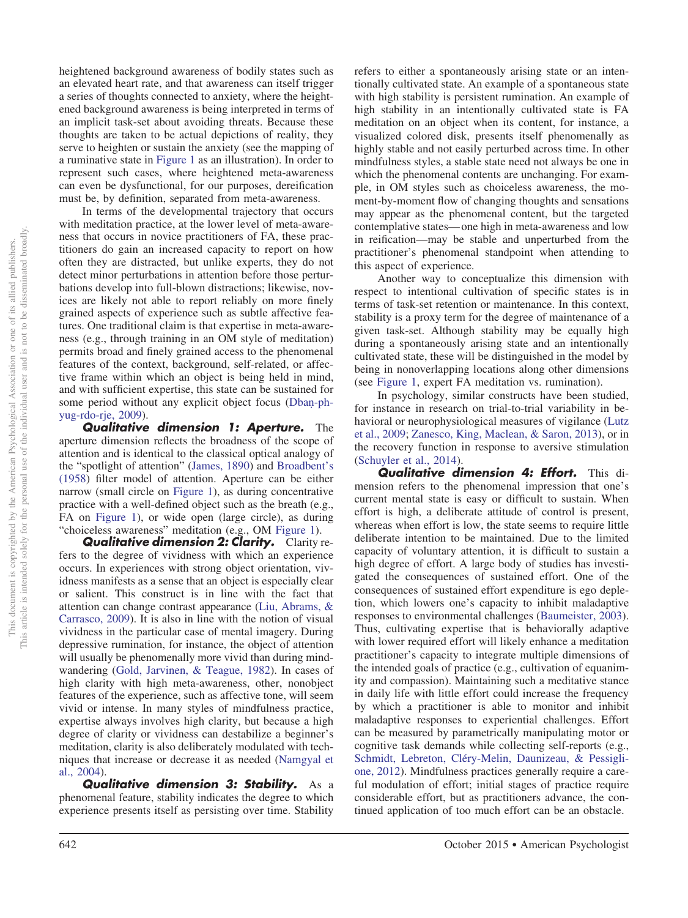heightened background awareness of bodily states such as an elevated heart rate, and that awareness can itself trigger a series of thoughts connected to anxiety, where the heightened background awareness is being interpreted in terms of an implicit task-set about avoiding threats. Because these thoughts are taken to be actual depictions of reality, they serve to heighten or sustain the anxiety (see the mapping of a ruminative state in Figure 1 as an illustration). In order to represent such cases, where heightened meta-awareness can even be dysfunctional, for our purposes, dereification must be, by definition, separated from meta-awareness.

In terms of the developmental trajectory that occurs with meditation practice, at the lower level of meta-awareness that occurs in novice practitioners of FA, these practitioners do gain an increased capacity to report on how often they are distracted, but unlike experts, they do not detect minor perturbations in attention before those perturbations develop into full-blown distractions; likewise, novices are likely not able to report reliably on more finely grained aspects of experience such as subtle affective features. One traditional claim is that expertise in meta-awareness (e.g., through training in an OM style of meditation) permits broad and finely grained access to the phenomenal features of the context, background, self-related, or affective frame within which an object is being held in mind, and with sufficient expertise, this state can be sustained for some period without any explicit object focus (Dbaṇ-phyug-rdo-rje, 2009).

***Qualitative dimension 1: Aperture.*** The aperture dimension reflects the broadness of the scope of attention and is identical to the classical optical analogy of the "spotlight of attention" (James, 1890) and Broadbent's (1958) filter model of attention. Aperture can be either narrow (small circle on Figure 1), as during concentrative practice with a well-defined object such as the breath (e.g., FA on Figure 1), or wide open (large circle), as during "choiceless awareness" meditation (e.g., OM Figure 1).

***Qualitative dimension 2: Clarity.*** Clarity refers to the degree of vividness with which an experience occurs. In experiences with strong object orientation, vividness manifests as a sense that an object is especially clear or salient. This construct is in line with the fact that attention can change contrast appearance (Liu, Abrams, & Carrasco, 2009). It is also in line with the notion of visual vividness in the particular case of mental imagery. During depressive rumination, for instance, the object of attention will usually be phenomenally more vivid than during mind-wandering (Gold, Jarvinen, & Teague, 1982). In cases of high clarity with high meta-awareness, other, nonobject features of the experience, such as affective tone, will seem vivid or intense. In many styles of mindfulness practice, expertise always involves high clarity, but because a high degree of clarity or vividness can destabilize a beginner's meditation, clarity is also deliberately modulated with techniques that increase or decrease it as needed (Namgyal et al., 2004).

***Qualitative dimension 3: Stability.*** As a phenomenal feature, stability indicates the degree to which experience presents itself as persisting over time. Stability refers to either a spontaneously arising state or an intentionally cultivated state. An example of a spontaneous state with high stability is persistent rumination. An example of high stability in an intentionally cultivated state is FA meditation on an object when its content, for instance, a visualized colored disk, presents itself phenomenally as highly stable and not easily perturbed across time. In other mindfulness styles, a stable state need not always be one in which the phenomenal contents are unchanging. For example, in OM styles such as choiceless awareness, the moment-by-moment flow of changing thoughts and sensations may appear as the phenomenal content, but the targeted contemplative states—one high in meta-awareness and low in reification—may be stable and unperturbed from the practitioner's phenomenal standpoint when attending to this aspect of experience.

Another way to conceptualize this dimension with respect to intentional cultivation of specific states is in terms of task-set retention or maintenance. In this context, stability is a proxy term for the degree of maintenance of a given task-set. Although stability may be equally high during a spontaneously arising state and an intentionally cultivated state, these will be distinguished in the model by being in nonoverlapping locations along other dimensions (see Figure 1, expert FA meditation vs. rumination).

In psychology, similar constructs have been studied, for instance in research on trial-to-trial variability in behavioral or neurophysiological measures of vigilance (Lutz et al., 2009; Zanesco, King, Maclean, & Saron, 2013), or in the recovery function in response to aversive stimulation (Schuyler et al., 2014).

***Qualitative dimension 4: Effort.*** This dimension refers to the phenomenal impression that one's current mental state is easy or difficult to sustain. When effort is high, a deliberate attitude of control is present, whereas when effort is low, the state seems to require little deliberate intention to be maintained. Due to the limited capacity of voluntary attention, it is difficult to sustain a high degree of effort. A large body of studies has investigated the consequences of sustained effort. One of the consequences of sustained effort expenditure is ego depletion, which lowers one's capacity to inhibit maladaptive responses to environmental challenges (Baumeister, 2003). Thus, cultivating expertise that is behaviorally adaptive with lower required effort will likely enhance a meditation practitioner's capacity to integrate multiple dimensions of the intended goals of practice (e.g., cultivation of equanimity and compassion). Maintaining such a meditative stance in daily life with little effort could increase the frequency by which a practitioner is able to monitor and inhibit maladaptive responses to experiential challenges. Effort can be measured by parametrically manipulating motor or cognitive task demands while collecting self-reports (e.g., Schmidt, Lebreton, Cléry-Melin, Daunizeau, & Pessiglione, 2012). Mindfulness practices generally require a careful modulation of effort; initial stages of practice require considerable effort, but as practitioners advance, the continued application of too much effort can be an obstacle.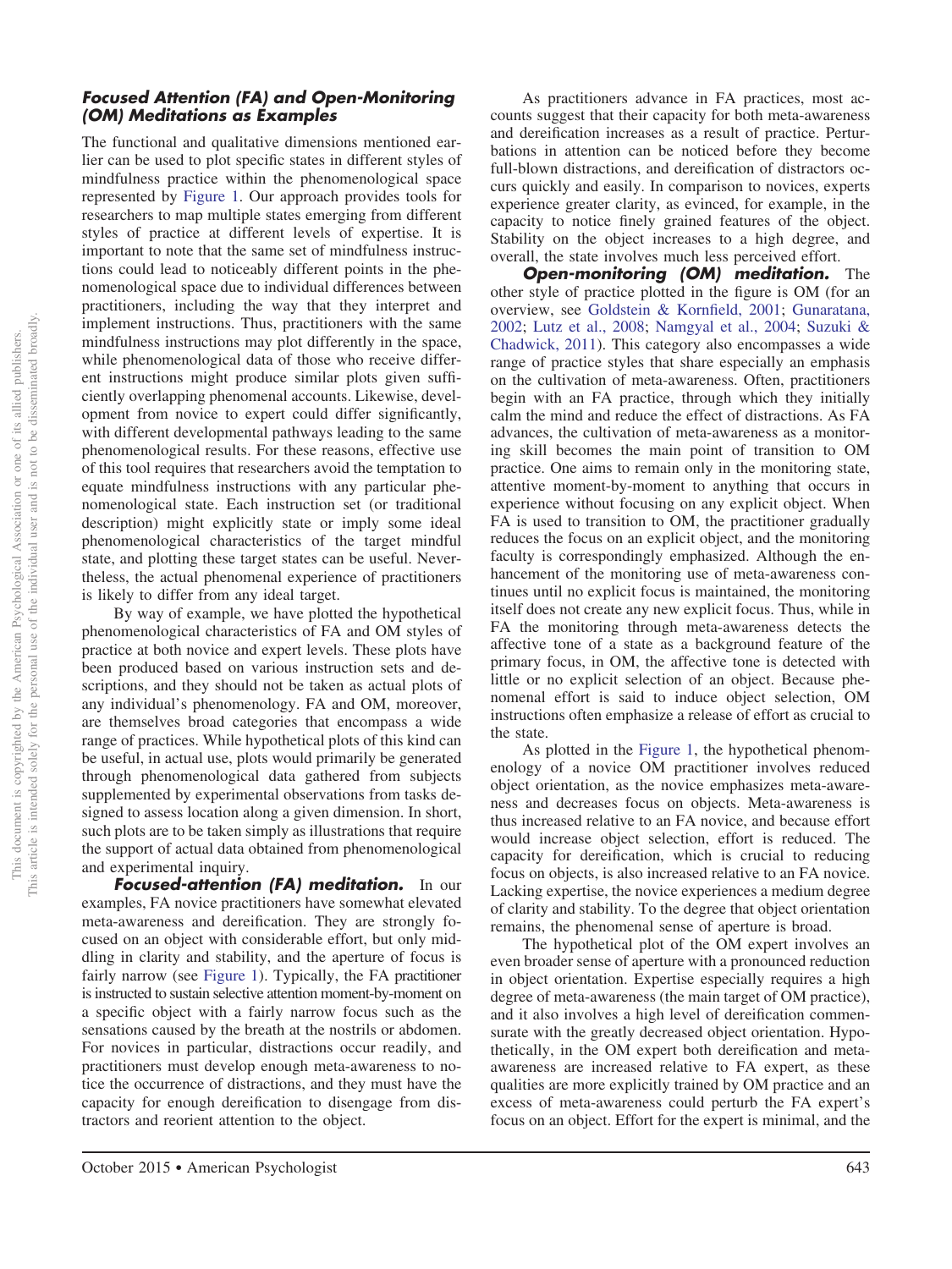### Focused Attention (FA) and Open-Monitoring (OM) Meditations as Examples

The functional and qualitative dimensions mentioned earlier can be used to plot specific states in different styles of mindfulness practice within the phenomenological space represented by Figure 1. Our approach provides tools for researchers to map multiple states emerging from different styles of practice at different levels of expertise. It is important to note that the same set of mindfulness instructions could lead to noticeably different points in the phenomenological space due to individual differences between practitioners, including the way that they interpret and implement instructions. Thus, practitioners with the same mindfulness instructions may plot differently in the space, while phenomenological data of those who receive different instructions might produce similar plots given sufficiently overlapping phenomenal accounts. Likewise, development from novice to expert could differ significantly, with different developmental pathways leading to the same phenomenological results. For these reasons, effective use of this tool requires that researchers avoid the temptation to equate mindfulness instructions with any particular phenomenological state. Each instruction set (or traditional description) might explicitly state or imply some ideal phenomenological characteristics of the target mindful state, and plotting these target states can be useful. Nevertheless, the actual phenomenal experience of practitioners is likely to differ from any ideal target.

By way of example, we have plotted the hypothetical phenomenological characteristics of FA and OM styles of practice at both novice and expert levels. These plots have been produced based on various instruction sets and descriptions, and they should not be taken as actual plots of any individual's phenomenology. FA and OM, moreover, are themselves broad categories that encompass a wide range of practices. While hypothetical plots of this kind can be useful, in actual use, plots would primarily be generated through phenomenological data gathered from subjects supplemented by experimental observations from tasks designed to assess location along a given dimension. In short, such plots are to be taken simply as illustrations that require the support of actual data obtained from phenomenological and experimental inquiry.

***Focused-attention (FA) meditation.*** In our examples, FA novice practitioners have somewhat elevated meta-awareness and dereification. They are strongly focused on an object with considerable effort, but only middling in clarity and stability, and the aperture of focus is fairly narrow (see Figure 1). Typically, the FA practitioner is instructed to sustain selective attention moment-by-moment on a specific object with a fairly narrow focus such as the sensations caused by the breath at the nostrils or abdomen. For novices in particular, distractions occur readily, and practitioners must develop enough meta-awareness to notice the occurrence of distractions, and they must have the capacity for enough dereification to disengage from distractors and reorient attention to the object.

As practitioners advance in FA practices, most accounts suggest that their capacity for both meta-awareness and dereification increases as a result of practice. Perturbations in attention can be noticed before they become full-blown distractions, and dereification of distractors occurs quickly and easily. In comparison to novices, experts experience greater clarity, as evinced, for example, in the capacity to notice finely grained features of the object. Stability on the object increases to a high degree, and overall, the state involves much less perceived effort.

***Open-monitoring (OM) meditation.*** The other style of practice plotted in the figure is OM (for an overview, see Goldstein & Kornfield, 2001; Gunaratana, 2002; Lutz et al., 2008; Namgyal et al., 2004; Suzuki & Chadwick, 2011). This category also encompasses a wide range of practice styles that share especially an emphasis on the cultivation of meta-awareness. Often, practitioners begin with an FA practice, through which they initially calm the mind and reduce the effect of distractions. As FA advances, the cultivation of meta-awareness as a monitoring skill becomes the main point of transition to OM practice. One aims to remain only in the monitoring state, attentive moment-by-moment to anything that occurs in experience without focusing on any explicit object. When FA is used to transition to OM, the practitioner gradually reduces the focus on an explicit object, and the monitoring faculty is correspondingly emphasized. Although the enhancement of the monitoring use of meta-awareness continues until no explicit focus is maintained, the monitoring itself does not create any new explicit focus. Thus, while in FA the monitoring through meta-awareness detects the affective tone of a state as a background feature of the primary focus, in OM, the affective tone is detected with little or no explicit selection of an object. Because phenomenal effort is said to induce object selection, OM instructions often emphasize a release of effort as crucial to the state.

As plotted in the Figure 1, the hypothetical phenomenology of a novice OM practitioner involves reduced object orientation, as the novice emphasizes meta-awareness and decreases focus on objects. Meta-awareness is thus increased relative to an FA novice, and because effort would increase object selection, effort is reduced. The capacity for dereification, which is crucial to reducing focus on objects, is also increased relative to an FA novice. Lacking expertise, the novice experiences a medium degree of clarity and stability. To the degree that object orientation remains, the phenomenal sense of aperture is broad.

The hypothetical plot of the OM expert involves an even broader sense of aperture with a pronounced reduction in object orientation. Expertise especially requires a high degree of meta-awareness (the main target of OM practice), and it also involves a high level of dereification commensurate with the greatly decreased object orientation. Hypothetically, in the OM expert both dereification and meta-awareness are increased relative to FA expert, as these qualities are more explicitly trained by OM practice and an excess of meta-awareness could perturb the FA expert's focus on an object. Effort for the expert is minimal, and the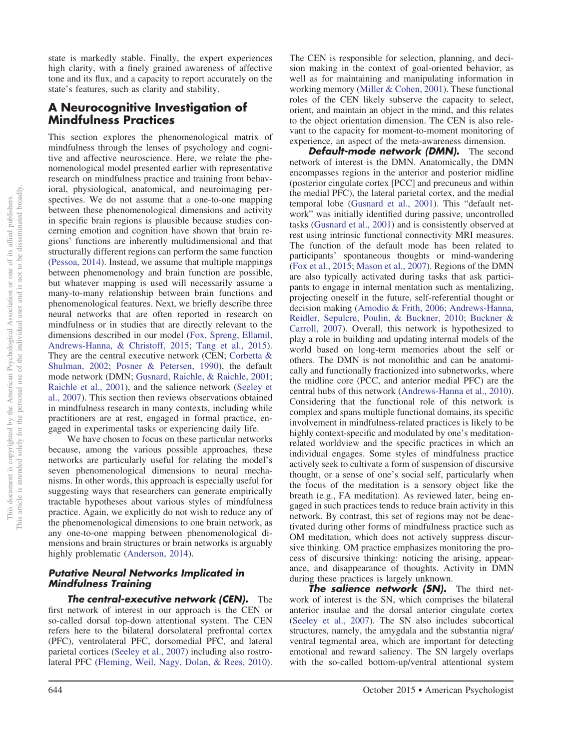state is markedly stable. Finally, the expert experiences high clarity, with a finely grained awareness of affective tone and its flux, and a capacity to report accurately on the state's features, such as clarity and stability.

## A Neurocognitive Investigation of Mindfulness Practices

This section explores the phenomenological matrix of mindfulness through the lenses of psychology and cognitive and affective neuroscience. Here, we relate the phenomenological model presented earlier with representative research on mindfulness practice and training from behavioral, physiological, anatomical, and neuroimaging perspectives. We do not assume that a one-to-one mapping between these phenomenological dimensions and activity in specific brain regions is plausible because studies concerning emotion and cognition have shown that brain regions' functions are inherently multidimensional and that structurally different regions can perform the same function (Pessoa, 2014). Instead, we assume that multiple mappings between phenomenology and brain function are possible, but whatever mapping is used will necessarily assume a many-to-many relationship between brain functions and phenomenological features. Next, we briefly describe three neural networks that are often reported in research on mindfulness or in studies that are directly relevant to the dimensions described in our model (Fox, Spreng, Ellamil, Andrews-Hanna, & Christoff, 2015; Tang et al., 2015). They are the central executive network (CEN; Corbetta & Shulman, 2002; Posner & Petersen, 1990), the default mode network (DMN; Gusnard, Raichle, & Raichle, 2001; Raichle et al., 2001), and the salience network (Seeley et al., 2007). This section then reviews observations obtained in mindfulness research in many contexts, including while practitioners are at rest, engaged in formal practice, engaged in experimental tasks or experiencing daily life.

We have chosen to focus on these particular networks because, among the various possible approaches, these networks are particularly useful for relating the model's seven phenomenological dimensions to neural mechanisms. In other words, this approach is especially useful for suggesting ways that researchers can generate empirically tractable hypotheses about various styles of mindfulness practice. Again, we explicitly do not wish to reduce any of the phenomenological dimensions to one brain network, as any one-to-one mapping between phenomenological dimensions and brain structures or brain networks is arguably highly problematic (Anderson, 2014).

### Putative Neural Networks Implicated in Mindfulness Training

***The central-executive network (CEN).*** The first network of interest in our approach is the CEN or so-called dorsal top-down attentional system. The CEN refers here to the bilateral dorsolateral prefrontal cortex (PFC), ventrolateral PFC, dorsomedial PFC, and lateral parietal cortices (Seeley et al., 2007) including also rostrolateral PFC (Fleming, Weil, Nagy, Dolan, & Rees, 2010). The CEN is responsible for selection, planning, and decision making in the context of goal-oriented behavior, as well as for maintaining and manipulating information in working memory (Miller & Cohen, 2001). These functional roles of the CEN likely subserve the capacity to select, orient, and maintain an object in the mind, and this relates to the object orientation dimension. The CEN is also relevant to the capacity for moment-to-moment monitoring of experience, an aspect of the meta-awareness dimension.

***Default-mode network (DMN).*** The second network of interest is the DMN. Anatomically, the DMN encompasses regions in the anterior and posterior midline (posterior cingulate cortex [PCC] and precuneus and within the medial PFC), the lateral parietal cortex, and the medial temporal lobe (Gusnard et al., 2001). This "default network" was initially identified during passive, uncontrolled tasks (Gusnard et al., 2001) and is consistently observed at rest using intrinsic functional connectivity MRI measures. The function of the default mode has been related to participants' spontaneous thoughts or mind-wandering (Fox et al., 2015; Mason et al., 2007). Regions of the DMN are also typically activated during tasks that ask participants to engage in internal mentation such as mentalizing, projecting oneself in the future, self-referential thought or decision making (Amodio & Frith, 2006; Andrews-Hanna, Reidler, Sepulcre, Poulin, & Buckner, 2010; Buckner & Carroll, 2007). Overall, this network is hypothesized to play a role in building and updating internal models of the world based on long-term memories about the self or others. The DMN is not monolithic and can be anatomically and functionally fractionized into subnetworks, where the midline core (PCC, and anterior medial PFC) are the central hubs of this network (Andrews-Hanna et al., 2010). Considering that the functional role of this network is complex and spans multiple functional domains, its specific involvement in mindfulness-related practices is likely to be highly context-specific and modulated by one's meditation-related worldview and the specific practices in which an individual engages. Some styles of mindfulness practice actively seek to cultivate a form of suspension of discursive thought, or a sense of one's social self, particularly when the focus of the meditation is a sensory object like the breath (e.g., FA meditation). As reviewed later, being engaged in such practices tends to reduce brain activity in this network. By contrast, this set of regions may not be deactivated during other forms of mindfulness practice such as OM meditation, which does not actively suppress discursive thinking. OM practice emphasizes monitoring the process of discursive thinking: noticing the arising, appearance, and disappearance of thoughts. Activity in DMN during these practices is largely unknown.

***The salience network (SN).*** The third network of interest is the SN, which comprises the bilateral anterior insulae and the dorsal anterior cingulate cortex (Seeley et al., 2007). The SN also includes subcortical structures, namely, the amygdala and the substantia nigra/ventral tegmental area, which are important for detecting emotional and reward saliency. The SN largely overlaps with the so-called bottom-up/ventral attentional system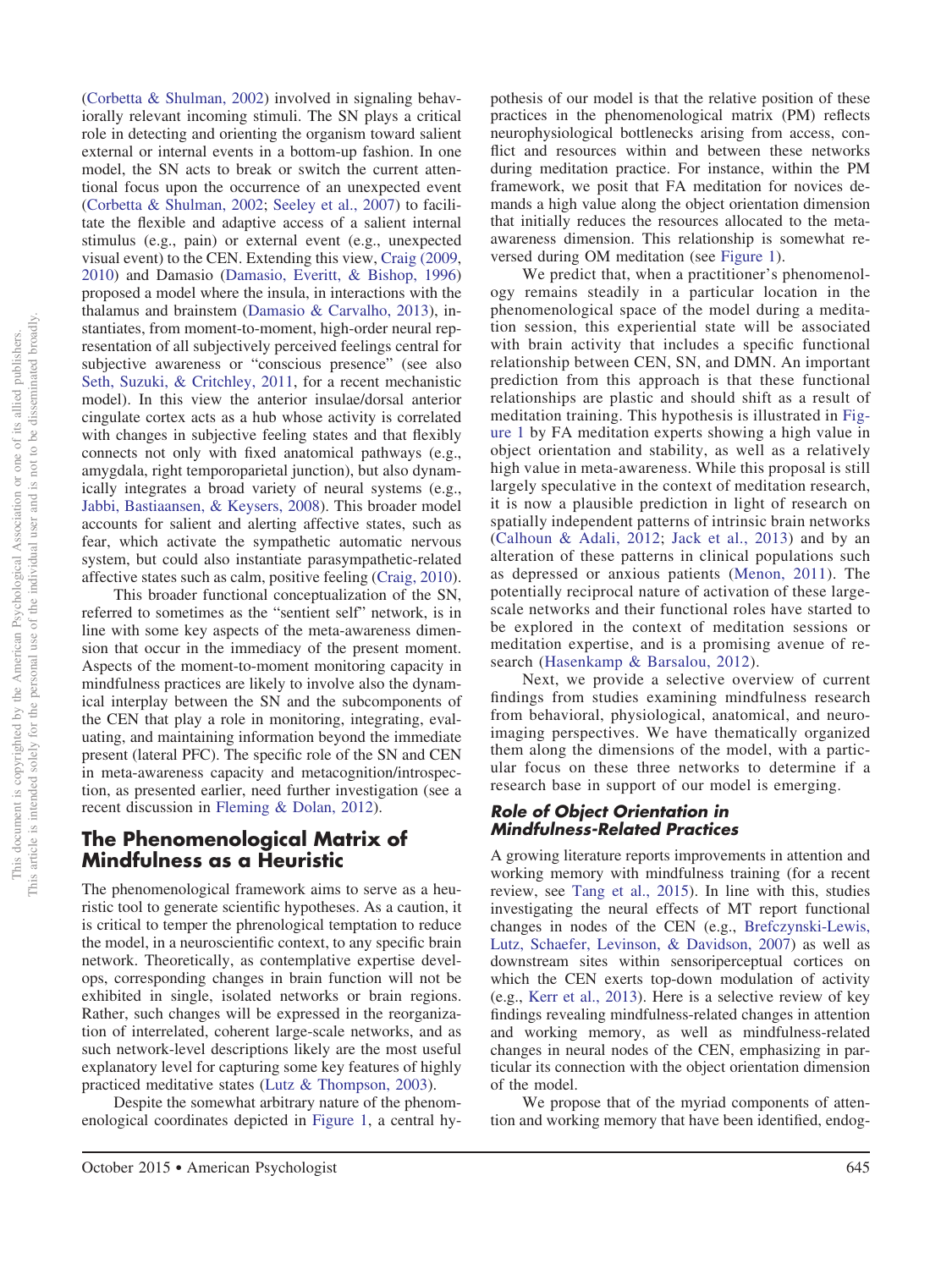(Corbetta & Shulman, 2002) involved in signaling behaviorally relevant incoming stimuli. The SN plays a critical role in detecting and orienting the organism toward salient external or internal events in a bottom-up fashion. In one model, the SN acts to break or switch the current attentional focus upon the occurrence of an unexpected event (Corbetta & Shulman, 2002; Seeley et al., 2007) to facilitate the flexible and adaptive access of a salient internal stimulus (e.g., pain) or external event (e.g., unexpected visual event) to the CEN. Extending this view, Craig (2009, 2010) and Damasio (Damasio, Everitt, & Bishop, 1996) proposed a model where the insula, in interactions with the thalamus and brainstem (Damasio & Carvalho, 2013), instantiates, from moment-to-moment, high-order neural representation of all subjectively perceived feelings central for subjective awareness or "conscious presence" (see also Seth, Suzuki, & Critchley, 2011, for a recent mechanistic model). In this view the anterior insulae/dorsal anterior cingulate cortex acts as a hub whose activity is correlated with changes in subjective feeling states and that flexibly connects not only with fixed anatomical pathways (e.g., amygdala, right temporoparietal junction), but also dynamically integrates a broad variety of neural systems (e.g., Jabbi, Bastiaansen, & Keysers, 2008). This broader model accounts for salient and alerting affective states, such as fear, which activate the sympathetic automatic nervous system, but could also instantiate parasympathetic-related affective states such as calm, positive feeling (Craig, 2010).

This broader functional conceptualization of the SN, referred to sometimes as the "sentient self" network, is in line with some key aspects of the meta-awareness dimension that occur in the immediacy of the present moment. Aspects of the moment-to-moment monitoring capacity in mindfulness practices are likely to involve also the dynamical interplay between the SN and the subcomponents of the CEN that play a role in monitoring, integrating, evaluating, and maintaining information beyond the immediate present (lateral PFC). The specific role of the SN and CEN in meta-awareness capacity and metacognition/introspection, as presented earlier, need further investigation (see a recent discussion in Fleming & Dolan, 2012).

## The Phenomenological Matrix of Mindfulness as a Heuristic

The phenomenological framework aims to serve as a heuristic tool to generate scientific hypotheses. As a caution, it is critical to temper the phrenological temptation to reduce the model, in a neuroscientific context, to any specific brain network. Theoretically, as contemplative expertise develops, corresponding changes in brain function will not be exhibited in single, isolated networks or brain regions. Rather, such changes will be expressed in the reorganization of interrelated, coherent large-scale networks, and as such network-level descriptions likely are the most useful explanatory level for capturing some key features of highly practiced meditative states (Lutz & Thompson, 2003).

Despite the somewhat arbitrary nature of the phenomenological coordinates depicted in Figure 1, a central hypothesis of our model is that the relative position of these practices in the phenomenological matrix (PM) reflects neurophysiological bottlenecks arising from access, conflict and resources within and between these networks during meditation practice. For instance, within the PM framework, we posit that FA meditation for novices demands a high value along the object orientation dimension that initially reduces the resources allocated to the meta-awareness dimension. This relationship is somewhat reversed during OM meditation (see Figure 1).

We predict that, when a practitioner's phenomenology remains steadily in a particular location in the phenomenological space of the model during a meditation session, this experiential state will be associated with brain activity that includes a specific functional relationship between CEN, SN, and DMN. An important prediction from this approach is that these functional relationships are plastic and should shift as a result of meditation training. This hypothesis is illustrated in Figure 1 by FA meditation experts showing a high value in object orientation and stability, as well as a relatively high value in meta-awareness. While this proposal is still largely speculative in the context of meditation research, it is now a plausible prediction in light of research on spatially independent patterns of intrinsic brain networks (Calhoun & Adali, 2012; Jack et al., 2013) and by an alteration of these patterns in clinical populations such as depressed or anxious patients (Menon, 2011). The potentially reciprocal nature of activation of these large-scale networks and their functional roles have started to be explored in the context of meditation sessions or meditation expertise, and is a promising avenue of research (Hasenkamp & Barsalou, 2012).

Next, we provide a selective overview of current findings from studies examining mindfulness research from behavioral, physiological, anatomical, and neuroimaging perspectives. We have thematically organized them along the dimensions of the model, with a particular focus on these three networks to determine if a research base in support of our model is emerging.

### *Role of Object Orientation in Mindfulness-Related Practices*

A growing literature reports improvements in attention and working memory with mindfulness training (for a recent review, see Tang et al., 2015). In line with this, studies investigating the neural effects of MT report functional changes in nodes of the CEN (e.g., Brefczynski-Lewis, Lutz, Schaefer, Levinson, & Davidson, 2007) as well as downstream sites within sensoriperceptual cortices on which the CEN exerts top-down modulation of activity (e.g., Kerr et al., 2013). Here is a selective review of key findings revealing mindfulness-related changes in attention and working memory, as well as mindfulness-related changes in neural nodes of the CEN, emphasizing in particular its connection with the object orientation dimension of the model.

We propose that of the myriad components of attention and working memory that have been identified, endog-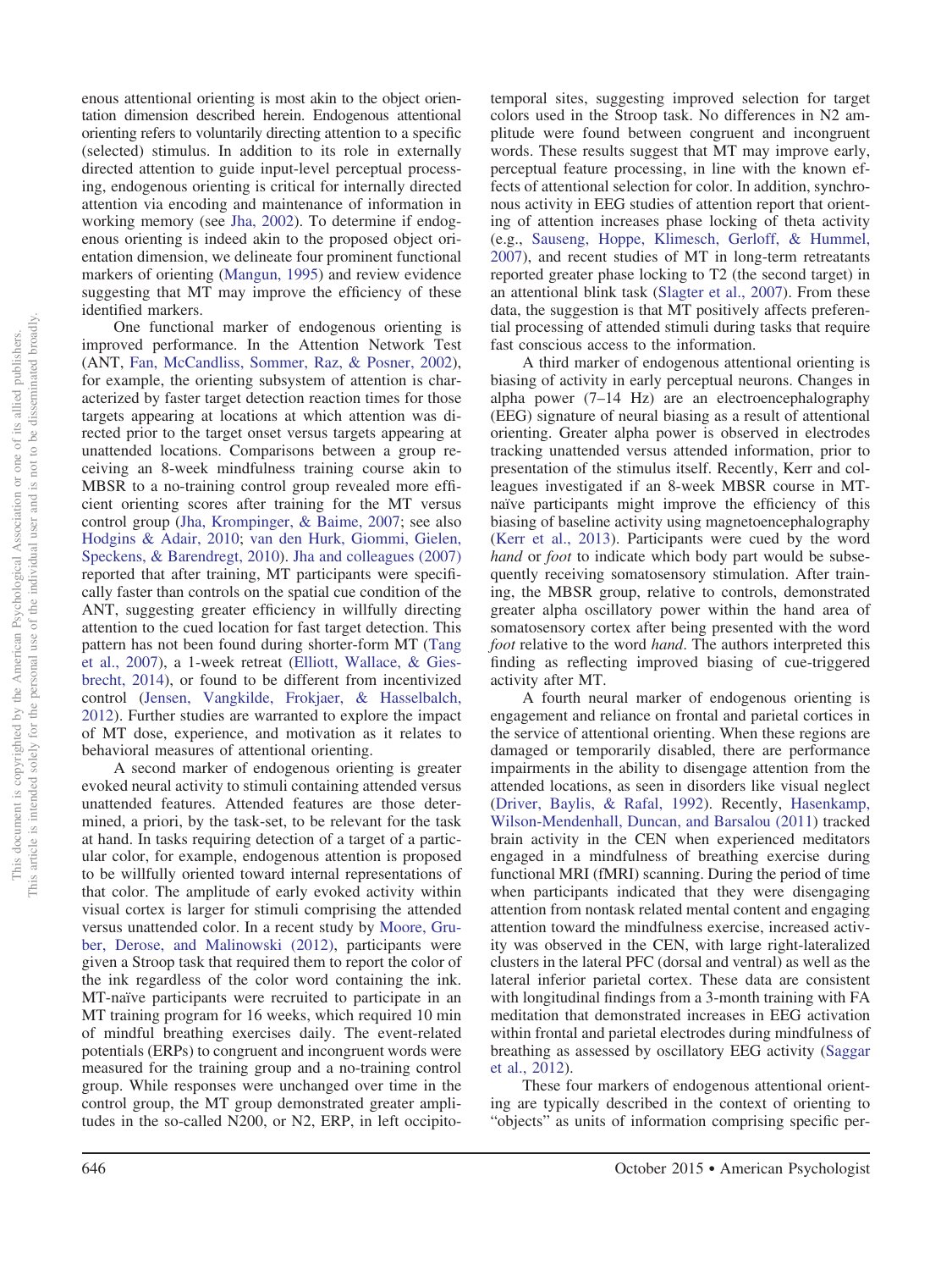enous attentional orienting is most akin to the object orientation dimension described herein. Endogenous attentional orienting refers to voluntarily directing attention to a specific (selected) stimulus. In addition to its role in externally directed attention to guide input-level perceptual processing, endogenous orienting is critical for internally directed attention via encoding and maintenance of information in working memory (see Jha, 2002). To determine if endogenous orienting is indeed akin to the proposed object orientation dimension, we delineate four prominent functional markers of orienting (Mangun, 1995) and review evidence suggesting that MT may improve the efficiency of these identified markers.

One functional marker of endogenous orienting is improved performance. In the Attention Network Test (ANT, Fan, McCandliss, Sommer, Raz, & Posner, 2002), for example, the orienting subsystem of attention is characterized by faster target detection reaction times for those targets appearing at locations at which attention was directed prior to the target onset versus targets appearing at unattended locations. Comparisons between a group receiving an 8-week mindfulness training course akin to MBSR to a no-training control group revealed more efficient orienting scores after training for the MT versus control group (Jha, Krompinger, & Baime, 2007; see also Hodgins & Adair, 2010; van den Hurk, Giommi, Gielen, Speckens, & Barendregt, 2010). Jha and colleagues (2007) reported that after training, MT participants were specifically faster than controls on the spatial cue condition of the ANT, suggesting greater efficiency in willfully directing attention to the cued location for fast target detection. This pattern has not been found during shorter-form MT (Tang et al., 2007), a 1-week retreat (Elliott, Wallace, & Giesbrecht, 2014), or found to be different from incentivized control (Jensen, Vangkilde, Frokjaer, & Hasselbalch, 2012). Further studies are warranted to explore the impact of MT dose, experience, and motivation as it relates to behavioral measures of attentional orienting.

A second marker of endogenous orienting is greater evoked neural activity to stimuli containing attended versus unattended features. Attended features are those determined, a priori, by the task-set, to be relevant for the task at hand. In tasks requiring detection of a target of a particular color, for example, endogenous attention is proposed to be willfully oriented toward internal representations of that color. The amplitude of early evoked activity within visual cortex is larger for stimuli comprising the attended versus unattended color. In a recent study by Moore, Gruber, Derose, and Malinowski (2012), participants were given a Stroop task that required them to report the color of the ink regardless of the color word containing the ink. MT-naïve participants were recruited to participate in an MT training program for 16 weeks, which required 10 min of mindful breathing exercises daily. The event-related potentials (ERPs) to congruent and incongruent words were measured for the training group and a no-training control group. While responses were unchanged over time in the control group, the MT group demonstrated greater amplitudes in the so-called N200, or N2, ERP, in left occipito-temporal sites, suggesting improved selection for target colors used in the Stroop task. No differences in N2 amplitude were found between congruent and incongruent words. These results suggest that MT may improve early, perceptual feature processing, in line with the known effects of attentional selection for color. In addition, synchronous activity in EEG studies of attention report that orienting of attention increases phase locking of theta activity (e.g., Sauseng, Hoppe, Klimesch, Gerloff, & Hummel, 2007), and recent studies of MT in long-term retreatants reported greater phase locking to T2 (the second target) in an attentional blink task (Slagter et al., 2007). From these data, the suggestion is that MT positively affects preferential processing of attended stimuli during tasks that require fast conscious access to the information.

A third marker of endogenous attentional orienting is biasing of activity in early perceptual neurons. Changes in alpha power (7–14 Hz) are an electroencephalography (EEG) signature of neural biasing as a result of attentional orienting. Greater alpha power is observed in electrodes tracking unattended versus attended information, prior to presentation of the stimulus itself. Recently, Kerr and colleagues investigated if an 8-week MBSR course in MT-naïve participants might improve the efficiency of this biasing of baseline activity using magnetoencephalography (Kerr et al., 2013). Participants were cued by the word *hand* or *foot* to indicate which body part would be subsequently receiving somatosensory stimulation. After training, the MBSR group, relative to controls, demonstrated greater alpha oscillatory power within the hand area of somatosensory cortex after being presented with the word *foot* relative to the word *hand*. The authors interpreted this finding as reflecting improved biasing of cue-triggered activity after MT.

A fourth neural marker of endogenous orienting is engagement and reliance on frontal and parietal cortices in the service of attentional orienting. When these regions are damaged or temporarily disabled, there are performance impairments in the ability to disengage attention from the attended locations, as seen in disorders like visual neglect (Driver, Baylis, & Rafal, 1992). Recently, Hasenkamp, Wilson-Mendenhall, Duncan, and Barsalou (2011) tracked brain activity in the CEN when experienced meditators engaged in a mindfulness of breathing exercise during functional MRI (fMRI) scanning. During the period of time when participants indicated that they were disengaging attention from nontask related mental content and engaging attention toward the mindfulness exercise, increased activity was observed in the CEN, with large right-lateralized clusters in the lateral PFC (dorsal and ventral) as well as the lateral inferior parietal cortex. These data are consistent with longitudinal findings from a 3-month training with FA meditation that demonstrated increases in EEG activation within frontal and parietal electrodes during mindfulness of breathing as assessed by oscillatory EEG activity (Saggar et al., 2012).

These four markers of endogenous attentional orienting are typically described in the context of orienting to "objects" as units of information comprising specific per-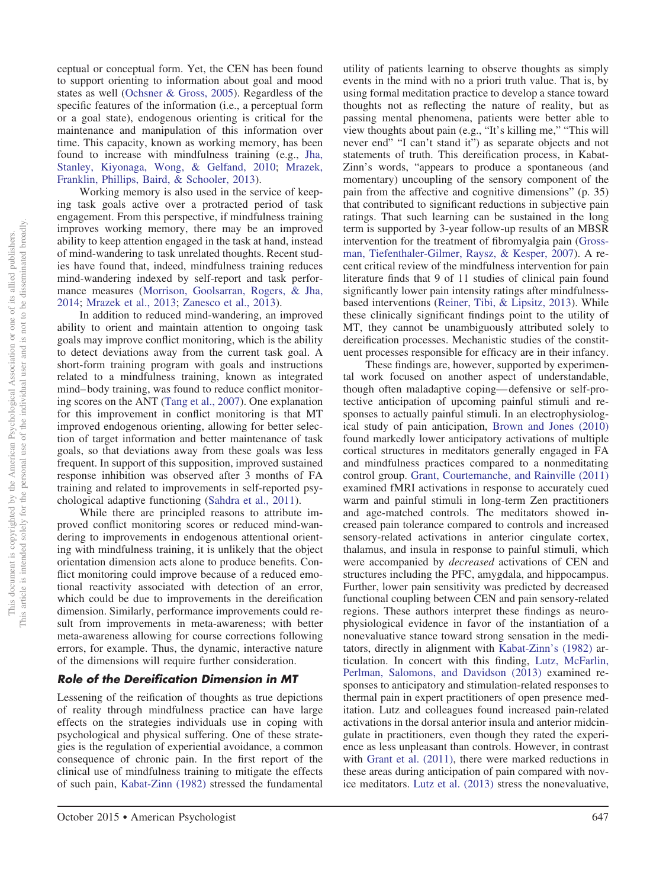ceptual or conceptual form. Yet, the CEN has been found to support orienting to information about goal and mood states as well (Ochsner & Gross, 2005). Regardless of the specific features of the information (i.e., a perceptual form or a goal state), endogenous orienting is critical for the maintenance and manipulation of this information over time. This capacity, known as working memory, has been found to increase with mindfulness training (e.g., Jha, Stanley, Kiyonaga, Wong, & Gelfand, 2010; Mrazek, Franklin, Phillips, Baird, & Schooler, 2013).

Working memory is also used in the service of keeping task goals active over a protracted period of task engagement. From this perspective, if mindfulness training improves working memory, there may be an improved ability to keep attention engaged in the task at hand, instead of mind-wandering to task unrelated thoughts. Recent studies have found that, indeed, mindfulness training reduces mind-wandering indexed by self-report and task performance measures (Morrison, Goolsarran, Rogers, & Jha, 2014; Mrazek et al., 2013; Zanesco et al., 2013).

In addition to reduced mind-wandering, an improved ability to orient and maintain attention to ongoing task goals may improve conflict monitoring, which is the ability to detect deviations away from the current task goal. A short-form training program with goals and instructions related to a mindfulness training, known as integrated mind–body training, was found to reduce conflict monitoring scores on the ANT (Tang et al., 2007). One explanation for this improvement in conflict monitoring is that MT improved endogenous orienting, allowing for better selection of target information and better maintenance of task goals, so that deviations away from these goals was less frequent. In support of this supposition, improved sustained response inhibition was observed after 3 months of FA training and related to improvements in self-reported psychological adaptive functioning (Sahdra et al., 2011).

While there are principled reasons to attribute improved conflict monitoring scores or reduced mind-wandering to improvements in endogenous attentional orienting with mindfulness training, it is unlikely that the object orientation dimension acts alone to produce benefits. Conflict monitoring could improve because of a reduced emotional reactivity associated with detection of an error, which could be due to improvements in the dereification dimension. Similarly, performance improvements could result from improvements in meta-awareness; with better meta-awareness allowing for course corrections following errors, for example. Thus, the dynamic, interactive nature of the dimensions will require further consideration.

### Role of the Dereification Dimension in MT

Lessening of the reification of thoughts as true depictions of reality through mindfulness practice can have large effects on the strategies individuals use in coping with psychological and physical suffering. One of these strategies is the regulation of experiential avoidance, a common consequence of chronic pain. In the first report of the clinical use of mindfulness training to mitigate the effects of such pain, Kabat-Zinn (1982) stressed the fundamental utility of patients learning to observe thoughts as simply events in the mind with no a priori truth value. That is, by using formal meditation practice to develop a stance toward thoughts not as reflecting the nature of reality, but as passing mental phenomena, patients were better able to view thoughts about pain (e.g., "It's killing me," "This will never end" "I can't stand it") as separate objects and not statements of truth. This dereification process, in Kabat-Zinn's words, "appears to produce a spontaneous (and momentary) uncoupling of the sensory component of the pain from the affective and cognitive dimensions" (p. 35) that contributed to significant reductions in subjective pain ratings. That such learning can be sustained in the long term is supported by 3-year follow-up results of an MBSR intervention for the treatment of fibromyalgia pain (Grossman, Tiefenthaler-Gilmer, Raysz, & Kesper, 2007). A recent critical review of the mindfulness intervention for pain literature finds that 9 of 11 studies of clinical pain found significantly lower pain intensity ratings after mindfulness-based interventions (Reiner, Tibi, & Lipsitz, 2013). While these clinically significant findings point to the utility of MT, they cannot be unambiguously attributed solely to dereification processes. Mechanistic studies of the constituent processes responsible for efficacy are in their infancy.

These findings are, however, supported by experimental work focused on another aspect of understandable, though often maladaptive coping—defensive or self-protective anticipation of upcoming painful stimuli and responses to actually painful stimuli. In an electrophysiological study of pain anticipation, Brown and Jones (2010) found markedly lower anticipatory activations of multiple cortical structures in meditators generally engaged in FA and mindfulness practices compared to a nonmeditating control group. Grant, Courtemanche, and Rainville (2011) examined fMRI activations in response to accurately cued warm and painful stimuli in long-term Zen practitioners and age-matched controls. The meditators showed increased pain tolerance compared to controls and increased sensory-related activations in anterior cingulate cortex, thalamus, and insula in response to painful stimuli, which were accompanied by *decreased* activations of CEN and structures including the PFC, amygdala, and hippocampus. Further, lower pain sensitivity was predicted by decreased functional coupling between CEN and pain sensory-related regions. These authors interpret these findings as neurophysiological evidence in favor of the instantiation of a nonevaluative stance toward strong sensation in the meditators, directly in alignment with Kabat-Zinn's (1982) articulation. In concert with this finding, Lutz, McFarlin, Perlman, Salomons, and Davidson (2013) examined responses to anticipatory and stimulation-related responses to thermal pain in expert practitioners of open presence meditation. Lutz and colleagues found increased pain-related activations in the dorsal anterior insula and anterior midcingulate in practitioners, even though they rated the experience as less unpleasant than controls. However, in contrast with Grant et al. (2011), there were marked reductions in these areas during anticipation of pain compared with novice meditators. Lutz et al. (2013) stress the nonevaluative,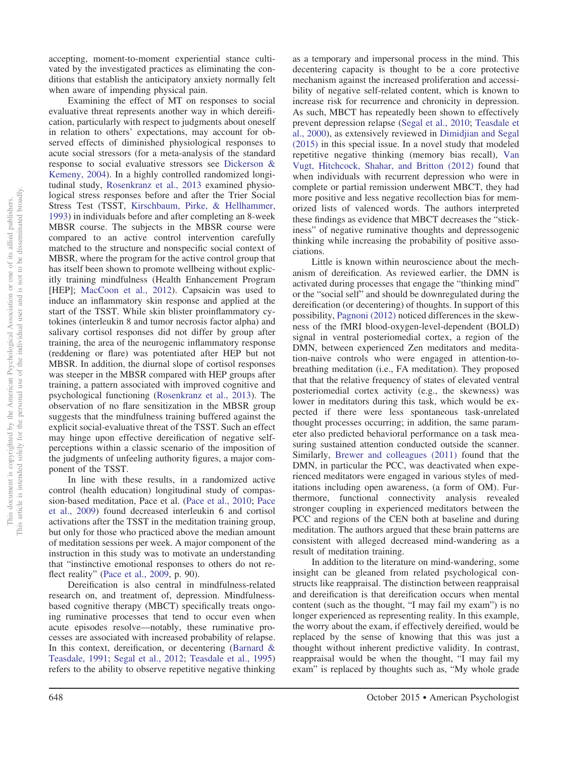accepting, moment-to-moment experiential stance cultivated by the investigated practices as eliminating the conditions that establish the anticipatory anxiety normally felt when aware of impending physical pain.

Examining the effect of MT on responses to social evaluative threat represents another way in which dereification, particularly with respect to judgments about oneself in relation to others' expectations, may account for observed effects of diminished physiological responses to acute social stressors (for a meta-analysis of the standard response to social evaluative stressors see Dickerson & Kemeny, 2004). In a highly controlled randomized longitudinal study, Rosenkranz et al., 2013 examined physiological stress responses before and after the Trier Social Stress Test (TSST, Kirschbaum, Pirke, & Hellhammer, 1993) in individuals before and after completing an 8-week MBSR course. The subjects in the MBSR course were compared to an active control intervention carefully matched to the structure and nonspecific social context of MBSR, where the program for the active control group that has itself been shown to promote wellbeing without explicitly training mindfulness (Health Enhancement Program [HEP]; MacCoon et al., 2012). Capsaicin was used to induce an inflammatory skin response and applied at the start of the TSST. While skin blister proinflammatory cytokines (interleukin 8 and tumor necrosis factor alpha) and salivary cortisol responses did not differ by group after training, the area of the neurogenic inflammatory response (reddening or flare) was potentiated after HEP but not MBSR. In addition, the diurnal slope of cortisol responses was steeper in the MBSR compared with HEP groups after training, a pattern associated with improved cognitive and psychological functioning (Rosenkranz et al., 2013). The observation of no flare sensitization in the MBSR group suggests that the mindfulness training buffered against the explicit social-evaluative threat of the TSST. Such an effect may hinge upon effective dereification of negative self-perceptions within a classic scenario of the imposition of the judgments of unfeeling authority figures, a major component of the TSST.

In line with these results, in a randomized active control (health education) longitudinal study of compassion-based meditation, Pace et al. (Pace et al., 2010; Pace et al., 2009) found decreased interleukin 6 and cortisol activations after the TSST in the meditation training group, but only for those who practiced above the median amount of meditation sessions per week. A major component of the instruction in this study was to motivate an understanding that "instinctive emotional responses to others do not reflect reality" (Pace et al., 2009, p. 90).

Dereification is also central in mindfulness-related research on, and treatment of, depression. Mindfulness-based cognitive therapy (MBCT) specifically treats ongoing ruminative processes that tend to occur even when acute episodes resolve—notably, these ruminative processes are associated with increased probability of relapse. In this context, dereification, or decentering (Barnard & Teasdale, 1991; Segal et al., 2012; Teasdale et al., 1995) refers to the ability to observe repetitive negative thinking as a temporary and impersonal process in the mind. This decentering capacity is thought to be a core protective mechanism against the increased proliferation and accessibility of negative self-related content, which is known to increase risk for recurrence and chronicity in depression. As such, MBCT has repeatedly been shown to effectively prevent depression relapse (Segal et al., 2010; Teasdale et al., 2000), as extensively reviewed in Dimidjian and Segal (2015) in this special issue. In a novel study that modeled repetitive negative thinking (memory bias recall), Van Vugt, Hitchcock, Shahar, and Britton (2012) found that when individuals with recurrent depression who were in complete or partial remission underwent MBCT, they had more positive and less negative recollection bias for memorized lists of valenced words. The authors interpreted these findings as evidence that MBCT decreases the "stickiness" of negative ruminative thoughts and depressogenic thinking while increasing the probability of positive associations.

Little is known within neuroscience about the mechanism of dereification. As reviewed earlier, the DMN is activated during processes that engage the "thinking mind" or the "social self" and should be downregulated during the dereification (or decentering) of thoughts. In support of this possibility, Pagnoni (2012) noticed differences in the skewness of the fMRI blood-oxygen-level-dependent (BOLD) signal in ventral posteriomedial cortex, a region of the DMN, between experienced Zen meditators and meditation-naive controls who were engaged in attention-to-breathing meditation (i.e., FA meditation). They proposed that that the relative frequency of states of elevated ventral posteriomedial cortex activity (e.g., the skewness) was lower in meditators during this task, which would be expected if there were less spontaneous task-unrelated thought processes occurring; in addition, the same parameter also predicted behavioral performance on a task measuring sustained attention conducted outside the scanner. Similarly, Brewer and colleagues (2011) found that the DMN, in particular the PCC, was deactivated when experienced meditators were engaged in various styles of meditations including open awareness, (a form of OM). Furthermore, functional connectivity analysis revealed stronger coupling in experienced meditators between the PCC and regions of the CEN both at baseline and during meditation. The authors argued that these brain patterns are consistent with alleged decreased mind-wandering as a result of meditation training.

In addition to the literature on mind-wandering, some insight can be gleaned from related psychological constructs like reappraisal. The distinction between reappraisal and dereification is that dereification occurs when mental content (such as the thought, "I may fail my exam") is no longer experienced as representing reality. In this example, the worry about the exam, if effectively dereified, would be replaced by the sense of knowing that this was just a thought without inherent predictive validity. In contrast, reappraisal would be when the thought, "I may fail my exam" is replaced by thoughts such as, "My whole grade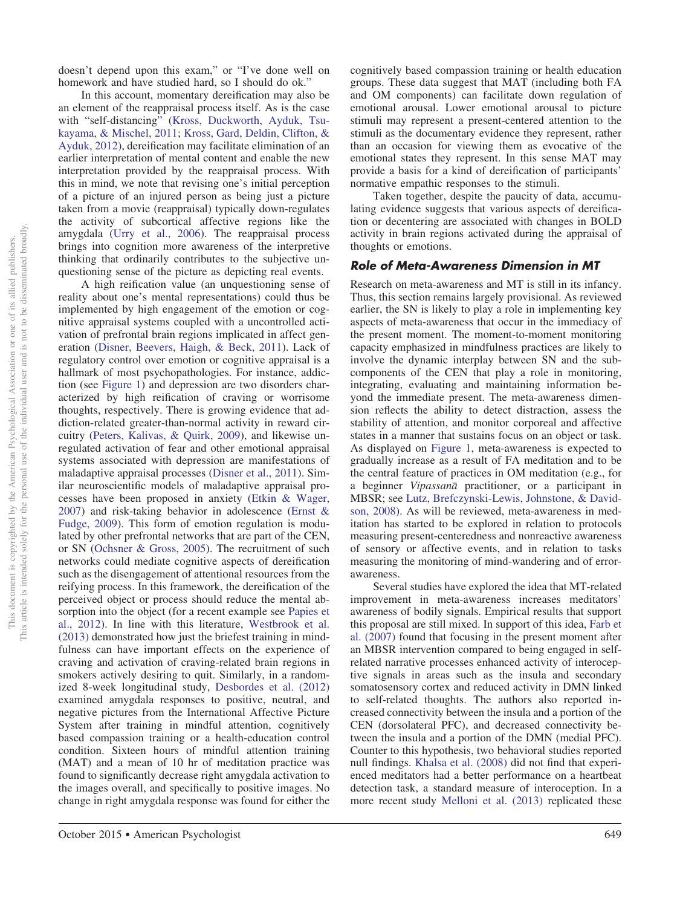doesn't depend upon this exam," or "I've done well on homework and have studied hard, so I should do ok."

In this account, momentary dereification may also be an element of the reappraisal process itself. As is the case with "self-distancing" (Kross, Duckworth, Ayduk, Tsukayama, & Mischel, 2011; Kross, Gard, Deldin, Clifton, & Ayduk, 2012), dereification may facilitate elimination of an earlier interpretation of mental content and enable the new interpretation provided by the reappraisal process. With this in mind, we note that revising one's initial perception of a picture of an injured person as being just a picture taken from a movie (reappraisal) typically down-regulates the activity of subcortical affective regions like the amygdala (Urry et al., 2006). The reappraisal process brings into cognition more awareness of the interpretive thinking that ordinarily contributes to the subjective unquestioning sense of the picture as depicting real events.

A high reification value (an unquestioning sense of reality about one's mental representations) could thus be implemented by high engagement of the emotion or cognitive appraisal systems coupled with a uncontrolled activation of prefrontal brain regions implicated in affect generation (Disner, Beevers, Haigh, & Beck, 2011). Lack of regulatory control over emotion or cognitive appraisal is a hallmark of most psychopathologies. For instance, addiction (see Figure 1) and depression are two disorders characterized by high reification of craving or worrisome thoughts, respectively. There is growing evidence that addiction-related greater-than-normal activity in reward circuitry (Peters, Kalivas, & Quirk, 2009), and likewise unregulated activation of fear and other emotional appraisal systems associated with depression are manifestations of maladaptive appraisal processes (Disner et al., 2011). Similar neuroscientific models of maladaptive appraisal processes have been proposed in anxiety (Etkin & Wager, 2007) and risk-taking behavior in adolescence (Ernst & Fudge, 2009). This form of emotion regulation is modulated by other prefrontal networks that are part of the CEN, or SN (Ochsner & Gross, 2005). The recruitment of such networks could mediate cognitive aspects of dereification such as the disengagement of attentional resources from the reifying process. In this framework, the dereification of the perceived object or process should reduce the mental absorption into the object (for a recent example see Papies et al., 2012). In line with this literature, Westbrook et al. (2013) demonstrated how just the briefest training in mindfulness can have important effects on the experience of craving and activation of craving-related brain regions in smokers actively desiring to quit. Similarly, in a randomized 8-week longitudinal study, Desbordes et al. (2012) examined amygdala responses to positive, neutral, and negative pictures from the International Affective Picture System after training in mindful attention, cognitively based compassion training or a health-education control condition. Sixteen hours of mindful attention training (MAT) and a mean of 10 hr of meditation practice was found to significantly decrease right amygdala activation to the images overall, and specifically to positive images. No change in right amygdala response was found for either the cognitively based compassion training or health education groups. These data suggest that MAT (including both FA and OM components) can facilitate down regulation of emotional arousal. Lower emotional arousal to picture stimuli may represent a present-centered attention to the stimuli as the documentary evidence they represent, rather than an occasion for viewing them as evocative of the emotional states they represent. In this sense MAT may provide a basis for a kind of dereification of participants' normative empathic responses to the stimuli.

Taken together, despite the paucity of data, accumulating evidence suggests that various aspects of dereification or decentering are associated with changes in BOLD activity in brain regions activated during the appraisal of thoughts or emotions.

### Role of Meta-Awareness Dimension in MT

Research on meta-awareness and MT is still in its infancy. Thus, this section remains largely provisional. As reviewed earlier, the SN is likely to play a role in implementing key aspects of meta-awareness that occur in the immediacy of the present moment. The moment-to-moment monitoring capacity emphasized in mindfulness practices are likely to involve the dynamic interplay between SN and the subcomponents of the CEN that play a role in monitoring, integrating, evaluating and maintaining information beyond the immediate present. The meta-awareness dimension reflects the ability to detect distraction, assess the stability of attention, and monitor corporeal and affective states in a manner that sustains focus on an object or task. As displayed on Figure 1, meta-awareness is expected to gradually increase as a result of FA meditation and to be the central feature of practices in OM meditation (e.g., for a beginner *Vipassanā* practitioner, or a participant in MBSR; see Lutz, Brefczynski-Lewis, Johnstone, & Davidson, 2008). As will be reviewed, meta-awareness in meditation has started to be explored in relation to protocols measuring present-centeredness and nonreactive awareness of sensory or affective events, and in relation to tasks measuring the monitoring of mind-wandering and of error-awareness.

Several studies have explored the idea that MT-related improvement in meta-awareness increases meditators' awareness of bodily signals. Empirical results that support this proposal are still mixed. In support of this idea, Farb et al. (2007) found that focusing in the present moment after an MBSR intervention compared to being engaged in self-related narrative processes enhanced activity of interoceptive signals in areas such as the insula and secondary somatosensory cortex and reduced activity in DMN linked to self-related thoughts. The authors also reported increased connectivity between the insula and a portion of the CEN (dorsolateral PFC), and decreased connectivity between the insula and a portion of the DMN (medial PFC). Counter to this hypothesis, two behavioral studies reported null findings. Khalsa et al. (2008) did not find that experienced meditators had a better performance on a heartbeat detection task, a standard measure of interoception. In a more recent study Melloni et al. (2013) replicated these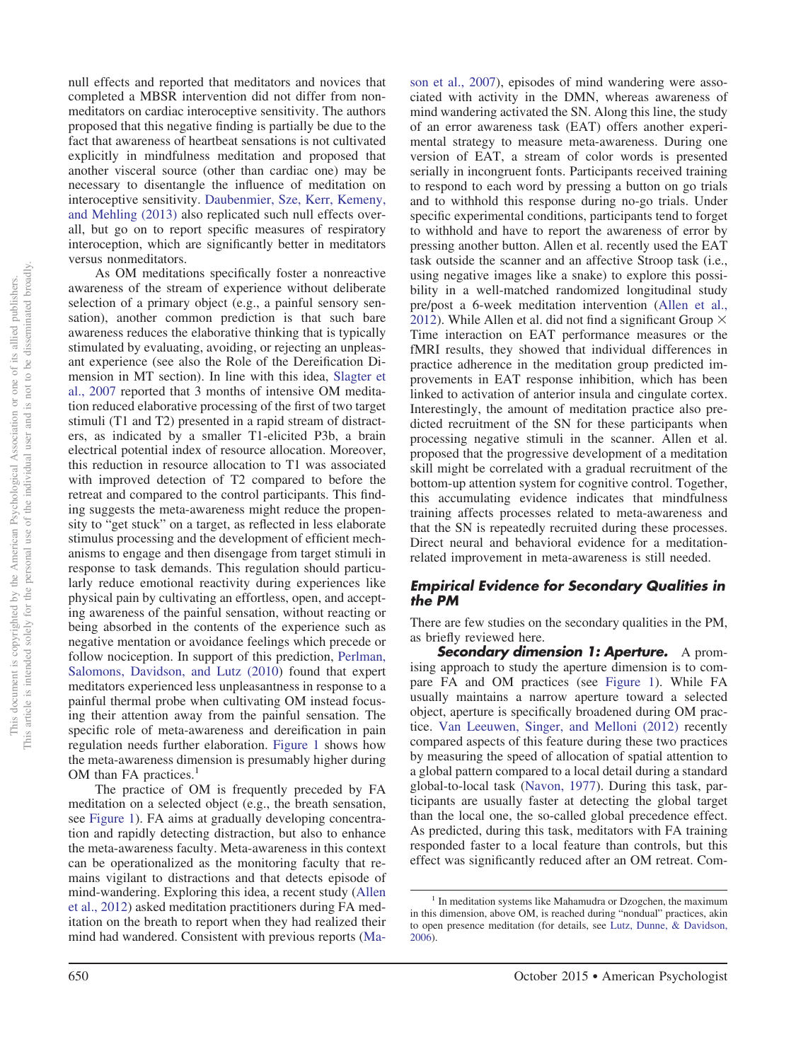null effects and reported that meditators and novices that completed a MBSR intervention did not differ from nonmeditators on cardiac interoceptive sensitivity. The authors proposed that this negative finding is partially be due to the fact that awareness of heartbeat sensations is not cultivated explicitly in mindfulness meditation and proposed that another visceral source (other than cardiac one) may be necessary to disentangle the influence of meditation on interoceptive sensitivity. Daubenmier, Sze, Kerr, Kemeny, and Mehling (2013) also replicated such null effects overall, but go on to report specific measures of respiratory interoception, which are significantly better in meditators versus nonmeditators.

As OM meditations specifically foster a nonreactive awareness of the stream of experience without deliberate selection of a primary object (e.g., a painful sensory sensation), another common prediction is that such bare awareness reduces the elaborative thinking that is typically stimulated by evaluating, avoiding, or rejecting an unpleasant experience (see also the Role of the Dereification Dimension in MT section). In line with this idea, Slagter et al., 2007 reported that 3 months of intensive OM meditation reduced elaborative processing of the first of two target stimuli (T1 and T2) presented in a rapid stream of distracters, as indicated by a smaller T1-elicited P3b, a brain electrical potential index of resource allocation. Moreover, this reduction in resource allocation to T1 was associated with improved detection of T2 compared to before the retreat and compared to the control participants. This finding suggests the meta-awareness might reduce the propensity to "get stuck" on a target, as reflected in less elaborate stimulus processing and the development of efficient mechanisms to engage and then disengage from target stimuli in response to task demands. This regulation should particularly reduce emotional reactivity during experiences like physical pain by cultivating an effortless, open, and accepting awareness of the painful sensation, without reacting or being absorbed in the contents of the experience such as negative mentation or avoidance feelings which precede or follow nociception. In support of this prediction, Perlman, Salomons, Davidson, and Lutz (2010) found that expert meditators experienced less unpleasantness in response to a painful thermal probe when cultivating OM instead focusing their attention away from the painful sensation. The specific role of meta-awareness and dereification in pain regulation needs further elaboration. Figure 1 shows how the meta-awareness dimension is presumably higher during OM than FA practices.[1]

The practice of OM is frequently preceded by FA meditation on a selected object (e.g., the breath sensation, see Figure 1). FA aims at gradually developing concentration and rapidly detecting distraction, but also to enhance the meta-awareness faculty. Meta-awareness in this context can be operationalized as the monitoring faculty that remains vigilant to distractions and that detects episode of mind-wandering. Exploring this idea, a recent study (Allen et al., 2012) asked meditation practitioners during FA meditation on the breath to report when they had realized their mind had wandered. Consistent with previous reports (Mason et al., 2007), episodes of mind wandering were associated with activity in the DMN, whereas awareness of mind wandering activated the SN. Along this line, the study of an error awareness task (EAT) offers another experimental strategy to measure meta-awareness. During one version of EAT, a stream of color words is presented serially in incongruent fonts. Participants received training to respond to each word by pressing a button on go trials and to withhold this response during no-go trials. Under specific experimental conditions, participants tend to forget to withhold and have to report the awareness of error by pressing another button. Allen et al. recently used the EAT task outside the scanner and an affective Stroop task (i.e., using negative images like a snake) to explore this possibility in a well-matched randomized longitudinal study pre/post a 6-week meditation intervention (Allen et al., 2012). While Allen et al. did not find a significant Group × Time interaction on EAT performance measures or the fMRI results, they showed that individual differences in practice adherence in the meditation group predicted improvements in EAT response inhibition, which has been linked to activation of anterior insula and cingulate cortex. Interestingly, the amount of meditation practice also predicted recruitment of the SN for these participants when processing negative stimuli in the scanner. Allen et al. proposed that the progressive development of a meditation skill might be correlated with a gradual recruitment of the bottom-up attention system for cognitive control. Together, this accumulating evidence indicates that mindfulness training affects processes related to meta-awareness and that the SN is repeatedly recruited during these processes. Direct neural and behavioral evidence for a meditation-related improvement in meta-awareness is still needed.

### Empirical Evidence for Secondary Qualities in the PM

There are few studies on the secondary qualities in the PM, as briefly reviewed here.

***Secondary dimension 1: Aperture.*** A promising approach to study the aperture dimension is to compare FA and OM practices (see Figure 1). While FA usually maintains a narrow aperture toward a selected object, aperture is specifically broadened during OM practice. Van Leeuwen, Singer, and Melloni (2012) recently compared aspects of this feature during these two practices by measuring the speed of allocation of spatial attention to a global pattern compared to a local detail during a standard global-to-local task (Navon, 1977). During this task, participants are usually faster at detecting the global target than the local one, the so-called global precedence effect. As predicted, during this task, meditators with FA training responded faster to a local feature than controls, but this effect was significantly reduced after an OM retreat. Com-

[1] In meditation systems like Mahamudra or Dzogchen, the maximum in this dimension, above OM, is reached during "nondual" practices, akin to open presence meditation (for details, see Lutz, Dunne, & Davidson, 2006).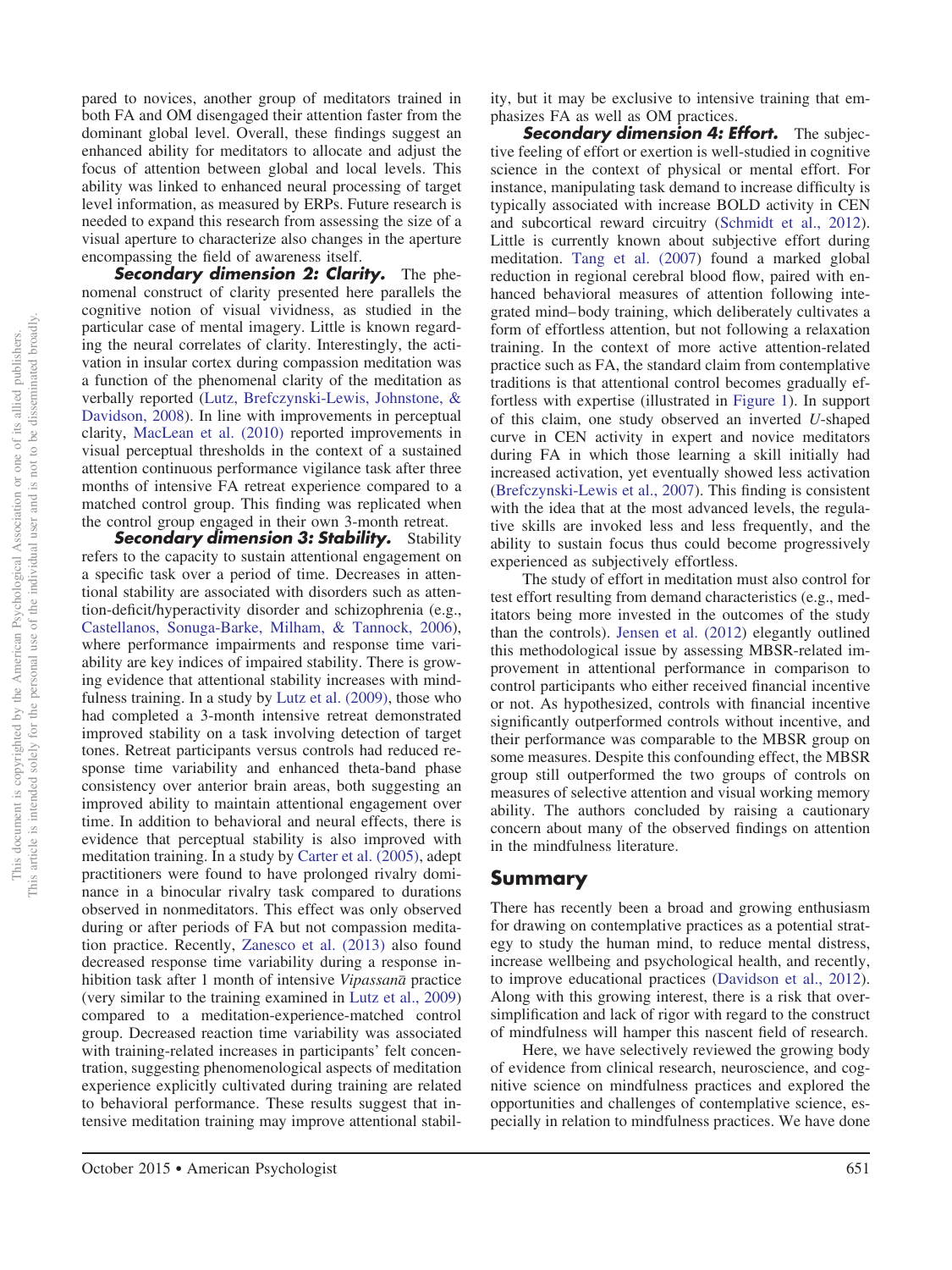pared to novices, another group of meditators trained in both FA and OM disengaged their attention faster from the dominant global level. Overall, these findings suggest an enhanced ability for meditators to allocate and adjust the focus of attention between global and local levels. This ability was linked to enhanced neural processing of target level information, as measured by ERPs. Future research is needed to expand this research from assessing the size of a visual aperture to characterize also changes in the aperture encompassing the field of awareness itself.

***Secondary dimension 2: Clarity.*** The phenomenal construct of clarity presented here parallels the cognitive notion of visual vividness, as studied in the particular case of mental imagery. Little is known regarding the neural correlates of clarity. Interestingly, the activation in insular cortex during compassion meditation was a function of the phenomenal clarity of the meditation as verbally reported (Lutz, Brefczynski-Lewis, Johnstone, & Davidson, 2008). In line with improvements in perceptual clarity, MacLean et al. (2010) reported improvements in visual perceptual thresholds in the context of a sustained attention continuous performance vigilance task after three months of intensive FA retreat experience compared to a matched control group. This finding was replicated when the control group engaged in their own 3-month retreat.

***Secondary dimension 3: Stability.*** Stability refers to the capacity to sustain attentional engagement on a specific task over a period of time. Decreases in attentional stability are associated with disorders such as attention-deficit/hyperactivity disorder and schizophrenia (e.g., Castellanos, Sonuga-Barke, Milham, & Tannock, 2006), where performance impairments and response time variability are key indices of impaired stability. There is growing evidence that attentional stability increases with mindfulness training. In a study by Lutz et al. (2009), those who had completed a 3-month intensive retreat demonstrated improved stability on a task involving detection of target tones. Retreat participants versus controls had reduced response time variability and enhanced theta-band phase consistency over anterior brain areas, both suggesting an improved ability to maintain attentional engagement over time. In addition to behavioral and neural effects, there is evidence that perceptual stability is also improved with meditation training. In a study by Carter et al. (2005), adept practitioners were found to have prolonged rivalry dominance in a binocular rivalry task compared to durations observed in nonmeditators. This effect was only observed during or after periods of FA but not compassion meditation practice. Recently, Zanesco et al. (2013) also found decreased response time variability during a response inhibition task after 1 month of intensive *Vipassanā* practice (very similar to the training examined in Lutz et al., 2009) compared to a meditation-experience-matched control group. Decreased reaction time variability was associated with training-related increases in participants' felt concentration, suggesting phenomenological aspects of meditation experience explicitly cultivated during training are related to behavioral performance. These results suggest that intensive meditation training may improve attentional stability, but it may be exclusive to intensive training that emphasizes FA as well as OM practices.

***Secondary dimension 4: Effort.*** The subjective feeling of effort or exertion is well-studied in cognitive science in the context of physical or mental effort. For instance, manipulating task demand to increase difficulty is typically associated with increase BOLD activity in CEN and subcortical reward circuitry (Schmidt et al., 2012). Little is currently known about subjective effort during meditation. Tang et al. (2007) found a marked global reduction in regional cerebral blood flow, paired with enhanced behavioral measures of attention following integrated mind–body training, which deliberately cultivates a form of effortless attention, but not following a relaxation training. In the context of more active attention-related practice such as FA, the standard claim from contemplative traditions is that attentional control becomes gradually effortless with expertise (illustrated in Figure 1). In support of this claim, one study observed an inverted *U*-shaped curve in CEN activity in expert and novice meditators during FA in which those learning a skill initially had increased activation, yet eventually showed less activation (Brefczynski-Lewis et al., 2007). This finding is consistent with the idea that at the most advanced levels, the regulative skills are invoked less and less frequently, and the ability to sustain focus thus could become progressively experienced as subjectively effortless.

The study of effort in meditation must also control for test effort resulting from demand characteristics (e.g., meditators being more invested in the outcomes of the study than the controls). Jensen et al. (2012) elegantly outlined this methodological issue by assessing MBSR-related improvement in attentional performance in comparison to control participants who either received financial incentive or not. As hypothesized, controls with financial incentive significantly outperformed controls without incentive, and their performance was comparable to the MBSR group on some measures. Despite this confounding effect, the MBSR group still outperformed the two groups of controls on measures of selective attention and visual working memory ability. The authors concluded by raising a cautionary concern about many of the observed findings on attention in the mindfulness literature.

## Summary

There has recently been a broad and growing enthusiasm for drawing on contemplative practices as a potential strategy to study the human mind, to reduce mental distress, increase wellbeing and psychological health, and recently, to improve educational practices (Davidson et al., 2012). Along with this growing interest, there is a risk that oversimplification and lack of rigor with regard to the construct of mindfulness will hamper this nascent field of research.

Here, we have selectively reviewed the growing body of evidence from clinical research, neuroscience, and cognitive science on mindfulness practices and explored the opportunities and challenges of contemplative science, especially in relation to mindfulness practices. We have done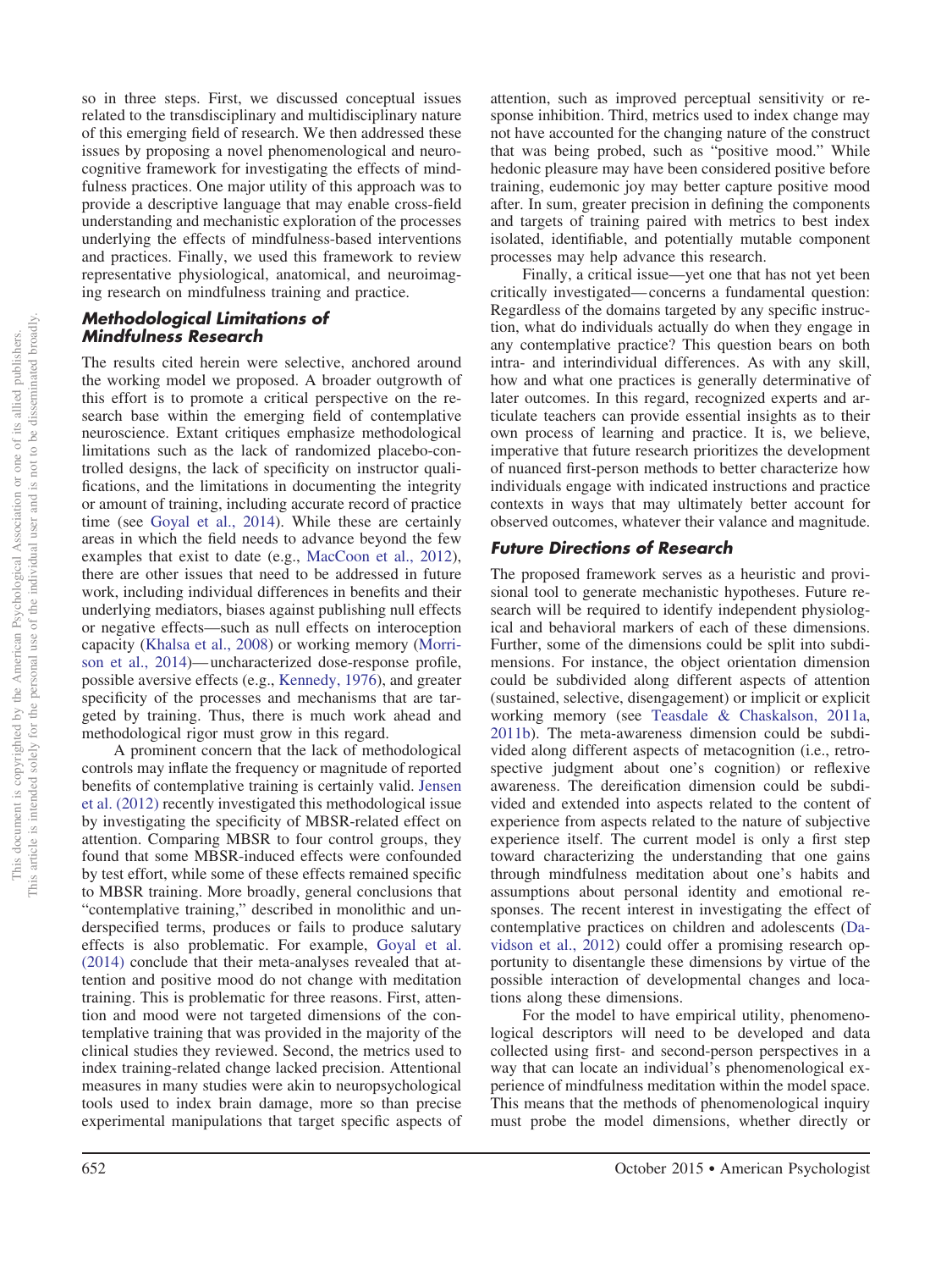so in three steps. First, we discussed conceptual issues related to the transdisciplinary and multidisciplinary nature of this emerging field of research. We then addressed these issues by proposing a novel phenomenological and neurocognitive framework for investigating the effects of mindfulness practices. One major utility of this approach was to provide a descriptive language that may enable cross-field understanding and mechanistic exploration of the processes underlying the effects of mindfulness-based interventions and practices. Finally, we used this framework to review representative physiological, anatomical, and neuroimaging research on mindfulness training and practice.

### Methodological Limitations of Mindfulness Research

The results cited herein were selective, anchored around the working model we proposed. A broader outgrowth of this effort is to promote a critical perspective on the research base within the emerging field of contemplative neuroscience. Extant critiques emphasize methodological limitations such as the lack of randomized placebo-controlled designs, the lack of specificity on instructor qualifications, and the limitations in documenting the integrity or amount of training, including accurate record of practice time (see Goyal et al., 2014). While these are certainly areas in which the field needs to advance beyond the few examples that exist to date (e.g., MacCoon et al., 2012), there are other issues that need to be addressed in future work, including individual differences in benefits and their underlying mediators, biases against publishing null effects or negative effects—such as null effects on interoception capacity (Khalsa et al., 2008) or working memory (Morrison et al., 2014)—uncharacterized dose-response profile, possible aversive effects (e.g., Kennedy, 1976), and greater specificity of the processes and mechanisms that are targeted by training. Thus, there is much work ahead and methodological rigor must grow in this regard.

A prominent concern that the lack of methodological controls may inflate the frequency or magnitude of reported benefits of contemplative training is certainly valid. Jensen et al. (2012) recently investigated this methodological issue by investigating the specificity of MBSR-related effect on attention. Comparing MBSR to four control groups, they found that some MBSR-induced effects were confounded by test effort, while some of these effects remained specific to MBSR training. More broadly, general conclusions that "contemplative training," described in monolithic and underspecified terms, produces or fails to produce salutary effects is also problematic. For example, Goyal et al. (2014) conclude that their meta-analyses revealed that attention and positive mood do not change with meditation training. This is problematic for three reasons. First, attention and mood were not targeted dimensions of the contemplative training that was provided in the majority of the clinical studies they reviewed. Second, the metrics used to index training-related change lacked precision. Attentional measures in many studies were akin to neuropsychological tools used to index brain damage, more so than precise experimental manipulations that target specific aspects of attention, such as improved perceptual sensitivity or response inhibition. Third, metrics used to index change may not have accounted for the changing nature of the construct that was being probed, such as "positive mood." While hedonic pleasure may have been considered positive before training, eudemonic joy may better capture positive mood after. In sum, greater precision in defining the components and targets of training paired with metrics to best index isolated, identifiable, and potentially mutable component processes may help advance this research.

Finally, a critical issue—yet one that has not yet been critically investigated—concerns a fundamental question: Regardless of the domains targeted by any specific instruction, what do individuals actually do when they engage in any contemplative practice? This question bears on both intra- and interindividual differences. As with any skill, how and what one practices is generally determinative of later outcomes. In this regard, recognized experts and articulate teachers can provide essential insights as to their own process of learning and practice. It is, we believe, imperative that future research prioritizes the development of nuanced first-person methods to better characterize how individuals engage with indicated instructions and practice contexts in ways that may ultimately better account for observed outcomes, whatever their valance and magnitude.

### Future Directions of Research

The proposed framework serves as a heuristic and provisional tool to generate mechanistic hypotheses. Future research will be required to identify independent physiological and behavioral markers of each of these dimensions. Further, some of the dimensions could be split into subdimensions. For instance, the object orientation dimension could be subdivided along different aspects of attention (sustained, selective, disengagement) or implicit or explicit working memory (see Teasdale & Chaskalson, 2011a, 2011b). The meta-awareness dimension could be subdivided along different aspects of metacognition (i.e., retrospective judgment about one's cognition) or reflexive awareness. The dereification dimension could be subdivided and extended into aspects related to the content of experience from aspects related to the nature of subjective experience itself. The current model is only a first step toward characterizing the understanding that one gains through mindfulness meditation about one's habits and assumptions about personal identity and emotional responses. The recent interest in investigating the effect of contemplative practices on children and adolescents (Davidson et al., 2012) could offer a promising research opportunity to disentangle these dimensions by virtue of the possible interaction of developmental changes and locations along these dimensions.

For the model to have empirical utility, phenomenological descriptors will need to be developed and data collected using first- and second-person perspectives in a way that can locate an individual's phenomenological experience of mindfulness meditation within the model space. This means that the methods of phenomenological inquiry must probe the model dimensions, whether directly or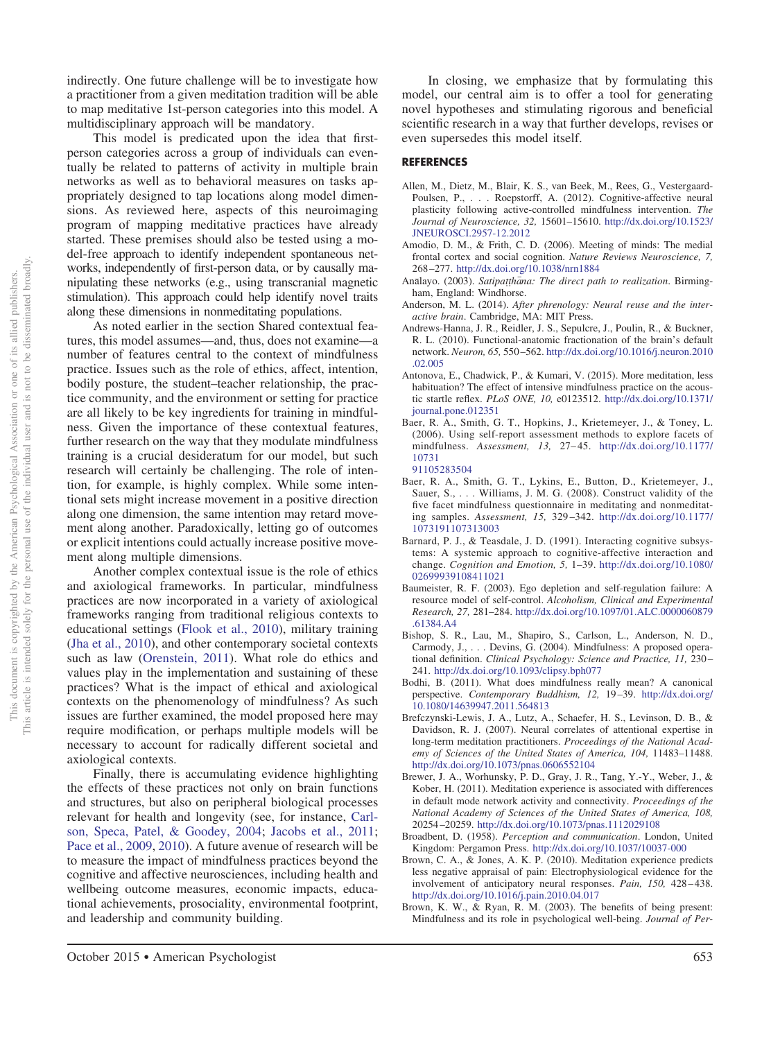indirectly. One future challenge will be to investigate how a practitioner from a given meditation tradition will be able to map meditative 1st-person categories into this model. A multidisciplinary approach will be mandatory.

This model is predicated upon the idea that first-person categories across a group of individuals can eventually be related to patterns of activity in multiple brain networks as well as to behavioral measures on tasks appropriately designed to tap locations along model dimensions. As reviewed here, aspects of this neuroimaging program of mapping meditative practices have already started. These premises should also be tested using a model-free approach to identify independent spontaneous networks, independently of first-person data, or by causally manipulating these networks (e.g., using transcranial magnetic stimulation). This approach could help identify novel traits along these dimensions in nonmeditating populations.

As noted earlier in the section Shared contextual features, this model assumes—and, thus, does not examine—a number of features central to the context of mindfulness practice. Issues such as the role of ethics, affect, intention, bodily posture, the student–teacher relationship, the practice community, and the environment or setting for practice are all likely to be key ingredients for training in mindfulness. Given the importance of these contextual features, further research on the way that they modulate mindfulness training is a crucial desideratum for our model, but such research will certainly be challenging. The role of intention, for example, is highly complex. While some intentional sets might increase movement in a positive direction along one dimension, the same intention may retard movement along another. Paradoxically, letting go of outcomes or explicit intentions could actually increase positive movement along multiple dimensions.

Another complex contextual issue is the role of ethics and axiological frameworks. In particular, mindfulness practices are now incorporated in a variety of axiological frameworks ranging from traditional religious contexts to educational settings (Flook et al., 2010), military training (Jha et al., 2010), and other contemporary societal contexts such as law (Orenstein, 2011). What role do ethics and values play in the implementation and sustaining of these practices? What is the impact of ethical and axiological contexts on the phenomenology of mindfulness? As such issues are further examined, the model proposed here may require modification, or perhaps multiple models will be necessary to account for radically different societal and axiological contexts.

Finally, there is accumulating evidence highlighting the effects of these practices not only on brain functions and structures, but also on peripheral biological processes relevant for health and longevity (see, for instance, Carlson, Speca, Patel, & Goodey, 2004; Jacobs et al., 2011; Pace et al., 2009, 2010). A future avenue of research will be to measure the impact of mindfulness practices beyond the cognitive and affective neurosciences, including health and wellbeing outcome measures, economic impacts, educational achievements, prosociality, environmental footprint, and leadership and community building.

In closing, we emphasize that by formulating this model, our central aim is to offer a tool for generating novel hypotheses and stimulating rigorous and beneficial scientific research in a way that further develops, revises or even supersedes this model itself.

## REFERENCES

Allen, M., Dietz, M., Blair, K. S., van Beek, M., Rees, G., Vestergaard-Poulsen, P., . . . Roepstorff, A. (2012). Cognitive-affective neural plasticity following active-controlled mindfulness intervention. *The Journal of Neuroscience, 32,* 15601–15610. http://dx.doi.org/10.1523/JNEUROSCI.2957-12.2012

Amodio, D. M., & Frith, C. D. (2006). Meeting of minds: The medial frontal cortex and social cognition. *Nature Reviews Neuroscience, 7,* 268–277. http://dx.doi.org/10.1038/nrn1884

Anālayo. (2003). *Satipaṭṭhāna: The direct path to realization*. Birmingham, England: Windhorse.

Anderson, M. L. (2014). *After phrenology: Neural reuse and the interactive brain*. Cambridge, MA: MIT Press.

Andrews-Hanna, J. R., Reidler, J. S., Sepulcre, J., Poulin, R., & Buckner, R. L. (2010). Functional-anatomic fractionation of the brain's default network. *Neuron, 65,* 550–562. http://dx.doi.org/10.1016/j.neuron.2010.02.005

Antonova, E., Chadwick, P., & Kumari, V. (2015). More meditation, less habituation? The effect of intensive mindfulness practice on the acoustic startle reflex. *PLoS ONE, 10,* e0123512. http://dx.doi.org/10.1371/journal.pone.012351

Baer, R. A., Smith, G. T., Hopkins, J., Krietemeyer, J., & Toney, L. (2006). Using self-report assessment methods to explore facets of mindfulness. *Assessment, 13,* 27–45. http://dx.doi.org/10.1177/1073191105283504

Baer, R. A., Smith, G. T., Lykins, E., Button, D., Krietemeyer, J., Sauer, S., . . . Williams, J. M. G. (2008). Construct validity of the five facet mindfulness questionnaire in meditating and nonmeditating samples. *Assessment, 15,* 329–342. http://dx.doi.org/10.1177/1073191107313003

Barnard, P. J., & Teasdale, J. D. (1991). Interacting cognitive subsystems: A systemic approach to cognitive-affective interaction and change. *Cognition and Emotion, 5,* 1–39. http://dx.doi.org/10.1080/02699939108411021

Baumeister, R. F. (2003). Ego depletion and self-regulation failure: A resource model of self-control. *Alcoholism, Clinical and Experimental Research, 27,* 281–284. http://dx.doi.org/10.1097/01.ALC.0000060879.61384.A4

Bishop, S. R., Lau, M., Shapiro, S., Carlson, L., Anderson, N. D., Carmody, J., . . . Devins, G. (2004). Mindfulness: A proposed operational definition. *Clinical Psychology: Science and Practice, 11,* 230–241. http://dx.doi.org/10.1093/clipsy.bph077

Bodhi, B. (2011). What does mindfulness really mean? A canonical perspective. *Contemporary Buddhism, 12,* 19–39. http://dx.doi.org/10.1080/14639947.2011.564813

Brefczynski-Lewis, J. A., Lutz, A., Schaefer, H. S., Levinson, D. B., & Davidson, R. J. (2007). Neural correlates of attentional expertise in long-term meditation practitioners. *Proceedings of the National Academy of Sciences of the United States of America, 104,* 11483–11488. http://dx.doi.org/10.1073/pnas.0606552104

Brewer, J. A., Worhunsky, P. D., Gray, J. R., Tang, Y.-Y., Weber, J., & Kober, H. (2011). Meditation experience is associated with differences in default mode network activity and connectivity. *Proceedings of the National Academy of Sciences of the United States of America, 108,* 20254–20259. http://dx.doi.org/10.1073/pnas.1112029108

Broadbent, D. (1958). *Perception and communication*. London, United Kingdom: Pergamon Press. http://dx.doi.org/10.1037/10037-000

Brown, C. A., & Jones, A. K. P. (2010). Meditation experience predicts less negative appraisal of pain: Electrophysiological evidence for the involvement of anticipatory neural responses. *Pain, 150,* 428–438. http://dx.doi.org/10.1016/j.pain.2010.04.017

Brown, K. W., & Ryan, R. M. (2003). The benefits of being present: Mindfulness and its role in psychological well-being. *Journal of Per-*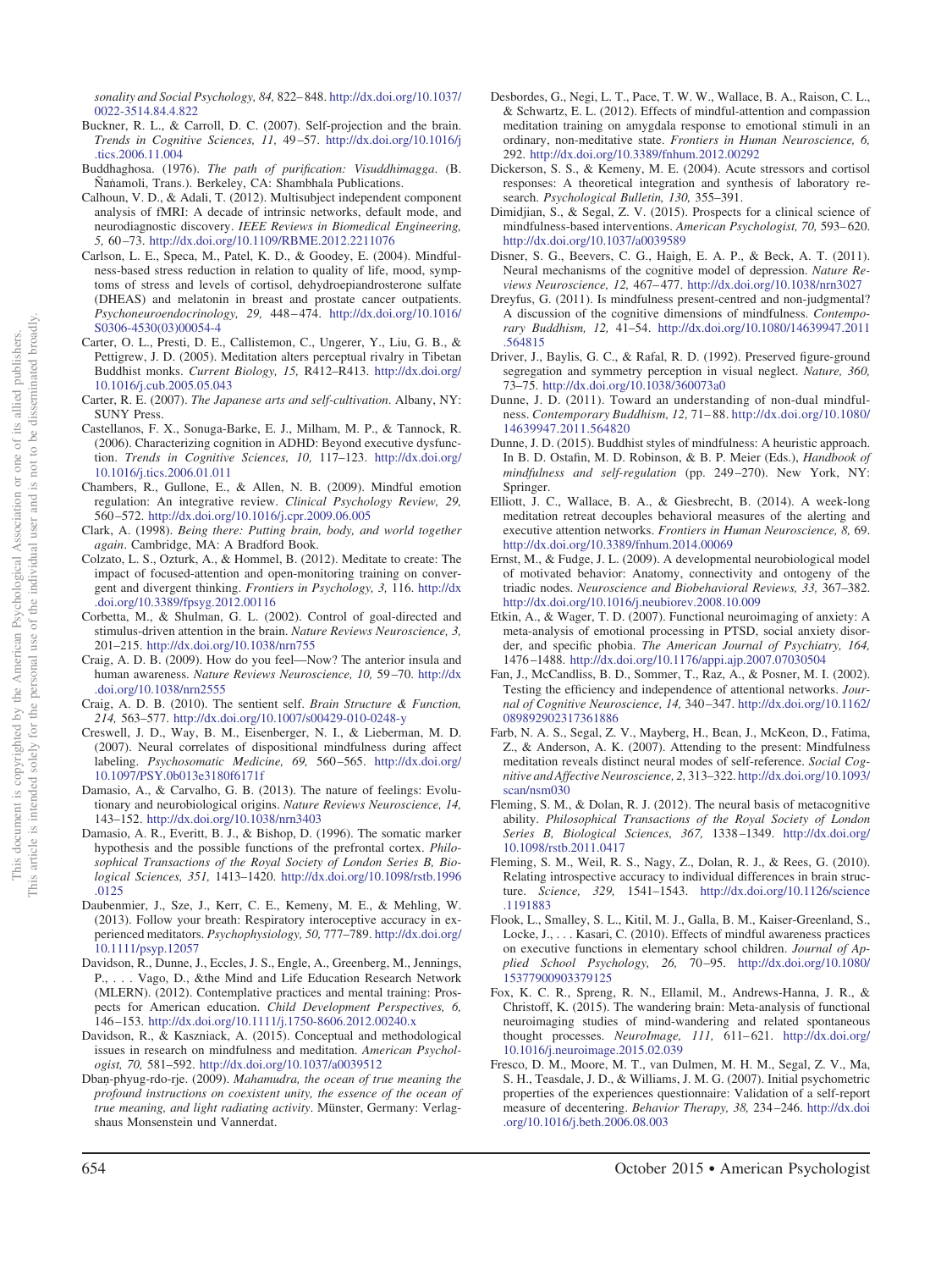*sonality and Social Psychology, 84,* 822–848. http://dx.doi.org/10.1037/0022-3514.84.4.822

Buckner, R. L., & Carroll, D. C. (2007). Self-projection and the brain. *Trends in Cognitive Sciences, 11,* 49–57. http://dx.doi.org/10.1016/j.tics.2006.11.004

Buddhaghosa. (1976). *The path of purification: Visuddhimagga*. (B. Ñāṅamoli, Trans.). Berkeley, CA: Shambhala Publications.

Calhoun, V. D., & Adali, T. (2012). Multisubject independent component analysis of fMRI: A decade of intrinsic networks, default mode, and neurodiagnostic discovery. *IEEE Reviews in Biomedical Engineering, 5,* 60–73. http://dx.doi.org/10.1109/RBME.2012.2211076

Carlson, L. E., Speca, M., Patel, K. D., & Goodey, E. (2004). Mindfulness-based stress reduction in relation to quality of life, mood, symptoms of stress and levels of cortisol, dehydroepiandrosterone sulfate (DHEAS) and melatonin in breast and prostate cancer outpatients. *Psychoneuroendocrinology, 29,* 448–474. http://dx.doi.org/10.1016/S0306-4530(03)00054-4

Carter, O. L., Presti, D. E., Callistemon, C., Ungerer, Y., Liu, G. B., & Pettigrew, J. D. (2005). Meditation alters perceptual rivalry in Tibetan Buddhist monks. *Current Biology, 15,* R412–R413. http://dx.doi.org/10.1016/j.cub.2005.05.043

Carter, R. E. (2007). *The Japanese arts and self-cultivation*. Albany, NY: SUNY Press.

Castellanos, F. X., Sonuga-Barke, E. J., Milham, M. P., & Tannock, R. (2006). Characterizing cognition in ADHD: Beyond executive dysfunction. *Trends in Cognitive Sciences, 10,* 117–123. http://dx.doi.org/10.1016/j.tics.2006.01.011

Chambers, R., Gullone, E., & Allen, N. B. (2009). Mindful emotion regulation: An integrative review. *Clinical Psychology Review, 29,* 560–572. http://dx.doi.org/10.1016/j.cpr.2009.06.005

Clark, A. (1998). *Being there: Putting brain, body, and world together again*. Cambridge, MA: A Bradford Book.

Colzato, L. S., Ozturk, A., & Hommel, B. (2012). Meditate to create: The impact of focused-attention and open-monitoring training on convergent and divergent thinking. *Frontiers in Psychology, 3,* 116. http://dx.doi.org/10.3389/fpsyg.2012.00116

Corbetta, M., & Shulman, G. L. (2002). Control of goal-directed and stimulus-driven attention in the brain. *Nature Reviews Neuroscience, 3,* 201–215. http://dx.doi.org/10.1038/nrn755

Craig, A. D. B. (2009). How do you feel—Now? The anterior insula and human awareness. *Nature Reviews Neuroscience, 10,* 59–70. http://dx.doi.org/10.1038/nrn2555

Craig, A. D. B. (2010). The sentient self. *Brain Structure & Function, 214,* 563–577. http://dx.doi.org/10.1007/s00429-010-0248-y

Creswell, J. D., Way, B. M., Eisenberger, N. I., & Lieberman, M. D. (2007). Neural correlates of dispositional mindfulness during affect labeling. *Psychosomatic Medicine, 69,* 560–565. http://dx.doi.org/10.1097/PSY.0b013e3180f6171f

Damasio, A., & Carvalho, G. B. (2013). The nature of feelings: Evolutionary and neurobiological origins. *Nature Reviews Neuroscience, 14,* 143–152. http://dx.doi.org/10.1038/nrn3403

Damasio, A. R., Everitt, B. J., & Bishop, D. (1996). The somatic marker hypothesis and the possible functions of the prefrontal cortex. *Philosophical Transactions of the Royal Society of London Series B, Biological Sciences, 351,* 1413–1420. http://dx.doi.org/10.1098/rstb.1996.0125

Daubenmier, J., Sze, J., Kerr, C. E., Kemeny, M. E., & Mehling, W. (2013). Follow your breath: Respiratory interoceptive accuracy in experienced meditators. *Psychophysiology, 50,* 777–789. http://dx.doi.org/10.1111/psyp.12057

Davidson, R., Dunne, J., Eccles, J. S., Engle, A., Greenberg, M., Jennings, P., . . . Vago, D., &the Mind and Life Education Research Network (MLERN). (2012). Contemplative practices and mental training: Prospects for American education. *Child Development Perspectives, 6,* 146–153. http://dx.doi.org/10.1111/j.1750-8606.2012.00240.x

Davidson, R., & Kaszniack, A. (2015). Conceptual and methodological issues in research on mindfulness and meditation. *American Psychologist, 70,* 581–592. http://dx.doi.org/10.1037/a0039512

Dbaṇ-phyug-rdo-rje. (2009). *Mahamudra, the ocean of true meaning the profound instructions on coexistent unity, the essence of the ocean of true meaning, and light radiating activity*. Münster, Germany: Verlagshaus Monsenstein und Vannerdat.

Desbordes, G., Negi, L. T., Pace, T. W. W., Wallace, B. A., Raison, C. L., & Schwartz, E. L. (2012). Effects of mindful-attention and compassion meditation training on amygdala response to emotional stimuli in an ordinary, non-meditative state. *Frontiers in Human Neuroscience, 6,* 292. http://dx.doi.org/10.3389/fnhum.2012.00292

Dickerson, S. S., & Kemeny, M. E. (2004). Acute stressors and cortisol responses: A theoretical integration and synthesis of laboratory research. *Psychological Bulletin, 130,* 355–391.

Dimidjian, S., & Segal, Z. V. (2015). Prospects for a clinical science of mindfulness-based interventions. *American Psychologist, 70,* 593–620. http://dx.doi.org/10.1037/a0039589

Disner, S. G., Beevers, C. G., Haigh, E. A. P., & Beck, A. T. (2011). Neural mechanisms of the cognitive model of depression. *Nature Reviews Neuroscience, 12,* 467–477. http://dx.doi.org/10.1038/nrn3027

Dreyfus, G. (2011). Is mindfulness present-centred and non-judgmental? A discussion of the cognitive dimensions of mindfulness. *Contemporary Buddhism, 12,* 41–54. http://dx.doi.org/10.1080/14639947.2011.564815

Driver, J., Baylis, G. C., & Rafal, R. D. (1992). Preserved figure-ground segregation and symmetry perception in visual neglect. *Nature, 360,* 73–75. http://dx.doi.org/10.1038/360073a0

Dunne, J. D. (2011). Toward an understanding of non-dual mindfulness. *Contemporary Buddhism, 12,* 71–88. http://dx.doi.org/10.1080/14639947.2011.564820

Dunne, J. D. (2015). Buddhist styles of mindfulness: A heuristic approach. In B. D. Ostafin, M. D. Robinson, & B. P. Meier (Eds.), *Handbook of mindfulness and self-regulation* (pp. 249–270). New York, NY: Springer.

Elliott, J. C., Wallace, B. A., & Giesbrecht, B. (2014). A week-long meditation retreat decouples behavioral measures of the alerting and executive attention networks. *Frontiers in Human Neuroscience, 8,* 69. http://dx.doi.org/10.3389/fnhum.2014.00069

Ernst, M., & Fudge, J. L. (2009). A developmental neurobiological model of motivated behavior: Anatomy, connectivity and ontogeny of the triadic nodes. *Neuroscience and Biobehavioral Reviews, 33,* 367–382. http://dx.doi.org/10.1016/j.neubiorev.2008.10.009

Etkin, A., & Wager, T. D. (2007). Functional neuroimaging of anxiety: A meta-analysis of emotional processing in PTSD, social anxiety disorder, and specific phobia. *The American Journal of Psychiatry, 164,* 1476–1488. http://dx.doi.org/10.1176/appi.ajp.2007.07030504

Fan, J., McCandliss, B. D., Sommer, T., Raz, A., & Posner, M. I. (2002). Testing the efficiency and independence of attentional networks. *Journal of Cognitive Neuroscience, 14,* 340–347. http://dx.doi.org/10.1162/089892902317361886

Farb, N. A. S., Segal, Z. V., Mayberg, H., Bean, J., McKeon, D., Fatima, Z., & Anderson, A. K. (2007). Attending to the present: Mindfulness meditation reveals distinct neural modes of self-reference. *Social Cognitive and Affective Neuroscience, 2,* 313–322. http://dx.doi.org/10.1093/scan/nsm030

Fleming, S. M., & Dolan, R. J. (2012). The neural basis of metacognitive ability. *Philosophical Transactions of the Royal Society of London Series B, Biological Sciences, 367,* 1338–1349. http://dx.doi.org/10.1098/rstb.2011.0417

Fleming, S. M., Weil, R. S., Nagy, Z., Dolan, R. J., & Rees, G. (2010). Relating introspective accuracy to individual differences in brain structure. *Science, 329,* 1541–1543. http://dx.doi.org/10.1126/science.1191883

Flook, L., Smalley, S. L., Kitil, M. J., Galla, B. M., Kaiser-Greenland, S., Locke, J., . . . Kasari, C. (2010). Effects of mindful awareness practices on executive functions in elementary school children. *Journal of Applied School Psychology, 26,* 70–95. http://dx.doi.org/10.1080/15377900903379125

Fox, K. C. R., Spreng, R. N., Ellamil, M., Andrews-Hanna, J. R., & Christoff, K. (2015). The wandering brain: Meta-analysis of functional neuroimaging studies of mind-wandering and related spontaneous thought processes. *NeuroImage, 111,* 611–621. http://dx.doi.org/10.1016/j.neuroimage.2015.02.039

Fresco, D. M., Moore, M. T., van Dulmen, M. H. M., Segal, Z. V., Ma, S. H., Teasdale, J. D., & Williams, J. M. G. (2007). Initial psychometric properties of the experiences questionnaire: Validation of a self-report measure of decentering. *Behavior Therapy, 38,* 234–246. http://dx.doi.org/10.1016/j.beth.2006.08.003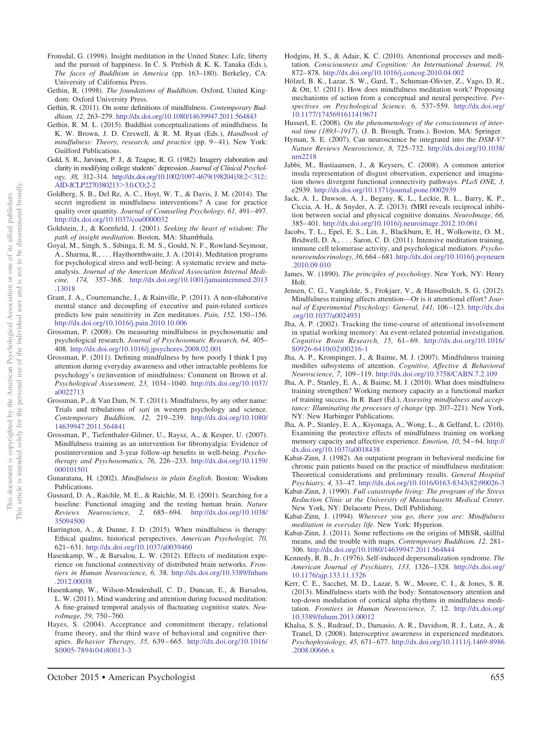Fronsdal, G. (1998). Insight meditation in the United States: Life, liberty and the pursuit of happiness. In C. S. Prebish & K. K. Tanaka (Eds.), *The faces of Buddhism in America* (pp. 163–180). Berkeley, CA: University of California Press.

Gethin, R. (1998). *The foundations of Buddhism*. Oxford, United Kingdom: Oxford University Press.

Gethin, R. (2011). On some definitions of mindfulness. *Contemporary Buddhism, 12,* 263–279. http://dx.doi.org/10.1080/14639947.2011.564843

Gethin, R. M. L. (2015). Buddhist conceptualizations of mindfulness. In K. W. Brown, J. D. Creswell, & R. M. Ryan (Eds.), *Handbook of mindfulness: Theory, research, and practice* (pp. 9–41). New York: Guilford Publications.

Gold, S. R., Jarvinen, P. J., & Teague, R. G. (1982). Imagery elaboration and clarity in modifying college students' depression. *Journal of Clinical Psychology, 38,* 312–314. http://dx.doi.org/10.1002/1097-4679(198204)38:2<312::AID-JCLP2270380213>3.0.CO;2-2

Goldberg, S. B., Del Re, A. C., Hoyt, W. T., & Davis, J. M. (2014). The secret ingredient in mindfulness interventions? A case for practice quality over quantity. *Journal of Counseling Psychology, 61,* 491–497. http://dx.doi.org/10.1037/cou0000032

Goldstein, J., & Kornfield, J. (2001). *Seeking the heart of wisdom: The path of insight meditation*. Boston, MA: Shambhala.

Goyal, M., Singh, S., Sibinga, E. M. S., Gould, N. F., Rowland-Seymour, A., Sharma, R., . . . Haythornthwaite, J. A. (2014). Meditation programs for psychological stress and well-being: A systematic review and meta-analysis. *Journal of the American Medical Association Internal Medicine, 174,* 357–368. http://dx.doi.org/10.1001/jamainternmed.2013.13018

Grant, J. A., Courtemanche, J., & Rainville, P. (2011). A non-elaborative mental stance and decoupling of executive and pain-related cortices predicts low pain sensitivity in Zen meditators. *Pain, 152,* 150–156. http://dx.doi.org/10.1016/j.pain.2010.10.006

Grossman, P. (2008). On measuring mindfulness in psychosomatic and psychological research. *Journal of Psychosomatic Research, 64,* 405–408. http://dx.doi.org/10.1016/j.jpsychores.2008.02.001

Grossman, P. (2011). Defining mindfulness by how poorly I think I pay attention during everyday awareness and other intractable problems for psychology's (re)invention of mindfulness: Comment on Brown et al. *Psychological Assessment, 23,* 1034–1040. http://dx.doi.org/10.1037/a0022713

Grossman, P., & Van Dam, N. T. (2011). Mindfulness, by any other name: Trials and tribulations of *sati* in western psychology and science. *Contemporary Buddhism, 12,* 219–239. http://dx.doi.org/10.1080/14639947.2011.564841

Grossman, P., Tiefenthaler-Gilmer, U., Raysz, A., & Kesper, U. (2007). Mindfulness training as an intervention for fibromyalgia: Evidence of postintervention and 3-year follow-up benefits in well-being. *Psychotherapy and Psychosomatics, 76,* 226–233. http://dx.doi.org/10.1159/000101501

Gunaratana, H. (2002). *Mindfulness in plain English*. Boston: Wisdom Publications.

Gusnard, D. A., Raichle, M. E., & Raichle, M. E. (2001). Searching for a baseline: Functional imaging and the resting human brain. *Nature Reviews Neuroscience, 2,* 685–694. http://dx.doi.org/10.1038/35094500

Harrington, A., & Dunne, J. D. (2015). When mindfulness is therapy: Ethical qualms, historical perspectives. *American Psychologist, 70,* 621–631. http://dx.doi.org/10.1037/a0039460

Hasenkamp, W., & Barsalou, L. W. (2012). Effects of meditation experience on functional connectivity of distributed brain networks. *Frontiers in Human Neuroscience, 6,* 38. http://dx.doi.org/10.3389/fnhum.2012.00038

Hasenkamp, W., Wilson-Mendenhall, C. D., Duncan, E., & Barsalou, L. W. (2011). Mind wandering and attention during focused meditation: A fine-grained temporal analysis of fluctuating cognitive states. *NeuroImage, 59,* 750–760.

Hayes, S. (2004). Acceptance and commitment therapy, relational frame theory, and the third wave of behavioral and cognitive therapies. *Behavior Therapy, 35,* 639–665. http://dx.doi.org/10.1016/S0005-7894(04)80013-3

Hodgins, H. S., & Adair, K. C. (2010). Attentional processes and meditation. *Consciousness and Cognition: An International Journal, 19,* 872–878. http://dx.doi.org/10.1016/j.concog.2010.04.002

Hölzel, B. K., Lazar, S. W., Gard, T., Schuman-Olivier, Z., Vago, D. R., & Ott, U. (2011). How does mindfulness meditation work? Proposing mechanisms of action from a conceptual and neural perspective. *Perspectives on Psychological Science, 6,* 537–559. http://dx.doi.org/10.1177/1745691611419671

Husserl, E. (2008). *On the phenomenology of the consciousness of internal time (1893–1917)*. (J. B. Brough, Trans.). Boston, MA: Springer.

Hyman, S. E. (2007). Can neuroscience be integrated into the *DSM-V? Nature Reviews Neuroscience, 8,* 725–732. http://dx.doi.org/10.1038/nrn2218

Jabbi, M., Bastiaansen, J., & Keysers, C. (2008). A common anterior insula representation of disgust observation, experience and imagination shows divergent functional connectivity pathways. *PLoS ONE, 3,* e2939. http://dx.doi.org/10.1371/journal.pone.0002939

Jack, A. I., Dawson, A. J., Begany, K. L., Leckie, R. L., Barry, K. P., Ciccia, A. H., & Snyder, A. Z. (2013). fMRI reveals reciprocal inhibition between social and physical cognitive domains. *NeuroImage, 66,* 385–401. http://dx.doi.org/10.1016/j.neuroimage.2012.10.061

Jacobs, T. L., Epel, E. S., Lin, J., Blackburn, E. H., Wolkowitz, O. M., Bridwell, D. A., . . . Saron, C. D. (2011). Intensive meditation training, immune cell telomerase activity, and psychological mediators. *Psychoneuroendocrinology, 36,* 664–681. http://dx.doi.org/10.1016/j.psyneuen.2010.09.010

James, W. (1890). *The principles of psychology*. New York, NY: Henry Holt.

Jensen, C. G., Vangkilde, S., Frokjaer, V., & Hasselbalch, S. G. (2012). Mindfulness training affects attention—Or is it attentional effort? *Journal of Experimental Psychology: General, 141,* 106–123. http://dx.doi.org/10.1037/a0024931

Jha, A. P. (2002). Tracking the time-course of attentional involvement in spatial working memory: An event-related potential investigation. *Cognitive Brain Research, 15,* 61–69. http://dx.doi.org/10.1016/S0926-6410(02)00216-1

Jha, A. P., Krompinger, J., & Baime, M. J. (2007). Mindfulness training modifies subsystems of attention. *Cognitive, Affective & Behavioral Neuroscience, 7,* 109–119. http://dx.doi.org/10.3758/CABN.7.2.109

Jha, A. P., Stanley, E. A., & Baime, M. J. (2010). What does mindfulness training strengthen? Working memory capacity as a functional marker of training success. In R. Baer (Ed.), *Assessing mindfulness and acceptance: Illuminating the processes of change* (pp. 207–221). New York, NY: New Harbinger Publications.

Jha, A. P., Stanley, E. A., Kiyonaga, A., Wong, L., & Gelfand, L. (2010). Examining the protective effects of mindfulness training on working memory capacity and affective experience. *Emotion, 10,* 54–64. http://dx.doi.org/10.1037/a0018438

Kabat-Zinn, J. (1982). An outpatient program in behavioral medicine for chronic pain patients based on the practice of mindfulness meditation: Theoretical considerations and preliminary results. *General Hospital Psychiatry, 4,* 33–47. http://dx.doi.org/10.1016/0163-8343(82)90026-3

Kabat-Zinn, J. (1990). *Full catastrophe living: The program of the Stress Reduction Clinic at the University of Massachusetts Medical Center*. New York, NY: Delacorte Press, Dell Publishing.

Kabat-Zinn, J. (1994). *Wherever you go, there you are: Mindfulness meditation in everyday life*. New York: Hyperion.

Kabat-Zinn, J. (2011). Some reflections on the origins of MBSR, skillful means, and the trouble with maps. *Contemporary Buddhism, 12,* 281–306. http://dx.doi.org/10.1080/14639947.2011.564844

Kennedy, R. B., Jr. (1976). Self-induced depersonalization syndrome. *The American Journal of Psychiatry, 133,* 1326–1328. http://dx.doi.org/10.1176/ajp.133.11.1326

Kerr, C. E., Sacchet, M. D., Lazar, S. W., Moore, C. I., & Jones, S. R. (2013). Mindfulness starts with the body: Somatosensory attention and top-down modulation of cortical alpha rhythms in mindfulness meditation. *Frontiers in Human Neuroscience, 7,* 12. http://dx.doi.org/10.3389/fnhum.2013.00012

Khalsa, S. S., Rudrauf, D., Damasio, A. R., Davidson, R. J., Lutz, A., & Tranel, D. (2008). Interoceptive awareness in experienced meditators. *Psychophysiology, 45,* 671–677. http://dx.doi.org/10.1111/j.1469-8986.2008.00666.x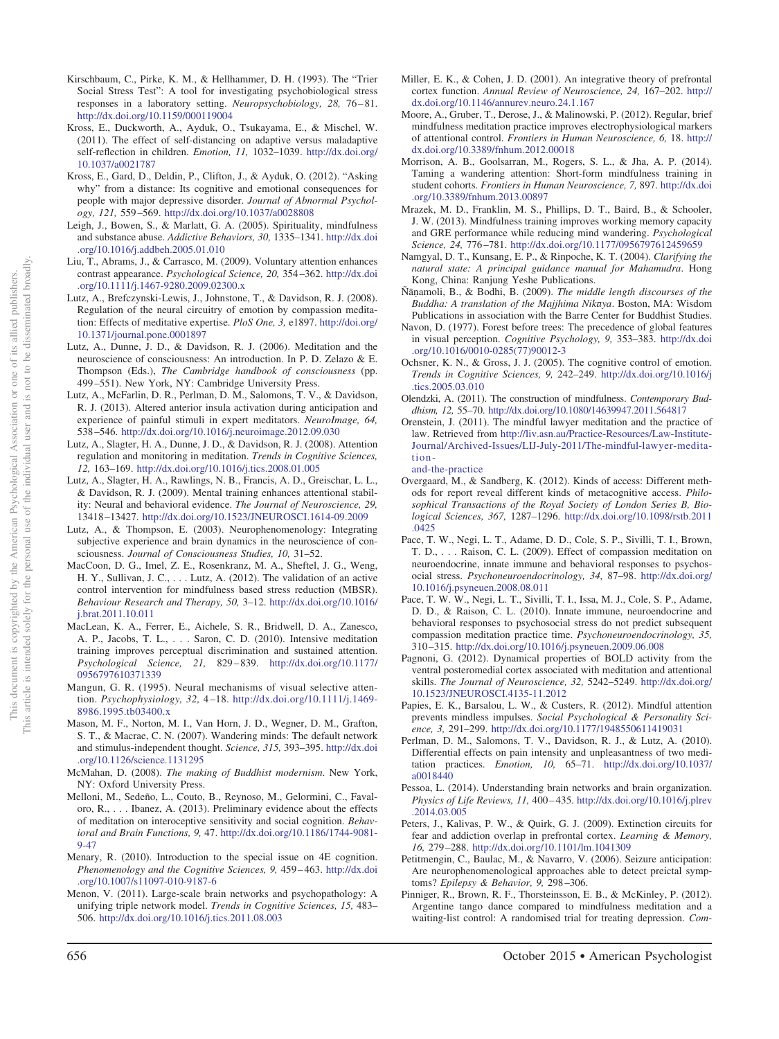Kirschbaum, C., Pirke, K. M., & Hellhammer, D. H. (1993). The "Trier Social Stress Test": A tool for investigating psychobiological stress responses in a laboratory setting. *Neuropsychobiology, 28,* 76–81. http://dx.doi.org/10.1159/000119004

Kross, E., Duckworth, A., Ayduk, O., Tsukayama, E., & Mischel, W. (2011). The effect of self-distancing on adaptive versus maladaptive self-reflection in children. *Emotion, 11,* 1032–1039. http://dx.doi.org/10.1037/a0021787

Kross, E., Gard, D., Deldin, P., Clifton, J., & Ayduk, O. (2012). "Asking why" from a distance: Its cognitive and emotional consequences for people with major depressive disorder. *Journal of Abnormal Psychology, 121,* 559–569. http://dx.doi.org/10.1037/a0028808

Leigh, J., Bowen, S., & Marlatt, G. A. (2005). Spirituality, mindfulness and substance abuse. *Addictive Behaviors, 30,* 1335–1341. http://dx.doi.org/10.1016/j.addbeh.2005.01.010

Liu, T., Abrams, J., & Carrasco, M. (2009). Voluntary attention enhances contrast appearance. *Psychological Science, 20,* 354–362. http://dx.doi.org/10.1111/j.1467-9280.2009.02300.x

Lutz, A., Brefczynski-Lewis, J., Johnstone, T., & Davidson, R. J. (2008). Regulation of the neural circuitry of emotion by compassion meditation: Effects of meditative expertise. *PloS One, 3,* e1897. http://doi.org/10.1371/journal.pone.0001897

Lutz, A., Dunne, J. D., & Davidson, R. J. (2006). Meditation and the neuroscience of consciousness: An introduction. In P. D. Zelazo & E. Thompson (Eds.), *The Cambridge handbook of consciousness* (pp. 499–551). New York, NY: Cambridge University Press.

Lutz, A., McFarlin, D. R., Perlman, D. M., Salomons, T. V., & Davidson, R. J. (2013). Altered anterior insula activation during anticipation and experience of painful stimuli in expert meditators. *NeuroImage, 64,* 538–546. http://dx.doi.org/10.1016/j.neuroimage.2012.09.030

Lutz, A., Slagter, H. A., Dunne, J. D., & Davidson, R. J. (2008). Attention regulation and monitoring in meditation. *Trends in Cognitive Sciences, 12,* 163–169. http://dx.doi.org/10.1016/j.tics.2008.01.005

Lutz, A., Slagter, H. A., Rawlings, N. B., Francis, A. D., Greischar, L. L., & Davidson, R. J. (2009). Mental training enhances attentional stability: Neural and behavioral evidence. *The Journal of Neuroscience, 29,* 13418–13427. http://dx.doi.org/10.1523/JNEUROSCI.1614-09.2009

Lutz, A., & Thompson, E. (2003). Neurophenomenology: Integrating subjective experience and brain dynamics in the neuroscience of consciousness. *Journal of Consciousness Studies, 10,* 31–52.

MacCoon, D. G., Imel, Z. E., Rosenkranz, M. A., Sheftel, J. G., Weng, H. Y., Sullivan, J. C., . . . Lutz, A. (2012). The validation of an active control intervention for mindfulness based stress reduction (MBSR). *Behaviour Research and Therapy, 50,* 3–12. http://dx.doi.org/10.1016/j.brat.2011.10.011

MacLean, K. A., Ferrer, E., Aichele, S. R., Bridwell, D. A., Zanesco, A. P., Jacobs, T. L., . . . Saron, C. D. (2010). Intensive meditation training improves perceptual discrimination and sustained attention. *Psychological Science, 21,* 829–839. http://dx.doi.org/10.1177/0956797610371339

Mangun, G. R. (1995). Neural mechanisms of visual selective attention. *Psychophysiology, 32,* 4–18. http://dx.doi.org/10.1111/j.1469-8986.1995.tb03400.x

Mason, M. F., Norton, M. I., Van Horn, J. D., Wegner, D. M., Grafton, S. T., & Macrae, C. N. (2007). Wandering minds: The default network and stimulus-independent thought. *Science, 315,* 393–395. http://dx.doi.org/10.1126/science.1131295

McMahan, D. (2008). *The making of Buddhist modernism.* New York, NY: Oxford University Press.

Melloni, M., Sedeño, L., Couto, B., Reynoso, M., Gelormini, C., Favaloro, R., . . . Ibanez, A. (2013). Preliminary evidence about the effects of meditation on interoceptive sensitivity and social cognition. *Behavioral and Brain Functions, 9,* 47. http://dx.doi.org/10.1186/1744-9081-9-47

Menary, R. (2010). Introduction to the special issue on 4E cognition. *Phenomenology and the Cognitive Sciences, 9,* 459–463. http://dx.doi.org/10.1007/s11097-010-9187-6

Menon, V. (2011). Large-scale brain networks and psychopathology: A unifying triple network model. *Trends in Cognitive Sciences, 15,* 483–506. http://dx.doi.org/10.1016/j.tics.2011.08.003

Miller, E. K., & Cohen, J. D. (2001). An integrative theory of prefrontal cortex function. *Annual Review of Neuroscience, 24,* 167–202. http://dx.doi.org/10.1146/annurev.neuro.24.1.167

Moore, A., Gruber, T., Derose, J., & Malinowski, P. (2012). Regular, brief mindfulness meditation practice improves electrophysiological markers of attentional control. *Frontiers in Human Neuroscience, 6,* 18. http://dx.doi.org/10.3389/fnhum.2012.00018

Morrison, A. B., Goolsarran, M., Rogers, S. L., & Jha, A. P. (2014). Taming a wandering attention: Short-form mindfulness training in student cohorts. *Frontiers in Human Neuroscience, 7,* 897. http://dx.doi.org/10.3389/fnhum.2013.00897

Mrazek, M. D., Franklin, M. S., Phillips, D. T., Baird, B., & Schooler, J. W. (2013). Mindfulness training improves working memory capacity and GRE performance while reducing mind wandering. *Psychological Science, 24,* 776–781. http://dx.doi.org/10.1177/0956797612459659

Namgyal, D. T., Kunsang, E. P., & Rinpoche, K. T. (2004). *Clarifying the natural state: A principal guidance manual for Mahamudra.* Hong Kong, China: Ranjung Yeshe Publications.

Ñāṇamoli, B., & Bodhi, B. (2009). *The middle length discourses of the Buddha: A translation of the Majjhima Nikaya.* Boston, MA: Wisdom Publications in association with the Barre Center for Buddhist Studies.

Navon, D. (1977). Forest before trees: The precedence of global features in visual perception. *Cognitive Psychology, 9,* 353–383. http://dx.doi.org/10.1016/0010-0285(77)90012-3

Ochsner, K. N., & Gross, J. J. (2005). The cognitive control of emotion. *Trends in Cognitive Sciences, 9,* 242–249. http://dx.doi.org/10.1016/j.tics.2005.03.010

Olendzki, A. (2011). The construction of mindfulness. *Contemporary Buddhism, 12,* 55–70. http://dx.doi.org/10.1080/14639947.2011.564817

Orenstein, J. (2011). The mindful lawyer meditation and the practice of law. Retrieved from http://liv.asn.au/Practice-Resources/Law-Institute-Journal/Archived-Issues/LIJ-July-2011/The-mindful-lawyer-meditation-and-the-practice

Overgaard, M., & Sandberg, K. (2012). Kinds of access: Different methods for report reveal different kinds of metacognitive access. *Philosophical Transactions of the Royal Society of London Series B, Biological Sciences, 367,* 1287–1296. http://dx.doi.org/10.1098/rstb.2011.0425

Pace, T. W., Negi, L. T., Adame, D. D., Cole, S. P., Sivilli, T. I., Brown, T. D., . . . Raison, C. L. (2009). Effect of compassion meditation on neuroendocrine, innate immune and behavioral responses to psychosocial stress. *Psychoneuroendocrinology, 34,* 87–98. http://dx.doi.org/10.1016/j.psyneuen.2008.08.011

Pace, T. W. W., Negi, L. T., Sivilli, T. I., Issa, M. J., Cole, S. P., Adame, D. D., & Raison, C. L. (2010). Innate immune, neuroendocrine and behavioral responses to psychosocial stress do not predict subsequent compassion meditation practice time. *Psychoneuroendocrinology, 35,* 310–315. http://dx.doi.org/10.1016/j.psyneuen.2009.06.008

Pagnoni, G. (2012). Dynamical properties of BOLD activity from the ventral posteromedial cortex associated with meditation and attentional skills. *The Journal of Neuroscience, 32,* 5242–5249. http://dx.doi.org/10.1523/JNEUROSCI.4135-11.2012

Papies, E. K., Barsalou, L. W., & Custers, R. (2012). Mindful attention prevents mindless impulses. *Social Psychological & Personality Science, 3,* 291–299. http://dx.doi.org/10.1177/1948550611419031

Perlman, D. M., Salomons, T. V., Davidson, R. J., & Lutz, A. (2010). Differential effects on pain intensity and unpleasantness of two meditation practices. *Emotion, 10,* 65–71. http://dx.doi.org/10.1037/a0018440

Pessoa, L. (2014). Understanding brain networks and brain organization. *Physics of Life Reviews, 11,* 400–435. http://dx.doi.org/10.1016/j.plrev.2014.03.005

Peters, J., Kalivas, P. W., & Quirk, G. J. (2009). Extinction circuits for fear and addiction overlap in prefrontal cortex. *Learning & Memory, 16,* 279–288. http://dx.doi.org/10.1101/lm.1041309

Petitmengin, C., Baulac, M., & Navarro, V. (2006). Seizure anticipation: Are neurophenomenological approaches able to detect preictal symptoms? *Epilepsy & Behavior, 9,* 298–306.

Pinniger, R., Brown, R. F., Thorsteinsson, E. B., & McKinley, P. (2012). Argentine tango dance compared to mindfulness meditation and a waiting-list control: A randomised trial for treating depression. *Com-*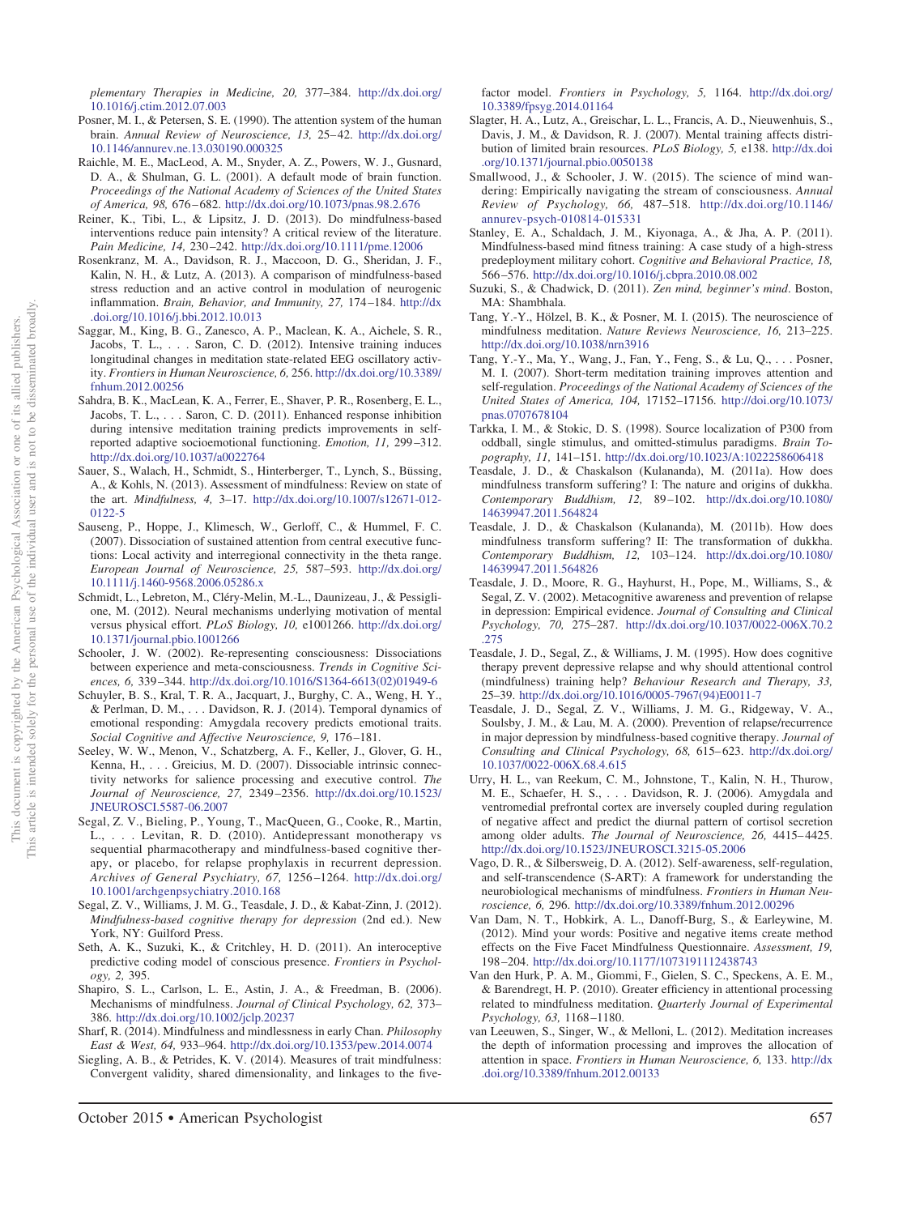*plementary Therapies in Medicine, 20,* 377–384. http://dx.doi.org/10.1016/j.ctim.2012.07.003

Posner, M. I., & Petersen, S. E. (1990). The attention system of the human brain. *Annual Review of Neuroscience, 13,* 25–42. http://dx.doi.org/10.1146/annurev.ne.13.030190.000325

Raichle, M. E., MacLeod, A. M., Snyder, A. Z., Powers, W. J., Gusnard, D. A., & Shulman, G. L. (2001). A default mode of brain function. *Proceedings of the National Academy of Sciences of the United States of America, 98,* 676–682. http://dx.doi.org/10.1073/pnas.98.2.676

Reiner, K., Tibi, L., & Lipsitz, J. D. (2013). Do mindfulness-based interventions reduce pain intensity? A critical review of the literature. *Pain Medicine, 14,* 230–242. http://dx.doi.org/10.1111/pme.12006

Rosenkranz, M. A., Davidson, R. J., Maccoon, D. G., Sheridan, J. F., Kalin, N. H., & Lutz, A. (2013). A comparison of mindfulness-based stress reduction and an active control in modulation of neurogenic inflammation. *Brain, Behavior, and Immunity, 27,* 174–184. http://dx.doi.org/10.1016/j.bbi.2012.10.013

Saggar, M., King, B. G., Zanesco, A. P., Maclean, K. A., Aichele, S. R., Jacobs, T. L., . . . Saron, C. D. (2012). Intensive training induces longitudinal changes in meditation state-related EEG oscillatory activity. *Frontiers in Human Neuroscience, 6,* 256. http://dx.doi.org/10.3389/fnhum.2012.00256

Sahdra, B. K., MacLean, K. A., Ferrer, E., Shaver, P. R., Rosenberg, E. L., Jacobs, T. L., . . . Saron, C. D. (2011). Enhanced response inhibition during intensive meditation training predicts improvements in self-reported adaptive socioemotional functioning. *Emotion, 11,* 299–312. http://dx.doi.org/10.1037/a0022764

Sauer, S., Walach, H., Schmidt, S., Hinterberger, T., Lynch, S., Büssing, A., & Kohls, N. (2013). Assessment of mindfulness: Review on state of the art. *Mindfulness, 4,* 3–17. http://dx.doi.org/10.1007/s12671-012-0122-5

Sauseng, P., Hoppe, J., Klimesch, W., Gerloff, C., & Hummel, F. C. (2007). Dissociation of sustained attention from central executive functions: Local activity and interregional connectivity in the theta range. *European Journal of Neuroscience, 25,* 587–593. http://dx.doi.org/10.1111/j.1460-9568.2006.05286.x

Schmidt, L., Lebreton, M., Cléry-Melin, M.-L., Daunizeau, J., & Pessiglione, M. (2012). Neural mechanisms underlying motivation of mental versus physical effort. *PLoS Biology, 10,* e1001266. http://dx.doi.org/10.1371/journal.pbio.1001266

Schooler, J. W. (2002). Re-representing consciousness: Dissociations between experience and meta-consciousness. *Trends in Cognitive Sciences, 6,* 339–344. http://dx.doi.org/10.1016/S1364-6613(02)01949-6

Schuyler, B. S., Kral, T. R. A., Jacquart, J., Burghy, C. A., Weng, H. Y., & Perlman, D. M., . . . Davidson, R. J. (2014). Temporal dynamics of emotional responding: Amygdala recovery predicts emotional traits. *Social Cognitive and Affective Neuroscience, 9,* 176–181.

Seeley, W. W., Menon, V., Schatzberg, A. F., Keller, J., Glover, G. H., Kenna, H., . . . Greicius, M. D. (2007). Dissociable intrinsic connectivity networks for salience processing and executive control. *The Journal of Neuroscience, 27,* 2349–2356. http://dx.doi.org/10.1523/JNEUROSCI.5587-06.2007

Segal, Z. V., Bieling, P., Young, T., MacQueen, G., Cooke, R., Martin, L., . . . Levitan, R. D. (2010). Antidepressant monotherapy vs sequential pharmacotherapy and mindfulness-based cognitive therapy, or placebo, for relapse prophylaxis in recurrent depression. *Archives of General Psychiatry, 67,* 1256–1264. http://dx.doi.org/10.1001/archgenpsychiatry.2010.168

Segal, Z. V., Williams, J. M. G., Teasdale, J. D., & Kabat-Zinn, J. (2012). *Mindfulness-based cognitive therapy for depression* (2nd ed.). New York, NY: Guilford Press.

Seth, A. K., Suzuki, K., & Critchley, H. D. (2011). An interoceptive predictive coding model of conscious presence. *Frontiers in Psychology, 2,* 395.

Shapiro, S. L., Carlson, L. E., Astin, J. A., & Freedman, B. (2006). Mechanisms of mindfulness. *Journal of Clinical Psychology, 62,* 373–386. http://dx.doi.org/10.1002/jclp.20237

Sharf, R. (2014). Mindfulness and mindlessness in early Chan. *Philosophy East & West, 64,* 933–964. http://dx.doi.org/10.1353/pew.2014.0074

Siegling, A. B., & Petrides, K. V. (2014). Measures of trait mindfulness: Convergent validity, shared dimensionality, and linkages to the five-factor model. *Frontiers in Psychology, 5,* 1164. http://dx.doi.org/10.3389/fpsyg.2014.01164

Slagter, H. A., Lutz, A., Greischar, L. L., Francis, A. D., Nieuwenhuis, S., Davis, J. M., & Davidson, R. J. (2007). Mental training affects distribution of limited brain resources. *PLoS Biology, 5,* e138. http://dx.doi.org/10.1371/journal.pbio.0050138

Smallwood, J., & Schooler, J. W. (2015). The science of mind wandering: Empirically navigating the stream of consciousness. *Annual Review of Psychology, 66,* 487–518. http://dx.doi.org/10.1146/annurev-psych-010814-015331

Stanley, E. A., Schaldach, J. M., Kiyonaga, A., & Jha, A. P. (2011). Mindfulness-based mind fitness training: A case study of a high-stress predeployment military cohort. *Cognitive and Behavioral Practice, 18,* 566–576. http://dx.doi.org/10.1016/j.cbpra.2010.08.002

Suzuki, S., & Chadwick, D. (2011). *Zen mind, beginner's mind*. Boston, MA: Shambhala.

Tang, Y.-Y., Hölzel, B. K., & Posner, M. I. (2015). The neuroscience of mindfulness meditation. *Nature Reviews Neuroscience, 16,* 213–225. http://dx.doi.org/10.1038/nrn3916

Tang, Y.-Y., Ma, Y., Wang, J., Fan, Y., Feng, S., & Lu, Q., . . . Posner, M. I. (2007). Short-term meditation training improves attention and self-regulation. *Proceedings of the National Academy of Sciences of the United States of America, 104,* 17152–17156. http://doi.org/10.1073/pnas.0707678104

Tarkka, I. M., & Stokic, D. S. (1998). Source localization of P300 from oddball, single stimulus, and omitted-stimulus paradigms. *Brain Topography, 11,* 141–151. http://dx.doi.org/10.1023/A:1022258606418

Teasdale, J. D., & Chaskalson (Kulananda), M. (2011a). How does mindfulness transform suffering? I: The nature and origins of dukkha. *Contemporary Buddhism, 12,* 89–102. http://dx.doi.org/10.1080/14639947.2011.564824

Teasdale, J. D., & Chaskalson (Kulananda), M. (2011b). How does mindfulness transform suffering? II: The transformation of dukkha. *Contemporary Buddhism, 12,* 103–124. http://dx.doi.org/10.1080/14639947.2011.564826

Teasdale, J. D., Moore, R. G., Hayhurst, H., Pope, M., Williams, S., & Segal, Z. V. (2002). Metacognitive awareness and prevention of relapse in depression: Empirical evidence. *Journal of Consulting and Clinical Psychology, 70,* 275–287. http://dx.doi.org/10.1037/0022-006X.70.2.275

Teasdale, J. D., Segal, Z., & Williams, J. M. (1995). How does cognitive therapy prevent depressive relapse and why should attentional control (mindfulness) training help? *Behaviour Research and Therapy, 33,* 25–39. http://dx.doi.org/10.1016/0005-7967(94)E0011-7

Teasdale, J. D., Segal, Z. V., Williams, J. M. G., Ridgeway, V. A., Soulsby, J. M., & Lau, M. A. (2000). Prevention of relapse/recurrence in major depression by mindfulness-based cognitive therapy. *Journal of Consulting and Clinical Psychology, 68,* 615–623. http://dx.doi.org/10.1037/0022-006X.68.4.615

Urry, H. L., van Reekum, C. M., Johnstone, T., Kalin, N. H., Thurow, M. E., Schaefer, H. S., . . . Davidson, R. J. (2006). Amygdala and ventromedial prefrontal cortex are inversely coupled during regulation of negative affect and predict the diurnal pattern of cortisol secretion among older adults. *The Journal of Neuroscience, 26,* 4415–4425. http://dx.doi.org/10.1523/JNEUROSCI.3215-05.2006

Vago, D. R., & Silbersweig, D. A. (2012). Self-awareness, self-regulation, and self-transcendence (S-ART): A framework for understanding the neurobiological mechanisms of mindfulness. *Frontiers in Human Neuroscience, 6,* 296. http://dx.doi.org/10.3389/fnhum.2012.00296

Van Dam, N. T., Hobkirk, A. L., Danoff-Burg, S., & Earleywine, M. (2012). Mind your words: Positive and negative items create method effects on the Five Facet Mindfulness Questionnaire. *Assessment, 19,* 198–204. http://dx.doi.org/10.1177/1073191112438743

Van den Hurk, P. A. M., Giommi, F., Gielen, S. C., Speckens, A. E. M., & Barendregt, H. P. (2010). Greater efficiency in attentional processing related to mindfulness meditation. *Quarterly Journal of Experimental Psychology, 63,* 1168–1180.

van Leeuwen, S., Singer, W., & Melloni, L. (2012). Meditation increases the depth of information processing and improves the allocation of attention in space. *Frontiers in Human Neuroscience, 6,* 133. http://dx.doi.org/10.3389/fnhum.2012.00133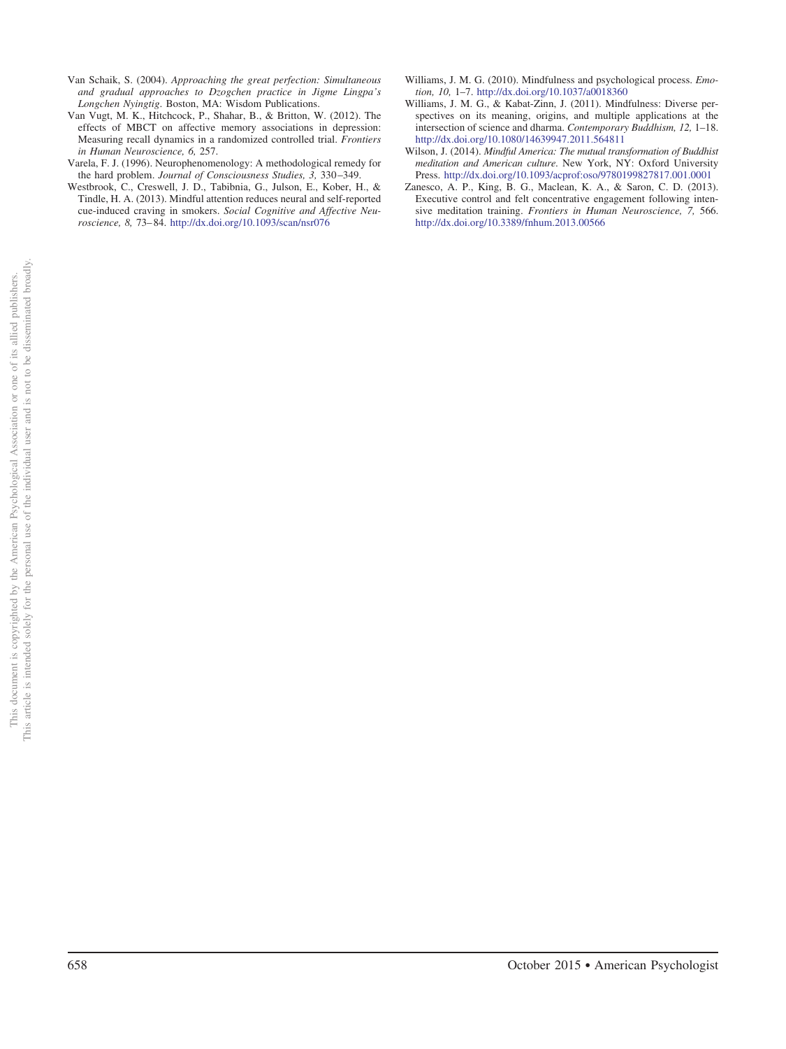Van Schaik, S. (2004). *Approaching the great perfection: Simultaneous and gradual approaches to Dzogchen practice in Jigme Lingpa's Longchen Nyingtig*. Boston, MA: Wisdom Publications.

Van Vugt, M. K., Hitchcock, P., Shahar, B., & Britton, W. (2012). The effects of MBCT on affective memory associations in depression: Measuring recall dynamics in a randomized controlled trial. *Frontiers in Human Neuroscience, 6,* 257.

Varela, F. J. (1996). Neurophenomenology: A methodological remedy for the hard problem. *Journal of Consciousness Studies, 3,* 330–349.

Westbrook, C., Creswell, J. D., Tabibnia, G., Julson, E., Kober, H., & Tindle, H. A. (2013). Mindful attention reduces neural and self-reported cue-induced craving in smokers. *Social Cognitive and Affective Neuroscience, 8,* 73–84. http://dx.doi.org/10.1093/scan/nsr076

Williams, J. M. G. (2010). Mindfulness and psychological process. *Emotion, 10,* 1–7. http://dx.doi.org/10.1037/a0018360

Williams, J. M. G., & Kabat-Zinn, J. (2011). Mindfulness: Diverse perspectives on its meaning, origins, and multiple applications at the intersection of science and dharma. *Contemporary Buddhism, 12,* 1–18. http://dx.doi.org/10.1080/14639947.2011.564811

Wilson, J. (2014). *Mindful America: The mutual transformation of Buddhist meditation and American culture*. New York, NY: Oxford University Press. http://dx.doi.org/10.1093/acprof:oso/9780199827817.001.0001

Zanesco, A. P., King, B. G., Maclean, K. A., & Saron, C. D. (2013). Executive control and felt concentrative engagement following intensive meditation training. *Frontiers in Human Neuroscience, 7,* 566. http://dx.doi.org/10.3389/fnhum.2013.00566